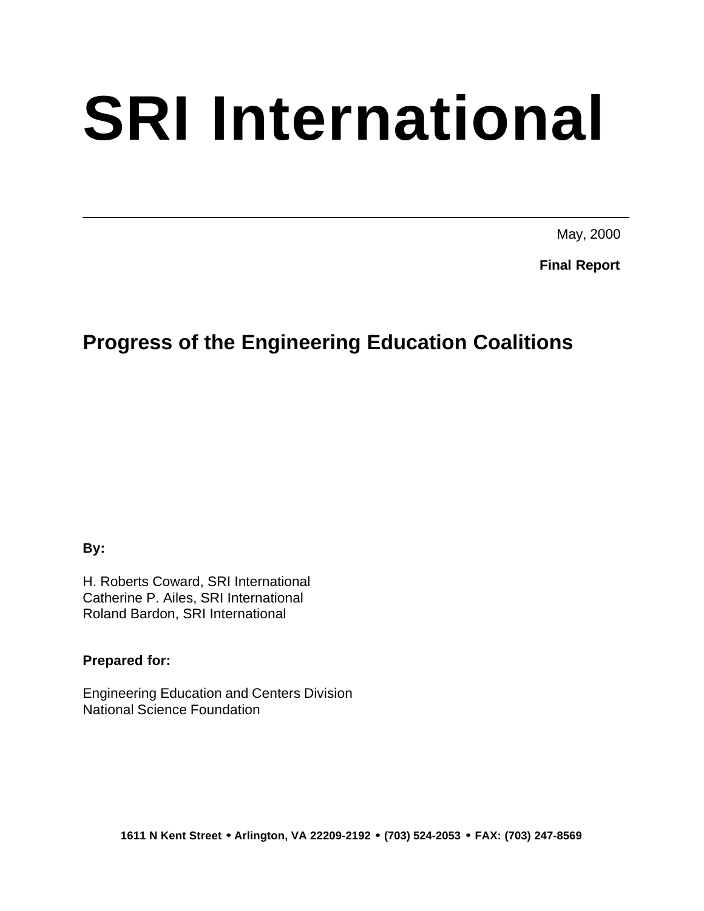# SRI International

May, 2000

**Final Report**

## Progress of the Engineering Education Coalitions

**By:**

H. Roberts Coward, SRI International
Catherine P. Ailes, SRI International
Roland Bardon, SRI International

**Prepared for:**

Engineering Education and Centers Division
National Science Foundation

**1611 N Kent Street • Arlington, VA 22209-2192 • (703) 524-2053 • FAX: (703) 247-8569**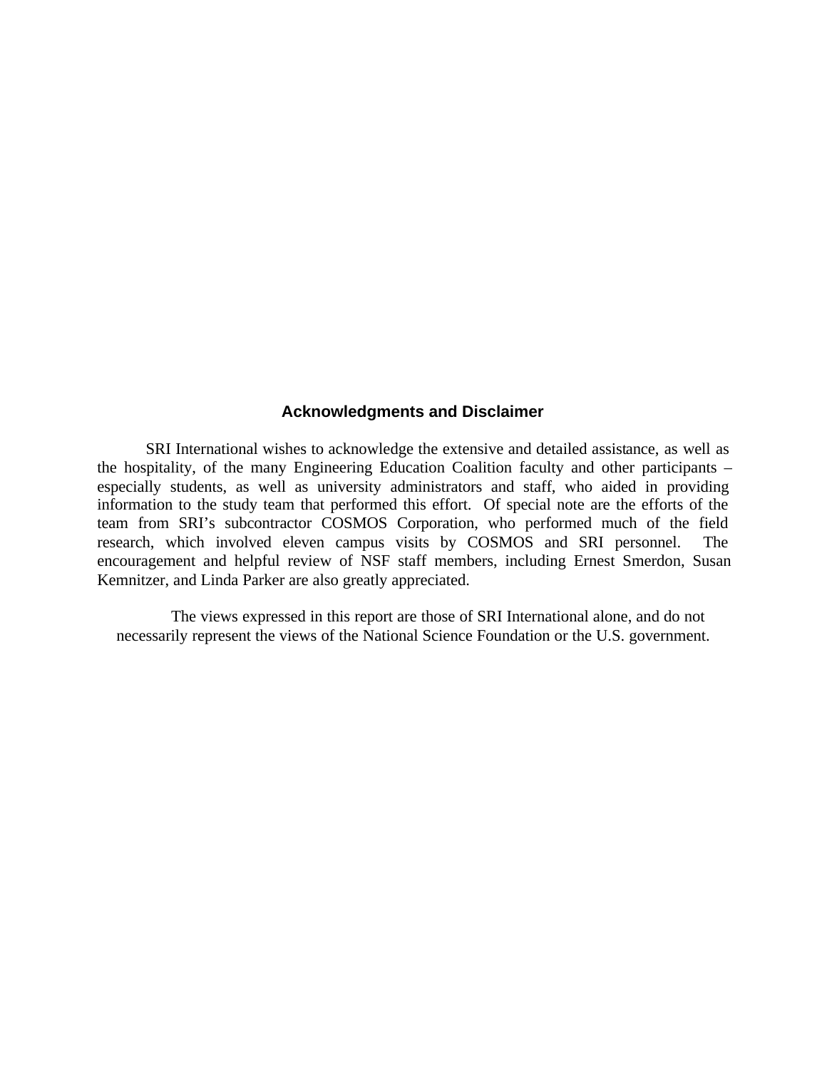## Acknowledgments and Disclaimer

SRI International wishes to acknowledge the extensive and detailed assistance, as well as the hospitality, of the many Engineering Education Coalition faculty and other participants – especially students, as well as university administrators and staff, who aided in providing information to the study team that performed this effort. Of special note are the efforts of the team from SRI's subcontractor COSMOS Corporation, who performed much of the field research, which involved eleven campus visits by COSMOS and SRI personnel. The encouragement and helpful review of NSF staff members, including Ernest Smerdon, Susan Kemnitzer, and Linda Parker are also greatly appreciated.

The views expressed in this report are those of SRI International alone, and do not necessarily represent the views of the National Science Foundation or the U.S. government.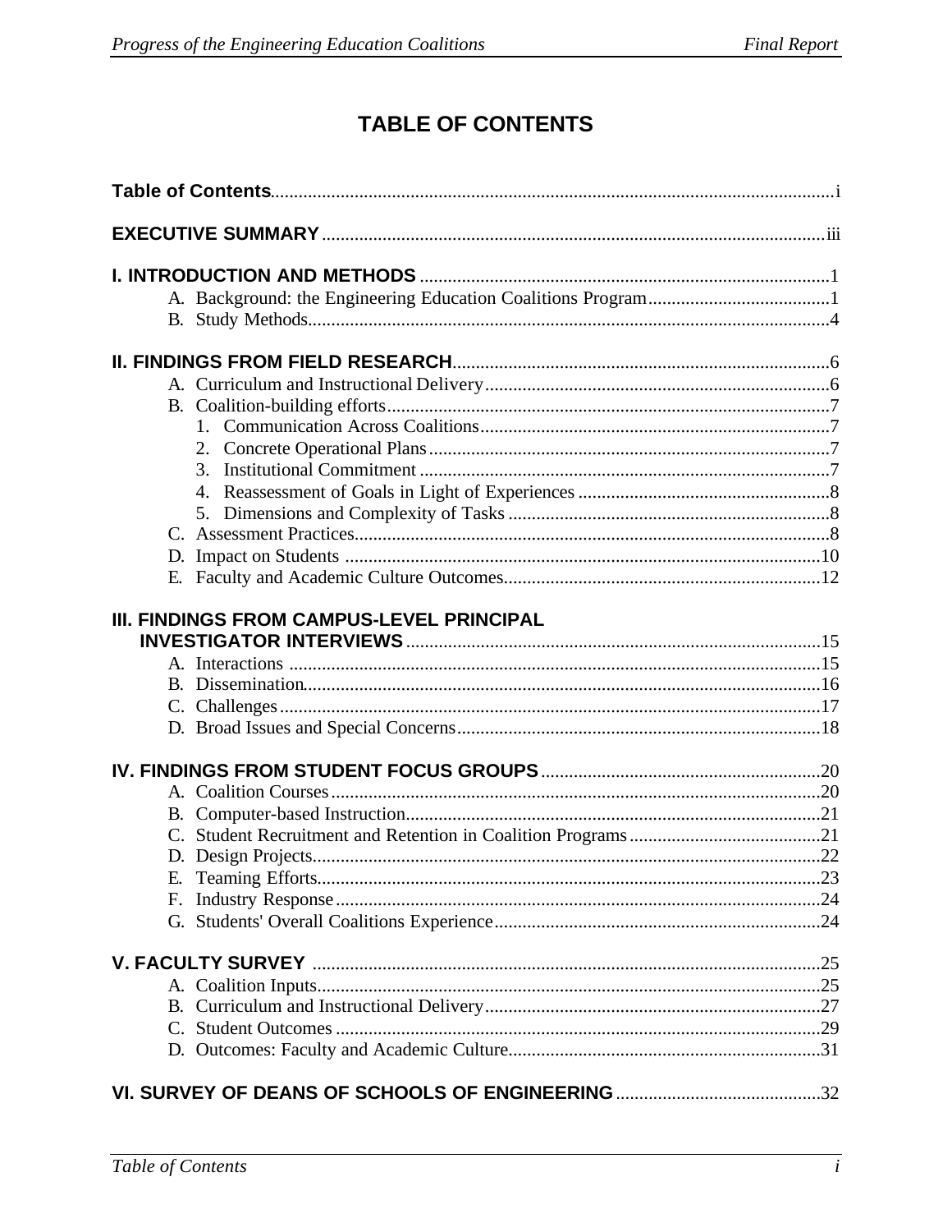# TABLE OF CONTENTS

**Table of Contents** .......... i

**EXECUTIVE SUMMARY** .......... iii

**I. INTRODUCTION AND METHODS** .......... 1

- A. Background: the Engineering Education Coalitions Program .......... 1
- B. Study Methods .......... 4

**II. FINDINGS FROM FIELD RESEARCH** .......... 6

- A. Curriculum and Instructional Delivery .......... 6
- B. Coalition-building efforts .......... 7
  1. Communication Across Coalitions .......... 7
  2. Concrete Operational Plans .......... 7
  3. Institutional Commitment .......... 7
  4. Reassessment of Goals in Light of Experiences .......... 8
  5. Dimensions and Complexity of Tasks .......... 8
- C. Assessment Practices .......... 8
- D. Impact on Students .......... 10
- E. Faculty and Academic Culture Outcomes .......... 12

**III. FINDINGS FROM CAMPUS-LEVEL PRINCIPAL INVESTIGATOR INTERVIEWS** .......... 15

- A. Interactions .......... 15
- B. Dissemination .......... 16
- C. Challenges .......... 17
- D. Broad Issues and Special Concerns .......... 18

**IV. FINDINGS FROM STUDENT FOCUS GROUPS** .......... 20

- A. Coalition Courses .......... 20
- B. Computer-based Instruction .......... 21
- C. Student Recruitment and Retention in Coalition Programs .......... 21
- D. Design Projects .......... 22
- E. Teaming Efforts .......... 23
- F. Industry Response .......... 24
- G. Students' Overall Coalitions Experience .......... 24

**V. FACULTY SURVEY** .......... 25

- A. Coalition Inputs .......... 25
- B. Curriculum and Instructional Delivery .......... 27
- C. Student Outcomes .......... 29
- D. Outcomes: Faculty and Academic Culture .......... 31

**VI. SURVEY OF DEANS OF SCHOOLS OF ENGINEERING** .......... 32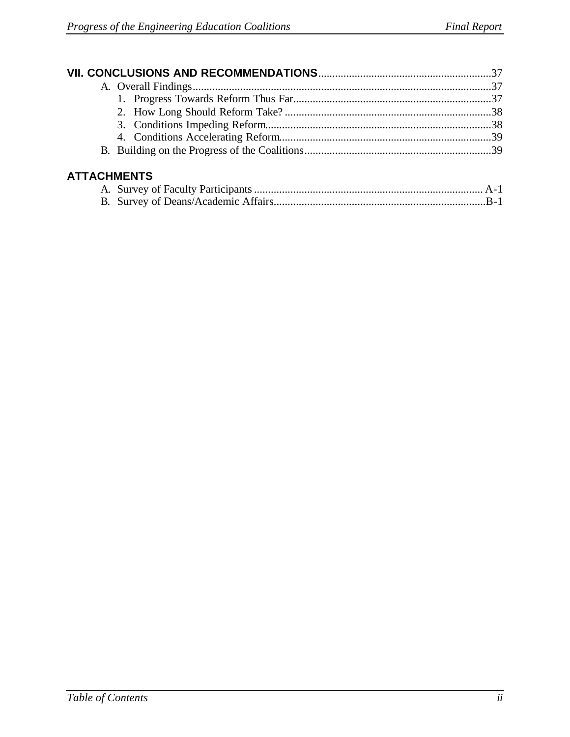**VII. CONCLUSIONS AND RECOMMENDATIONS**..............................................................37

- A. Overall Findings...........................................................................................................37
  - 1. Progress Towards Reform Thus Far........................................................................37
  - 2. How Long Should Reform Take? ...........................................................................38
  - 3. Conditions Impeding Reform.................................................................................38
  - 4. Conditions Accelerating Reform.............................................................................39
- B. Building on the Progress of the Coalitions...................................................................39

**ATTACHMENTS**

- A. Survey of Faculty Participants .................................................................................. A-1
- B. Survey of Deans/Academic Affairs............................................................................B-1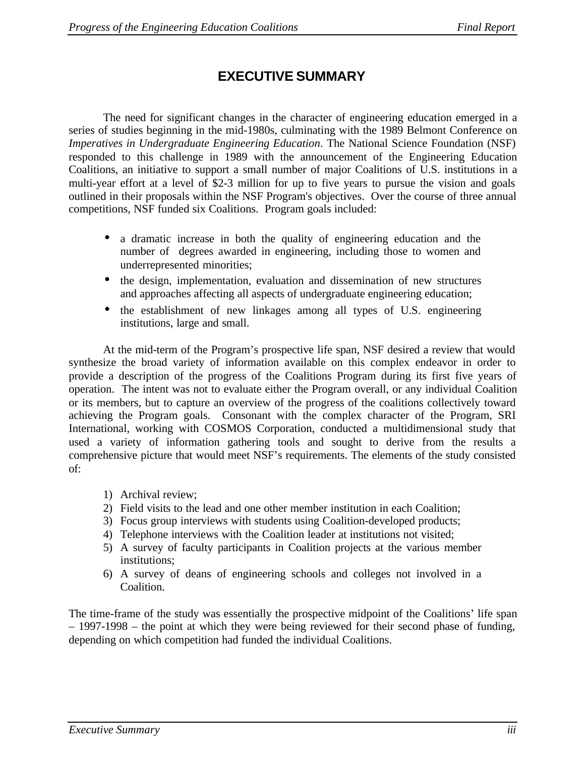# EXECUTIVE SUMMARY

The need for significant changes in the character of engineering education emerged in a series of studies beginning in the mid-1980s, culminating with the 1989 Belmont Conference on *Imperatives in Undergraduate Engineering Education*. The National Science Foundation (NSF) responded to this challenge in 1989 with the announcement of the Engineering Education Coalitions, an initiative to support a small number of major Coalitions of U.S. institutions in a multi-year effort at a level of $2-3 million for up to five years to pursue the vision and goals outlined in their proposals within the NSF Program's objectives. Over the course of three annual competitions, NSF funded six Coalitions. Program goals included:

- a dramatic increase in both the quality of engineering education and the number of degrees awarded in engineering, including those to women and underrepresented minorities;
- the design, implementation, evaluation and dissemination of new structures and approaches affecting all aspects of undergraduate engineering education;
- the establishment of new linkages among all types of U.S. engineering institutions, large and small.

At the mid-term of the Program's prospective life span, NSF desired a review that would synthesize the broad variety of information available on this complex endeavor in order to provide a description of the progress of the Coalitions Program during its first five years of operation. The intent was not to evaluate either the Program overall, or any individual Coalition or its members, but to capture an overview of the progress of the coalitions collectively toward achieving the Program goals. Consonant with the complex character of the Program, SRI International, working with COSMOS Corporation, conducted a multidimensional study that used a variety of information gathering tools and sought to derive from the results a comprehensive picture that would meet NSF's requirements. The elements of the study consisted of:

1) Archival review;
2) Field visits to the lead and one other member institution in each Coalition;
3) Focus group interviews with students using Coalition-developed products;
4) Telephone interviews with the Coalition leader at institutions not visited;
5) A survey of faculty participants in Coalition projects at the various member institutions;
6) A survey of deans of engineering schools and colleges not involved in a Coalition.

The time-frame of the study was essentially the prospective midpoint of the Coalitions' life span – 1997-1998 – the point at which they were being reviewed for their second phase of funding, depending on which competition had funded the individual Coalitions.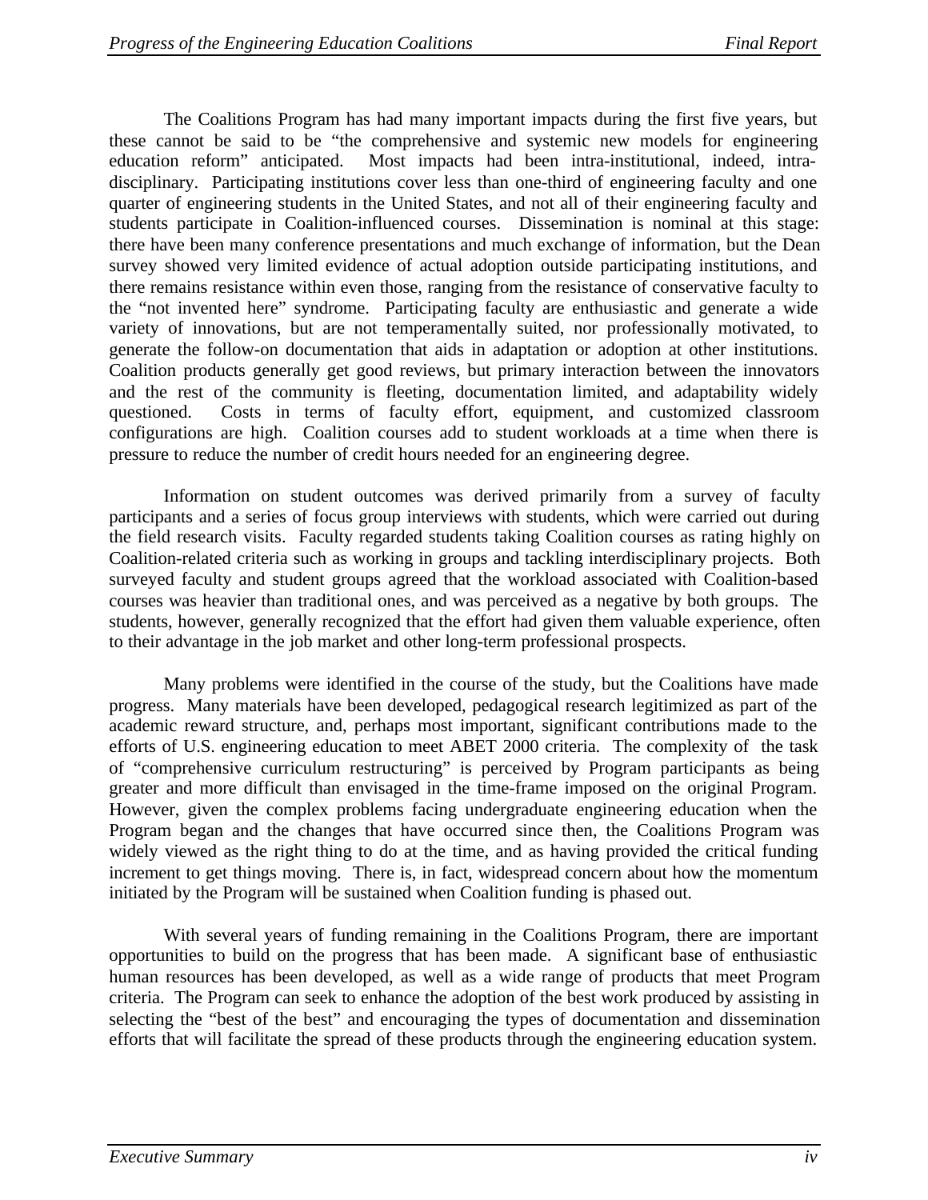The Coalitions Program has had many important impacts during the first five years, but these cannot be said to be "the comprehensive and systemic new models for engineering education reform" anticipated. Most impacts had been intra-institutional, indeed, intra-disciplinary. Participating institutions cover less than one-third of engineering faculty and one quarter of engineering students in the United States, and not all of their engineering faculty and students participate in Coalition-influenced courses. Dissemination is nominal at this stage: there have been many conference presentations and much exchange of information, but the Dean survey showed very limited evidence of actual adoption outside participating institutions, and there remains resistance within even those, ranging from the resistance of conservative faculty to the "not invented here" syndrome. Participating faculty are enthusiastic and generate a wide variety of innovations, but are not temperamentally suited, nor professionally motivated, to generate the follow-on documentation that aids in adaptation or adoption at other institutions. Coalition products generally get good reviews, but primary interaction between the innovators and the rest of the community is fleeting, documentation limited, and adaptability widely questioned. Costs in terms of faculty effort, equipment, and customized classroom configurations are high. Coalition courses add to student workloads at a time when there is pressure to reduce the number of credit hours needed for an engineering degree.

Information on student outcomes was derived primarily from a survey of faculty participants and a series of focus group interviews with students, which were carried out during the field research visits. Faculty regarded students taking Coalition courses as rating highly on Coalition-related criteria such as working in groups and tackling interdisciplinary projects. Both surveyed faculty and student groups agreed that the workload associated with Coalition-based courses was heavier than traditional ones, and was perceived as a negative by both groups. The students, however, generally recognized that the effort had given them valuable experience, often to their advantage in the job market and other long-term professional prospects.

Many problems were identified in the course of the study, but the Coalitions have made progress. Many materials have been developed, pedagogical research legitimized as part of the academic reward structure, and, perhaps most important, significant contributions made to the efforts of U.S. engineering education to meet ABET 2000 criteria. The complexity of the task of "comprehensive curriculum restructuring" is perceived by Program participants as being greater and more difficult than envisaged in the time-frame imposed on the original Program. However, given the complex problems facing undergraduate engineering education when the Program began and the changes that have occurred since then, the Coalitions Program was widely viewed as the right thing to do at the time, and as having provided the critical funding increment to get things moving. There is, in fact, widespread concern about how the momentum initiated by the Program will be sustained when Coalition funding is phased out.

With several years of funding remaining in the Coalitions Program, there are important opportunities to build on the progress that has been made. A significant base of enthusiastic human resources has been developed, as well as a wide range of products that meet Program criteria. The Program can seek to enhance the adoption of the best work produced by assisting in selecting the "best of the best" and encouraging the types of documentation and dissemination efforts that will facilitate the spread of these products through the engineering education system.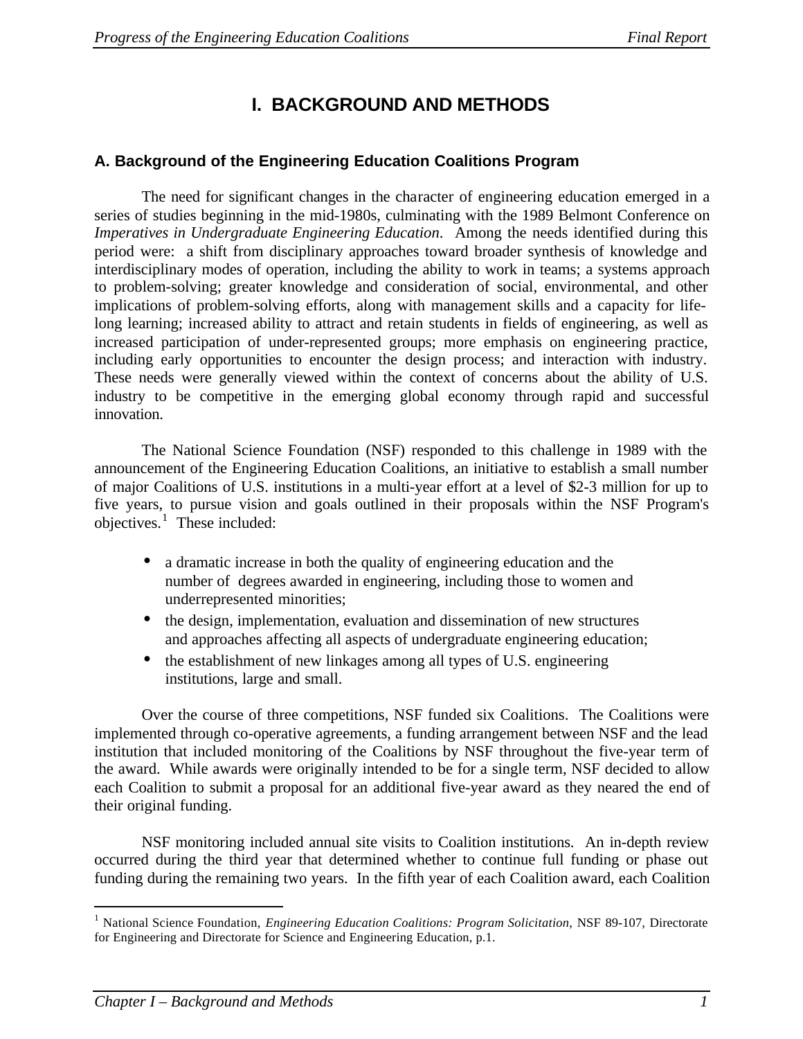# I. BACKGROUND AND METHODS

## A. Background of the Engineering Education Coalitions Program

The need for significant changes in the character of engineering education emerged in a series of studies beginning in the mid-1980s, culminating with the 1989 Belmont Conference on *Imperatives in Undergraduate Engineering Education*. Among the needs identified during this period were: a shift from disciplinary approaches toward broader synthesis of knowledge and interdisciplinary modes of operation, including the ability to work in teams; a systems approach to problem-solving; greater knowledge and consideration of social, environmental, and other implications of problem-solving efforts, along with management skills and a capacity for life-long learning; increased ability to attract and retain students in fields of engineering, as well as increased participation of under-represented groups; more emphasis on engineering practice, including early opportunities to encounter the design process; and interaction with industry. These needs were generally viewed within the context of concerns about the ability of U.S. industry to be competitive in the emerging global economy through rapid and successful innovation.

The National Science Foundation (NSF) responded to this challenge in 1989 with the announcement of the Engineering Education Coalitions, an initiative to establish a small number of major Coalitions of U.S. institutions in a multi-year effort at a level of $2-3 million for up to five years, to pursue vision and goals outlined in their proposals within the NSF Program's objectives.[1] These included:

- a dramatic increase in both the quality of engineering education and the number of degrees awarded in engineering, including those to women and underrepresented minorities;
- the design, implementation, evaluation and dissemination of new structures and approaches affecting all aspects of undergraduate engineering education;
- the establishment of new linkages among all types of U.S. engineering institutions, large and small.

Over the course of three competitions, NSF funded six Coalitions. The Coalitions were implemented through co-operative agreements, a funding arrangement between NSF and the lead institution that included monitoring of the Coalitions by NSF throughout the five-year term of the award. While awards were originally intended to be for a single term, NSF decided to allow each Coalition to submit a proposal for an additional five-year award as they neared the end of their original funding.

NSF monitoring included annual site visits to Coalition institutions. An in-depth review occurred during the third year that determined whether to continue full funding or phase out funding during the remaining two years. In the fifth year of each Coalition award, each Coalition

---

[1] National Science Foundation, *Engineering Education Coalitions: Program Solicitation*, NSF 89-107, Directorate for Engineering and Directorate for Science and Engineering Education, p.1.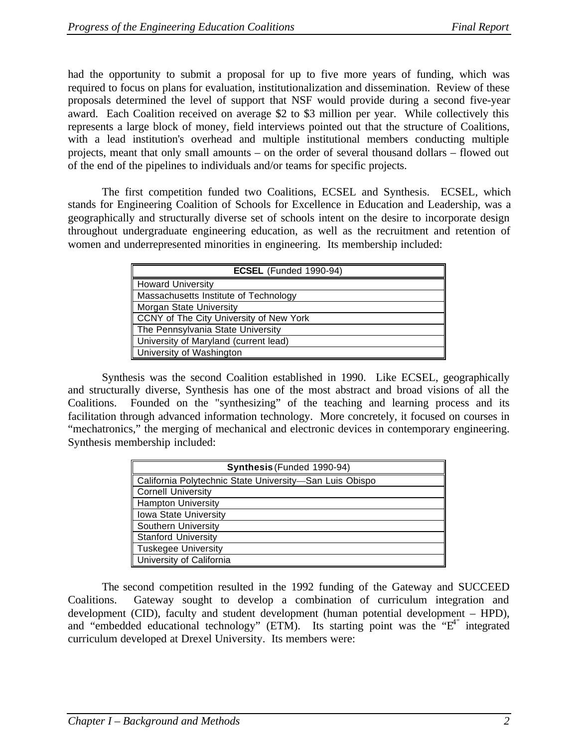had the opportunity to submit a proposal for up to five more years of funding, which was required to focus on plans for evaluation, institutionalization and dissemination. Review of these proposals determined the level of support that NSF would provide during a second five-year award. Each Coalition received on average $2 to $3 million per year. While collectively this represents a large block of money, field interviews pointed out that the structure of Coalitions, with a lead institution's overhead and multiple institutional members conducting multiple projects, meant that only small amounts – on the order of several thousand dollars – flowed out of the end of the pipelines to individuals and/or teams for specific projects.

The first competition funded two Coalitions, ECSEL and Synthesis. ECSEL, which stands for Engineering Coalition of Schools for Excellence in Education and Leadership, was a geographically and structurally diverse set of schools intent on the desire to incorporate design throughout undergraduate engineering education, as well as the recruitment and retention of women and underrepresented minorities in engineering. Its membership included:

| **ECSEL** (Funded 1990-94) |
|---|
| Howard University |
| Massachusetts Institute of Technology |
| Morgan State University |
| CCNY of The City University of New York |
| The Pennsylvania State University |
| University of Maryland (current lead) |
| University of Washington |

Synthesis was the second Coalition established in 1990. Like ECSEL, geographically and structurally diverse, Synthesis has one of the most abstract and broad visions of all the Coalitions. Founded on the "synthesizing" of the teaching and learning process and its facilitation through advanced information technology. More concretely, it focused on courses in "mechatronics," the merging of mechanical and electronic devices in contemporary engineering. Synthesis membership included:

| **Synthesis** (Funded 1990-94) |
|---|
| California Polytechnic State University—San Luis Obispo |
| Cornell University |
| Hampton University |
| Iowa State University |
| Southern University |
| Stanford University |
| Tuskegee University |
| University of California |

The second competition resulted in the 1992 funding of the Gateway and SUCCEED Coalitions. Gateway sought to develop a combination of curriculum integration and development (CID), faculty and student development (human potential development – HPD), and "embedded educational technology" (ETM). Its starting point was the "$E^4$" integrated curriculum developed at Drexel University. Its members were: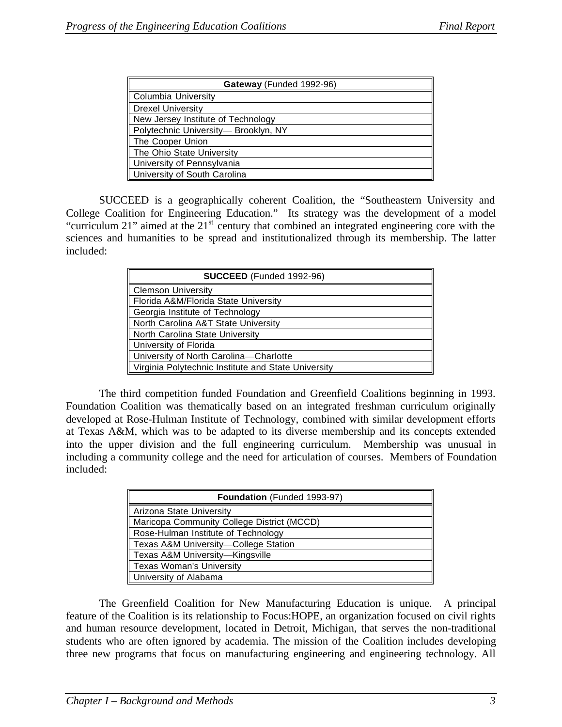| **Gateway** (Funded 1992-96) |
|---|
| Columbia University |
| Drexel University |
| New Jersey Institute of Technology |
| Polytechnic University— Brooklyn, NY |
| The Cooper Union |
| The Ohio State University |
| University of Pennsylvania |
| University of South Carolina |

SUCCEED is a geographically coherent Coalition, the "Southeastern University and College Coalition for Engineering Education." Its strategy was the development of a model "curriculum 21" aimed at the 21st century that combined an integrated engineering core with the sciences and humanities to be spread and institutionalized through its membership. The latter included:

| **SUCCEED** (Funded 1992-96) |
|---|
| Clemson University |
| Florida A&M/Florida State University |
| Georgia Institute of Technology |
| North Carolina A&T State University |
| North Carolina State University |
| University of Florida |
| University of North Carolina—Charlotte |
| Virginia Polytechnic Institute and State University |

The third competition funded Foundation and Greenfield Coalitions beginning in 1993. Foundation Coalition was thematically based on an integrated freshman curriculum originally developed at Rose-Hulman Institute of Technology, combined with similar development efforts at Texas A&M, which was to be adapted to its diverse membership and its concepts extended into the upper division and the full engineering curriculum. Membership was unusual in including a community college and the need for articulation of courses. Members of Foundation included:

| **Foundation** (Funded 1993-97) |
|---|
| Arizona State University |
| Maricopa Community College District (MCCD) |
| Rose-Hulman Institute of Technology |
| Texas A&M University—College Station |
| Texas A&M University—Kingsville |
| Texas Woman's University |
| University of Alabama |

The Greenfield Coalition for New Manufacturing Education is unique. A principal feature of the Coalition is its relationship to Focus:HOPE, an organization focused on civil rights and human resource development, located in Detroit, Michigan, that serves the non-traditional students who are often ignored by academia. The mission of the Coalition includes developing three new programs that focus on manufacturing engineering and engineering technology. All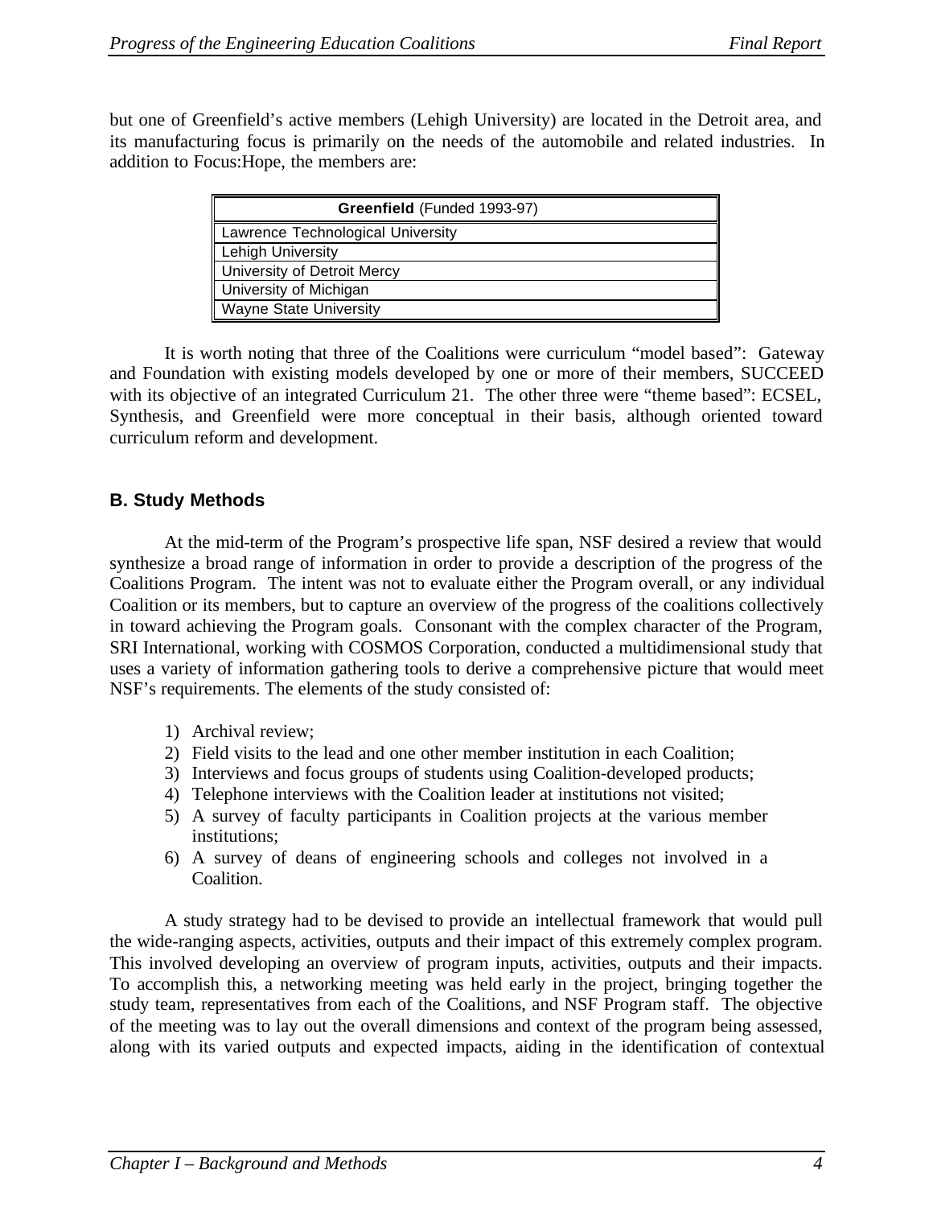but one of Greenfield's active members (Lehigh University) are located in the Detroit area, and its manufacturing focus is primarily on the needs of the automobile and related industries. In addition to Focus:Hope, the members are:

| **Greenfield** (Funded 1993-97) |
|---|
| Lawrence Technological University |
| Lehigh University |
| University of Detroit Mercy |
| University of Michigan |
| Wayne State University |

It is worth noting that three of the Coalitions were curriculum "model based": Gateway and Foundation with existing models developed by one or more of their members, SUCCEED with its objective of an integrated Curriculum 21. The other three were "theme based": ECSEL, Synthesis, and Greenfield were more conceptual in their basis, although oriented toward curriculum reform and development.

## B. Study Methods

At the mid-term of the Program's prospective life span, NSF desired a review that would synthesize a broad range of information in order to provide a description of the progress of the Coalitions Program. The intent was not to evaluate either the Program overall, or any individual Coalition or its members, but to capture an overview of the progress of the coalitions collectively in toward achieving the Program goals. Consonant with the complex character of the Program, SRI International, working with COSMOS Corporation, conducted a multidimensional study that uses a variety of information gathering tools to derive a comprehensive picture that would meet NSF's requirements. The elements of the study consisted of:

1) Archival review;
2) Field visits to the lead and one other member institution in each Coalition;
3) Interviews and focus groups of students using Coalition-developed products;
4) Telephone interviews with the Coalition leader at institutions not visited;
5) A survey of faculty participants in Coalition projects at the various member institutions;
6) A survey of deans of engineering schools and colleges not involved in a Coalition.

A study strategy had to be devised to provide an intellectual framework that would pull the wide-ranging aspects, activities, outputs and their impact of this extremely complex program. This involved developing an overview of program inputs, activities, outputs and their impacts. To accomplish this, a networking meeting was held early in the project, bringing together the study team, representatives from each of the Coalitions, and NSF Program staff. The objective of the meeting was to lay out the overall dimensions and context of the program being assessed, along with its varied outputs and expected impacts, aiding in the identification of contextual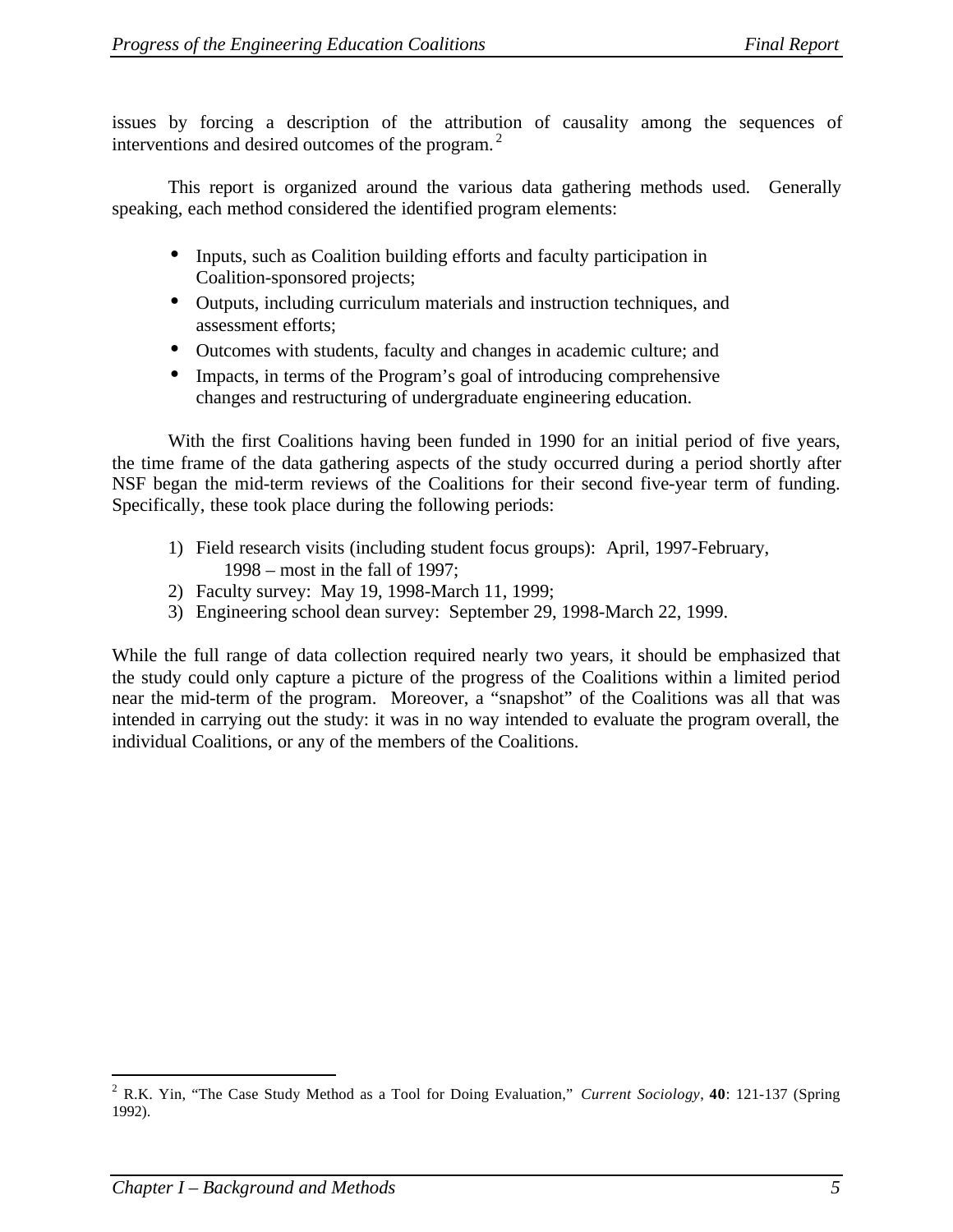issues by forcing a description of the attribution of causality among the sequences of interventions and desired outcomes of the program.[2]

This report is organized around the various data gathering methods used. Generally speaking, each method considered the identified program elements:

- Inputs, such as Coalition building efforts and faculty participation in Coalition-sponsored projects;
- Outputs, including curriculum materials and instruction techniques, and assessment efforts;
- Outcomes with students, faculty and changes in academic culture; and
- Impacts, in terms of the Program's goal of introducing comprehensive changes and restructuring of undergraduate engineering education.

With the first Coalitions having been funded in 1990 for an initial period of five years, the time frame of the data gathering aspects of the study occurred during a period shortly after NSF began the mid-term reviews of the Coalitions for their second five-year term of funding. Specifically, these took place during the following periods:

1) Field research visits (including student focus groups): April, 1997-February, 1998 – most in the fall of 1997;
2) Faculty survey: May 19, 1998-March 11, 1999;
3) Engineering school dean survey: September 29, 1998-March 22, 1999.

While the full range of data collection required nearly two years, it should be emphasized that the study could only capture a picture of the progress of the Coalitions within a limited period near the mid-term of the program. Moreover, a "snapshot" of the Coalitions was all that was intended in carrying out the study: it was in no way intended to evaluate the program overall, the individual Coalitions, or any of the members of the Coalitions.

---

[2] R.K. Yin, "The Case Study Method as a Tool for Doing Evaluation," *Current Sociology*, **40**: 121-137 (Spring 1992).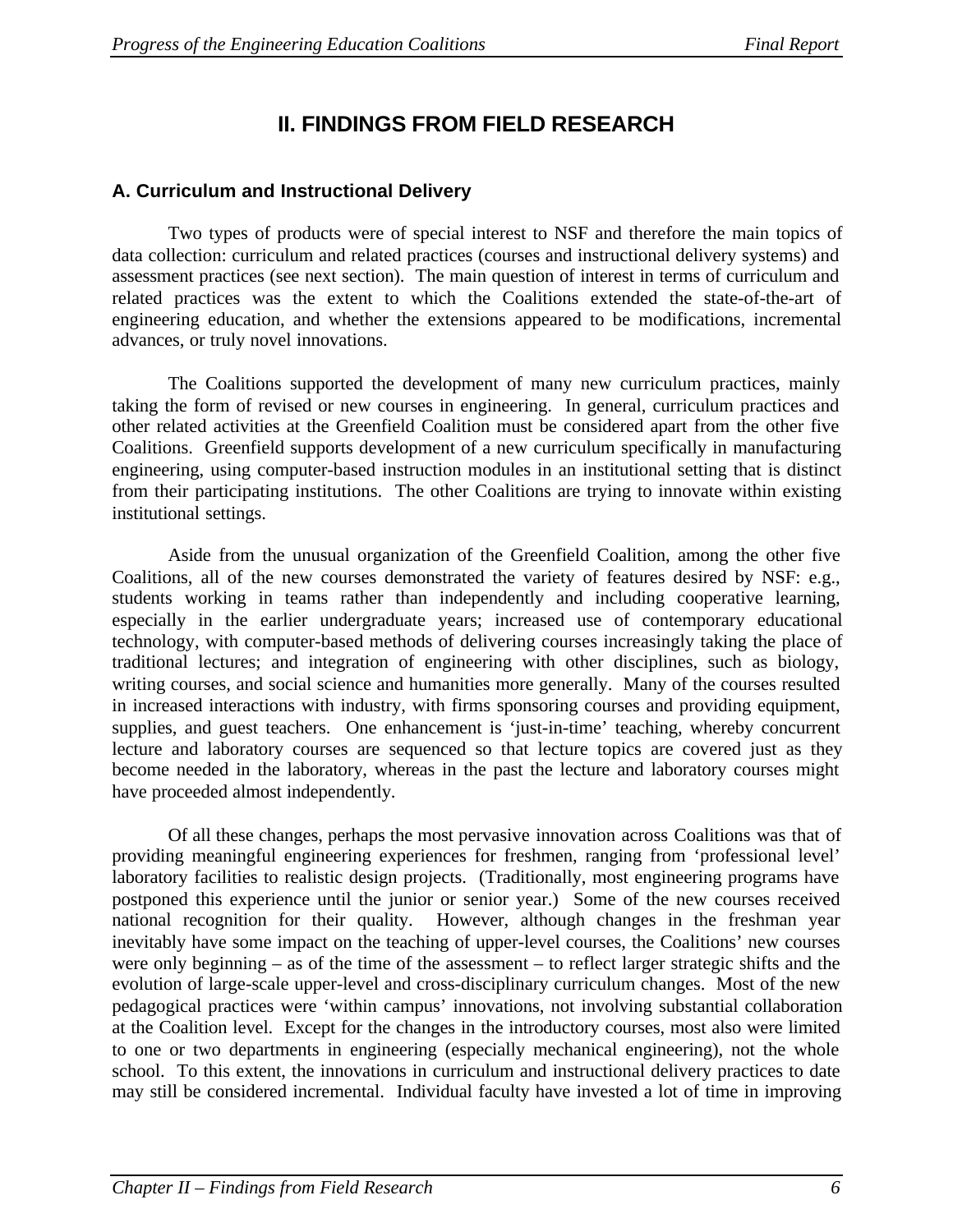# II. FINDINGS FROM FIELD RESEARCH

## A. Curriculum and Instructional Delivery

Two types of products were of special interest to NSF and therefore the main topics of data collection: curriculum and related practices (courses and instructional delivery systems) and assessment practices (see next section). The main question of interest in terms of curriculum and related practices was the extent to which the Coalitions extended the state-of-the-art of engineering education, and whether the extensions appeared to be modifications, incremental advances, or truly novel innovations.

The Coalitions supported the development of many new curriculum practices, mainly taking the form of revised or new courses in engineering. In general, curriculum practices and other related activities at the Greenfield Coalition must be considered apart from the other five Coalitions. Greenfield supports development of a new curriculum specifically in manufacturing engineering, using computer-based instruction modules in an institutional setting that is distinct from their participating institutions. The other Coalitions are trying to innovate within existing institutional settings.

Aside from the unusual organization of the Greenfield Coalition, among the other five Coalitions, all of the new courses demonstrated the variety of features desired by NSF: e.g., students working in teams rather than independently and including cooperative learning, especially in the earlier undergraduate years; increased use of contemporary educational technology, with computer-based methods of delivering courses increasingly taking the place of traditional lectures; and integration of engineering with other disciplines, such as biology, writing courses, and social science and humanities more generally. Many of the courses resulted in increased interactions with industry, with firms sponsoring courses and providing equipment, supplies, and guest teachers. One enhancement is 'just-in-time' teaching, whereby concurrent lecture and laboratory courses are sequenced so that lecture topics are covered just as they become needed in the laboratory, whereas in the past the lecture and laboratory courses might have proceeded almost independently.

Of all these changes, perhaps the most pervasive innovation across Coalitions was that of providing meaningful engineering experiences for freshmen, ranging from 'professional level' laboratory facilities to realistic design projects. (Traditionally, most engineering programs have postponed this experience until the junior or senior year.) Some of the new courses received national recognition for their quality. However, although changes in the freshman year inevitably have some impact on the teaching of upper-level courses, the Coalitions' new courses were only beginning – as of the time of the assessment – to reflect larger strategic shifts and the evolution of large-scale upper-level and cross-disciplinary curriculum changes. Most of the new pedagogical practices were 'within campus' innovations, not involving substantial collaboration at the Coalition level. Except for the changes in the introductory courses, most also were limited to one or two departments in engineering (especially mechanical engineering), not the whole school. To this extent, the innovations in curriculum and instructional delivery practices to date may still be considered incremental. Individual faculty have invested a lot of time in improving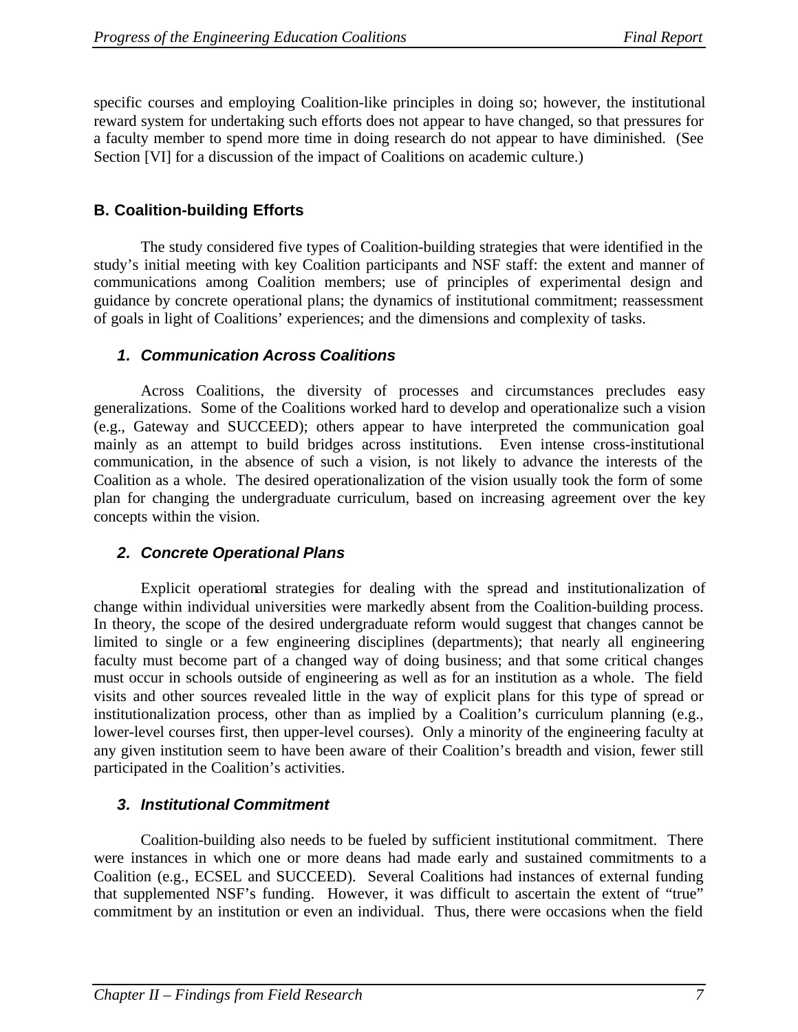specific courses and employing Coalition-like principles in doing so; however, the institutional reward system for undertaking such efforts does not appear to have changed, so that pressures for a faculty member to spend more time in doing research do not appear to have diminished. (See Section [VI] for a discussion of the impact of Coalitions on academic culture.)

## B. Coalition-building Efforts

The study considered five types of Coalition-building strategies that were identified in the study's initial meeting with key Coalition participants and NSF staff: the extent and manner of communications among Coalition members; use of principles of experimental design and guidance by concrete operational plans; the dynamics of institutional commitment; reassessment of goals in light of Coalitions' experiences; and the dimensions and complexity of tasks.

### *1. Communication Across Coalitions*

Across Coalitions, the diversity of processes and circumstances precludes easy generalizations. Some of the Coalitions worked hard to develop and operationalize such a vision (e.g., Gateway and SUCCEED); others appear to have interpreted the communication goal mainly as an attempt to build bridges across institutions. Even intense cross-institutional communication, in the absence of such a vision, is not likely to advance the interests of the Coalition as a whole. The desired operationalization of the vision usually took the form of some plan for changing the undergraduate curriculum, based on increasing agreement over the key concepts within the vision.

### *2. Concrete Operational Plans*

Explicit operational strategies for dealing with the spread and institutionalization of change within individual universities were markedly absent from the Coalition-building process. In theory, the scope of the desired undergraduate reform would suggest that changes cannot be limited to single or a few engineering disciplines (departments); that nearly all engineering faculty must become part of a changed way of doing business; and that some critical changes must occur in schools outside of engineering as well as for an institution as a whole. The field visits and other sources revealed little in the way of explicit plans for this type of spread or institutionalization process, other than as implied by a Coalition's curriculum planning (e.g., lower-level courses first, then upper-level courses). Only a minority of the engineering faculty at any given institution seem to have been aware of their Coalition's breadth and vision, fewer still participated in the Coalition's activities.

### *3. Institutional Commitment*

Coalition-building also needs to be fueled by sufficient institutional commitment. There were instances in which one or more deans had made early and sustained commitments to a Coalition (e.g., ECSEL and SUCCEED). Several Coalitions had instances of external funding that supplemented NSF's funding. However, it was difficult to ascertain the extent of "true" commitment by an institution or even an individual. Thus, there were occasions when the field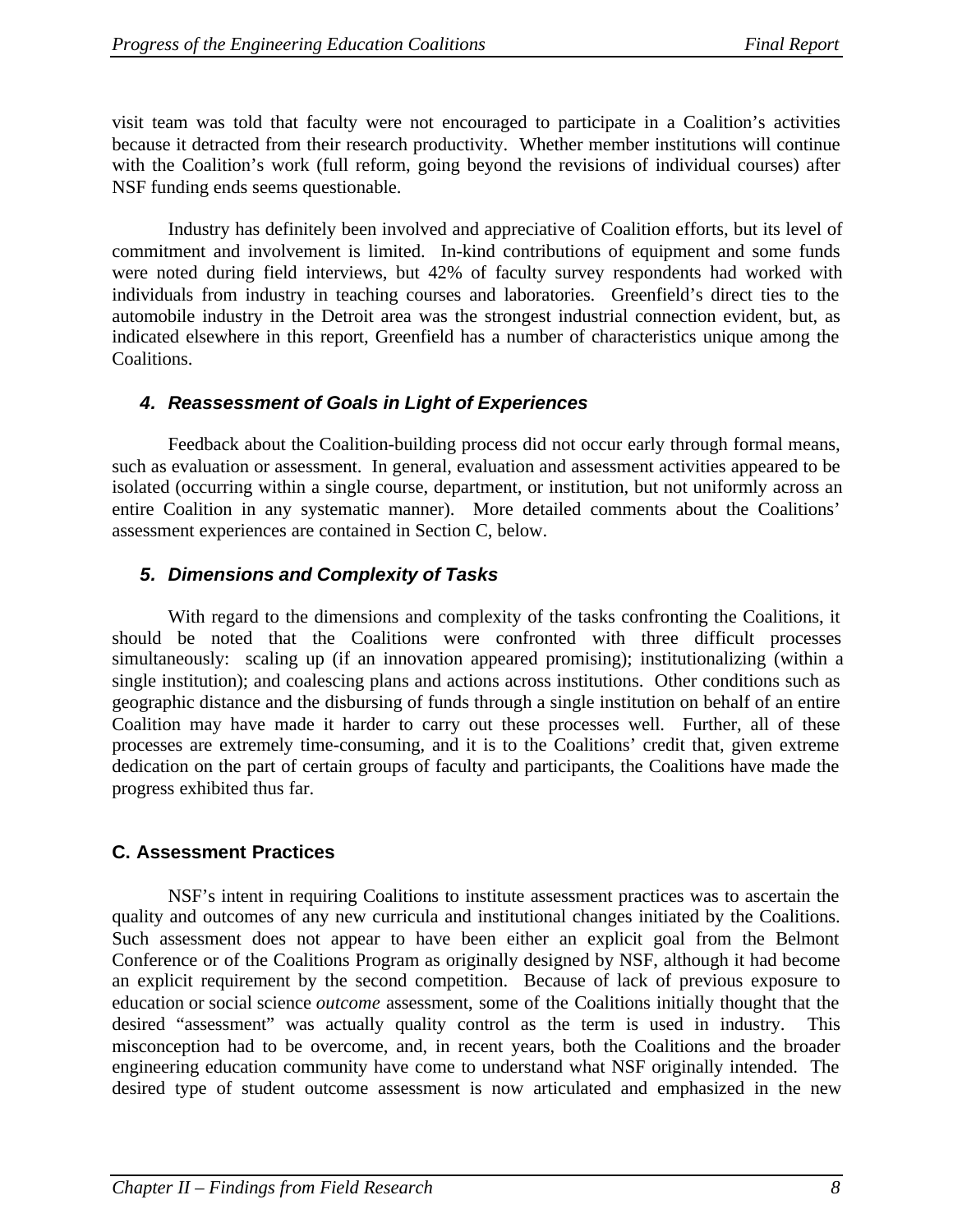visit team was told that faculty were not encouraged to participate in a Coalition's activities because it detracted from their research productivity. Whether member institutions will continue with the Coalition's work (full reform, going beyond the revisions of individual courses) after NSF funding ends seems questionable.

Industry has definitely been involved and appreciative of Coalition efforts, but its level of commitment and involvement is limited. In-kind contributions of equipment and some funds were noted during field interviews, but 42% of faculty survey respondents had worked with individuals from industry in teaching courses and laboratories. Greenfield's direct ties to the automobile industry in the Detroit area was the strongest industrial connection evident, but, as indicated elsewhere in this report, Greenfield has a number of characteristics unique among the Coalitions.

### 4. Reassessment of Goals in Light of Experiences

Feedback about the Coalition-building process did not occur early through formal means, such as evaluation or assessment. In general, evaluation and assessment activities appeared to be isolated (occurring within a single course, department, or institution, but not uniformly across an entire Coalition in any systematic manner). More detailed comments about the Coalitions' assessment experiences are contained in Section C, below.

### 5. Dimensions and Complexity of Tasks

With regard to the dimensions and complexity of the tasks confronting the Coalitions, it should be noted that the Coalitions were confronted with three difficult processes simultaneously: scaling up (if an innovation appeared promising); institutionalizing (within a single institution); and coalescing plans and actions across institutions. Other conditions such as geographic distance and the disbursing of funds through a single institution on behalf of an entire Coalition may have made it harder to carry out these processes well. Further, all of these processes are extremely time-consuming, and it is to the Coalitions' credit that, given extreme dedication on the part of certain groups of faculty and participants, the Coalitions have made the progress exhibited thus far.

## C. Assessment Practices

NSF's intent in requiring Coalitions to institute assessment practices was to ascertain the quality and outcomes of any new curricula and institutional changes initiated by the Coalitions. Such assessment does not appear to have been either an explicit goal from the Belmont Conference or of the Coalitions Program as originally designed by NSF, although it had become an explicit requirement by the second competition. Because of lack of previous exposure to education or social science *outcome* assessment, some of the Coalitions initially thought that the desired "assessment" was actually quality control as the term is used in industry. This misconception had to be overcome, and, in recent years, both the Coalitions and the broader engineering education community have come to understand what NSF originally intended. The desired type of student outcome assessment is now articulated and emphasized in the new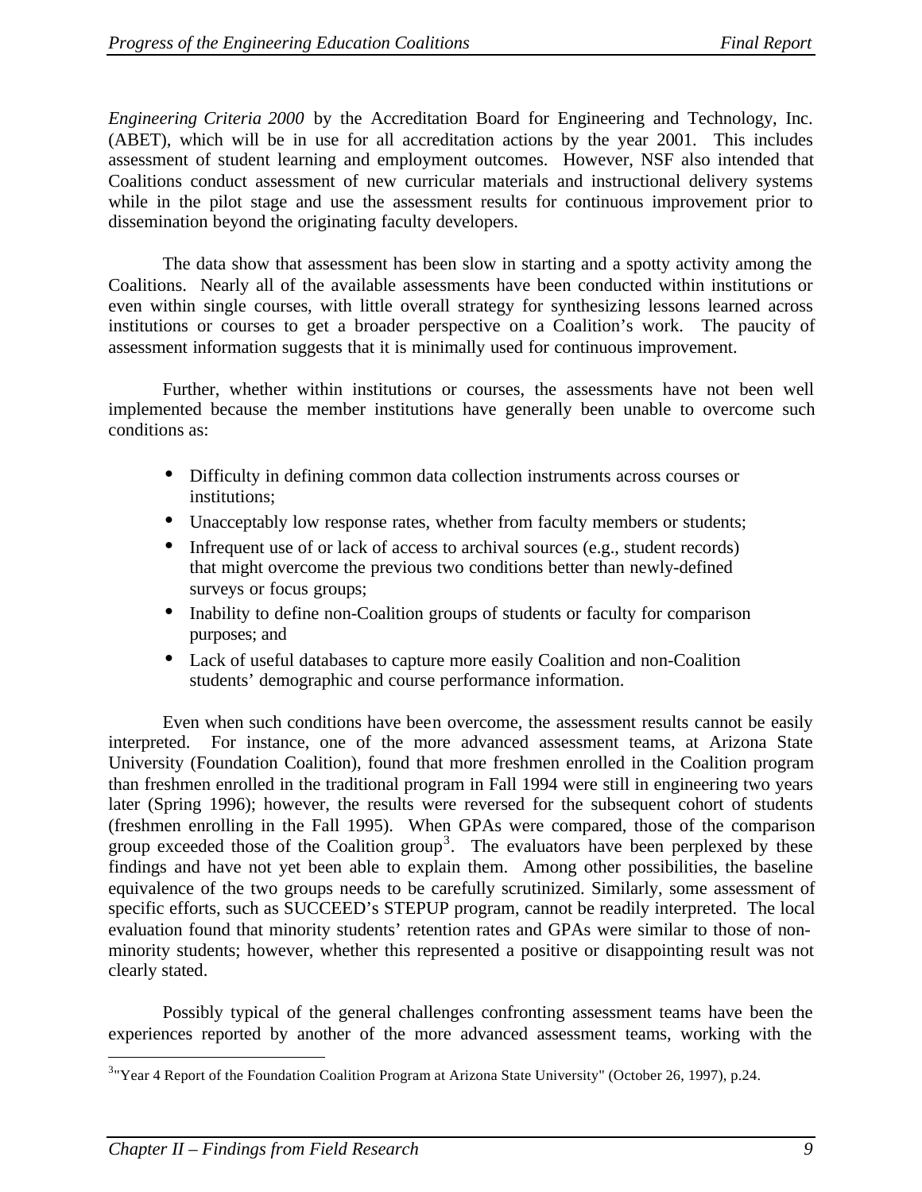*Engineering Criteria 2000* by the Accreditation Board for Engineering and Technology, Inc. (ABET), which will be in use for all accreditation actions by the year 2001. This includes assessment of student learning and employment outcomes. However, NSF also intended that Coalitions conduct assessment of new curricular materials and instructional delivery systems while in the pilot stage and use the assessment results for continuous improvement prior to dissemination beyond the originating faculty developers.

The data show that assessment has been slow in starting and a spotty activity among the Coalitions. Nearly all of the available assessments have been conducted within institutions or even within single courses, with little overall strategy for synthesizing lessons learned across institutions or courses to get a broader perspective on a Coalition's work. The paucity of assessment information suggests that it is minimally used for continuous improvement.

Further, whether within institutions or courses, the assessments have not been well implemented because the member institutions have generally been unable to overcome such conditions as:

- Difficulty in defining common data collection instruments across courses or institutions;
- Unacceptably low response rates, whether from faculty members or students;
- Infrequent use of or lack of access to archival sources (e.g., student records) that might overcome the previous two conditions better than newly-defined surveys or focus groups;
- Inability to define non-Coalition groups of students or faculty for comparison purposes; and
- Lack of useful databases to capture more easily Coalition and non-Coalition students' demographic and course performance information.

Even when such conditions have been overcome, the assessment results cannot be easily interpreted. For instance, one of the more advanced assessment teams, at Arizona State University (Foundation Coalition), found that more freshmen enrolled in the Coalition program than freshmen enrolled in the traditional program in Fall 1994 were still in engineering two years later (Spring 1996); however, the results were reversed for the subsequent cohort of students (freshmen enrolling in the Fall 1995). When GPAs were compared, those of the comparison group exceeded those of the Coalition group[3]. The evaluators have been perplexed by these findings and have not yet been able to explain them. Among other possibilities, the baseline equivalence of the two groups needs to be carefully scrutinized. Similarly, some assessment of specific efforts, such as SUCCEED's STEPUP program, cannot be readily interpreted. The local evaluation found that minority students' retention rates and GPAs were similar to those of non-minority students; however, whether this represented a positive or disappointing result was not clearly stated.

Possibly typical of the general challenges confronting assessment teams have been the experiences reported by another of the more advanced assessment teams, working with the

[3] "Year 4 Report of the Foundation Coalition Program at Arizona State University" (October 26, 1997), p.24.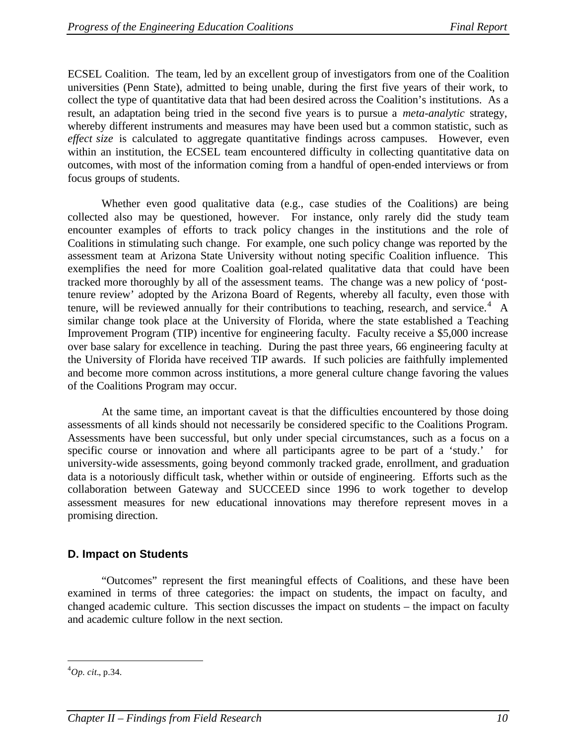ECSEL Coalition. The team, led by an excellent group of investigators from one of the Coalition universities (Penn State), admitted to being unable, during the first five years of their work, to collect the type of quantitative data that had been desired across the Coalition's institutions. As a result, an adaptation being tried in the second five years is to pursue a *meta-analytic* strategy, whereby different instruments and measures may have been used but a common statistic, such as *effect size* is calculated to aggregate quantitative findings across campuses. However, even within an institution, the ECSEL team encountered difficulty in collecting quantitative data on outcomes, with most of the information coming from a handful of open-ended interviews or from focus groups of students.

Whether even good qualitative data (e.g., case studies of the Coalitions) are being collected also may be questioned, however. For instance, only rarely did the study team encounter examples of efforts to track policy changes in the institutions and the role of Coalitions in stimulating such change. For example, one such policy change was reported by the assessment team at Arizona State University without noting specific Coalition influence. This exemplifies the need for more Coalition goal-related qualitative data that could have been tracked more thoroughly by all of the assessment teams. The change was a new policy of 'post-tenure review' adopted by the Arizona Board of Regents, whereby all faculty, even those with tenure, will be reviewed annually for their contributions to teaching, research, and service.[4] A similar change took place at the University of Florida, where the state established a Teaching Improvement Program (TIP) incentive for engineering faculty. Faculty receive a $5,000 increase over base salary for excellence in teaching. During the past three years, 66 engineering faculty at the University of Florida have received TIP awards. If such policies are faithfully implemented and become more common across institutions, a more general culture change favoring the values of the Coalitions Program may occur.

At the same time, an important caveat is that the difficulties encountered by those doing assessments of all kinds should not necessarily be considered specific to the Coalitions Program. Assessments have been successful, but only under special circumstances, such as a focus on a specific course or innovation and where all participants agree to be part of a 'study.' for university-wide assessments, going beyond commonly tracked grade, enrollment, and graduation data is a notoriously difficult task, whether within or outside of engineering. Efforts such as the collaboration between Gateway and SUCCEED since 1996 to work together to develop assessment measures for new educational innovations may therefore represent moves in a promising direction.

## D. Impact on Students

"Outcomes" represent the first meaningful effects of Coalitions, and these have been examined in terms of three categories: the impact on students, the impact on faculty, and changed academic culture. This section discusses the impact on students – the impact on faculty and academic culture follow in the next section.

---

[4] *Op. cit*., p.34.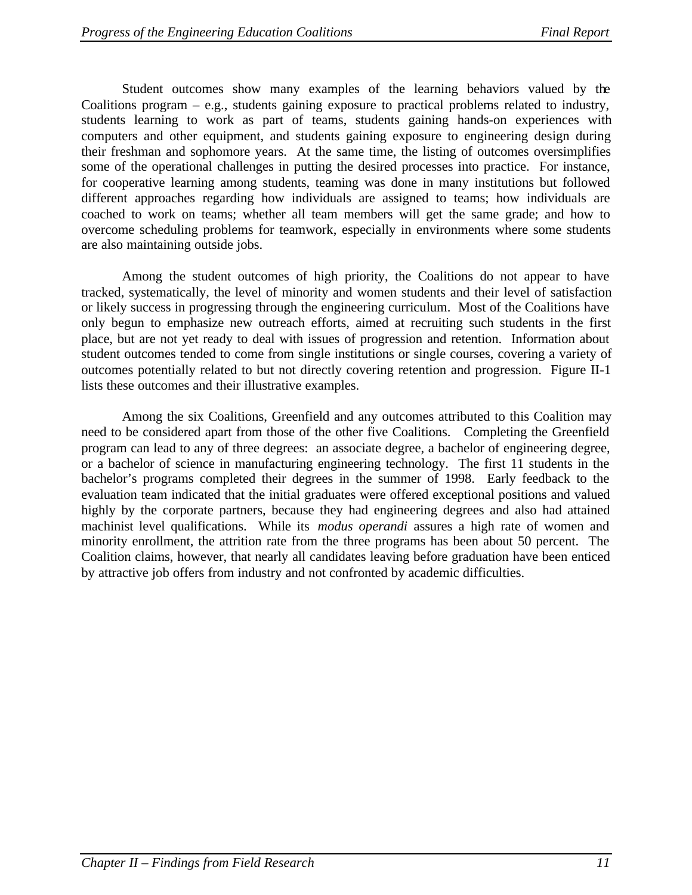Student outcomes show many examples of the learning behaviors valued by the Coalitions program – e.g., students gaining exposure to practical problems related to industry, students learning to work as part of teams, students gaining hands-on experiences with computers and other equipment, and students gaining exposure to engineering design during their freshman and sophomore years. At the same time, the listing of outcomes oversimplifies some of the operational challenges in putting the desired processes into practice. For instance, for cooperative learning among students, teaming was done in many institutions but followed different approaches regarding how individuals are assigned to teams; how individuals are coached to work on teams; whether all team members will get the same grade; and how to overcome scheduling problems for teamwork, especially in environments where some students are also maintaining outside jobs.

Among the student outcomes of high priority, the Coalitions do not appear to have tracked, systematically, the level of minority and women students and their level of satisfaction or likely success in progressing through the engineering curriculum. Most of the Coalitions have only begun to emphasize new outreach efforts, aimed at recruiting such students in the first place, but are not yet ready to deal with issues of progression and retention. Information about student outcomes tended to come from single institutions or single courses, covering a variety of outcomes potentially related to but not directly covering retention and progression. Figure II-1 lists these outcomes and their illustrative examples.

Among the six Coalitions, Greenfield and any outcomes attributed to this Coalition may need to be considered apart from those of the other five Coalitions. Completing the Greenfield program can lead to any of three degrees: an associate degree, a bachelor of engineering degree, or a bachelor of science in manufacturing engineering technology. The first 11 students in the bachelor's programs completed their degrees in the summer of 1998. Early feedback to the evaluation team indicated that the initial graduates were offered exceptional positions and valued highly by the corporate partners, because they had engineering degrees and also had attained machinist level qualifications. While its *modus operandi* assures a high rate of women and minority enrollment, the attrition rate from the three programs has been about 50 percent. The Coalition claims, however, that nearly all candidates leaving before graduation have been enticed by attractive job offers from industry and not confronted by academic difficulties.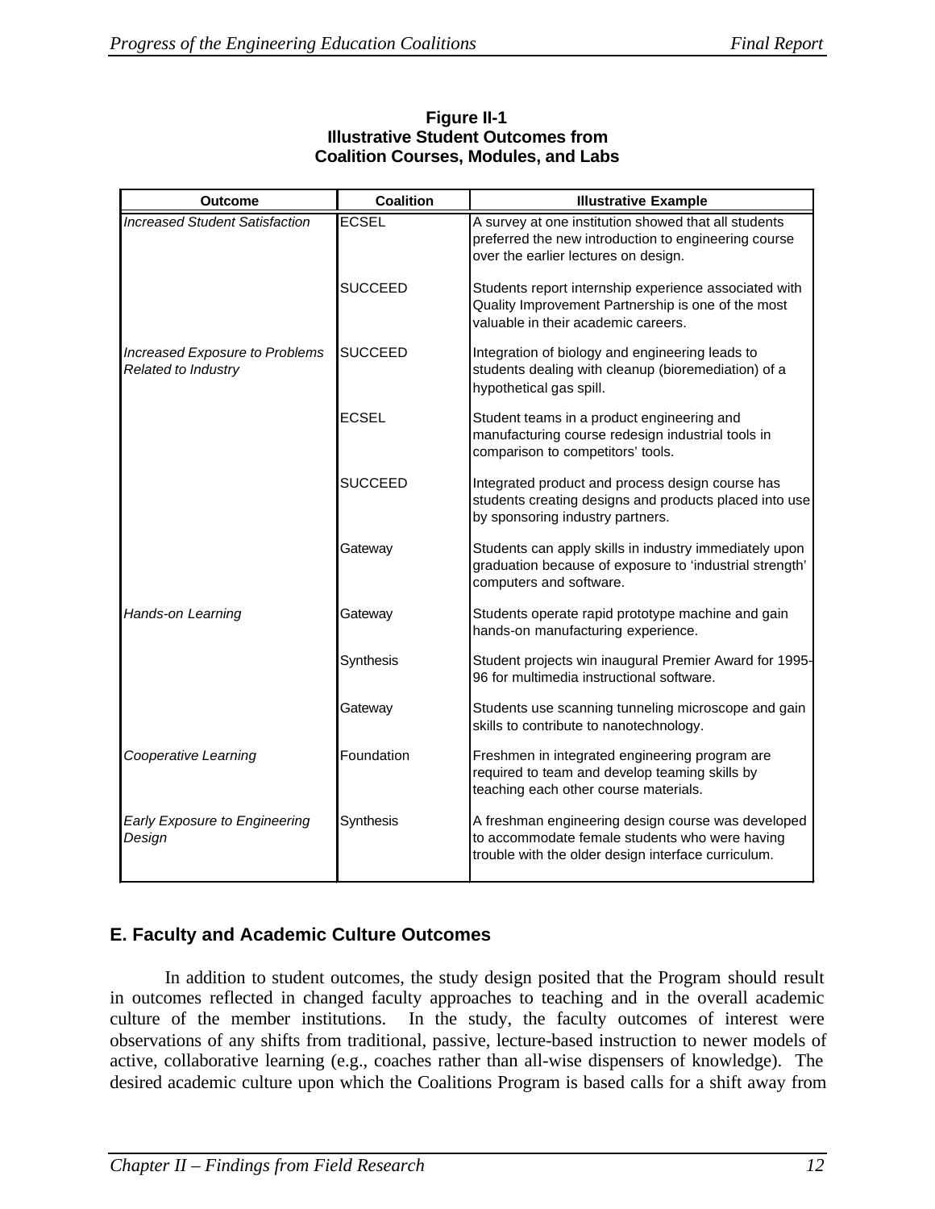**Figure II-1**
**Illustrative Student Outcomes from Coalition Courses, Modules, and Labs**

| Outcome | Coalition | Illustrative Example |
|---|---|---|
| *Increased Student Satisfaction* | ECSEL | A survey at one institution showed that all students preferred the new introduction to engineering course over the earlier lectures on design. |
| | SUCCEED | Students report internship experience associated with Quality Improvement Partnership is one of the most valuable in their academic careers. |
| *Increased Exposure to Problems Related to Industry* | SUCCEED | Integration of biology and engineering leads to students dealing with cleanup (bioremediation) of a hypothetical gas spill. |
| | ECSEL | Student teams in a product engineering and manufacturing course redesign industrial tools in comparison to competitors' tools. |
| | SUCCEED | Integrated product and process design course has students creating designs and products placed into use by sponsoring industry partners. |
| | Gateway | Students can apply skills in industry immediately upon graduation because of exposure to 'industrial strength' computers and software. |
| *Hands-on Learning* | Gateway | Students operate rapid prototype machine and gain hands-on manufacturing experience. |
| | Synthesis | Student projects win inaugural Premier Award for 1995-96 for multimedia instructional software. |
| | Gateway | Students use scanning tunneling microscope and gain skills to contribute to nanotechnology. |
| *Cooperative Learning* | Foundation | Freshmen in integrated engineering program are required to team and develop teaming skills by teaching each other course materials. |
| *Early Exposure to Engineering Design* | Synthesis | A freshman engineering design course was developed to accommodate female students who were having trouble with the older design interface curriculum. |

## E. Faculty and Academic Culture Outcomes

In addition to student outcomes, the study design posited that the Program should result in outcomes reflected in changed faculty approaches to teaching and in the overall academic culture of the member institutions. In the study, the faculty outcomes of interest were observations of any shifts from traditional, passive, lecture-based instruction to newer models of active, collaborative learning (e.g., coaches rather than all-wise dispensers of knowledge). The desired academic culture upon which the Coalitions Program is based calls for a shift away from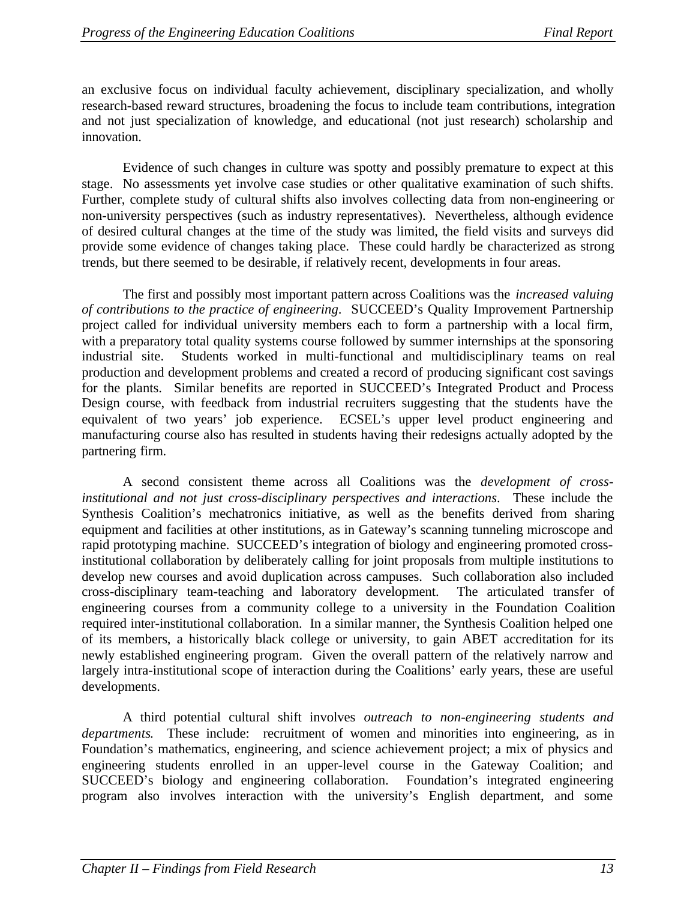an exclusive focus on individual faculty achievement, disciplinary specialization, and wholly research-based reward structures, broadening the focus to include team contributions, integration and not just specialization of knowledge, and educational (not just research) scholarship and innovation.

Evidence of such changes in culture was spotty and possibly premature to expect at this stage. No assessments yet involve case studies or other qualitative examination of such shifts. Further, complete study of cultural shifts also involves collecting data from non-engineering or non-university perspectives (such as industry representatives). Nevertheless, although evidence of desired cultural changes at the time of the study was limited, the field visits and surveys did provide some evidence of changes taking place. These could hardly be characterized as strong trends, but there seemed to be desirable, if relatively recent, developments in four areas.

The first and possibly most important pattern across Coalitions was the *increased valuing of contributions to the practice of engineering*. SUCCEED's Quality Improvement Partnership project called for individual university members each to form a partnership with a local firm, with a preparatory total quality systems course followed by summer internships at the sponsoring industrial site. Students worked in multi-functional and multidisciplinary teams on real production and development problems and created a record of producing significant cost savings for the plants. Similar benefits are reported in SUCCEED's Integrated Product and Process Design course, with feedback from industrial recruiters suggesting that the students have the equivalent of two years' job experience. ECSEL's upper level product engineering and manufacturing course also has resulted in students having their redesigns actually adopted by the partnering firm.

A second consistent theme across all Coalitions was the *development of cross-institutional and not just cross-disciplinary perspectives and interactions*. These include the Synthesis Coalition's mechatronics initiative, as well as the benefits derived from sharing equipment and facilities at other institutions, as in Gateway's scanning tunneling microscope and rapid prototyping machine. SUCCEED's integration of biology and engineering promoted cross-institutional collaboration by deliberately calling for joint proposals from multiple institutions to develop new courses and avoid duplication across campuses. Such collaboration also included cross-disciplinary team-teaching and laboratory development. The articulated transfer of engineering courses from a community college to a university in the Foundation Coalition required inter-institutional collaboration. In a similar manner, the Synthesis Coalition helped one of its members, a historically black college or university, to gain ABET accreditation for its newly established engineering program. Given the overall pattern of the relatively narrow and largely intra-institutional scope of interaction during the Coalitions' early years, these are useful developments.

A third potential cultural shift involves *outreach to non-engineering students and departments.* These include: recruitment of women and minorities into engineering, as in Foundation's mathematics, engineering, and science achievement project; a mix of physics and engineering students enrolled in an upper-level course in the Gateway Coalition; and SUCCEED's biology and engineering collaboration. Foundation's integrated engineering program also involves interaction with the university's English department, and some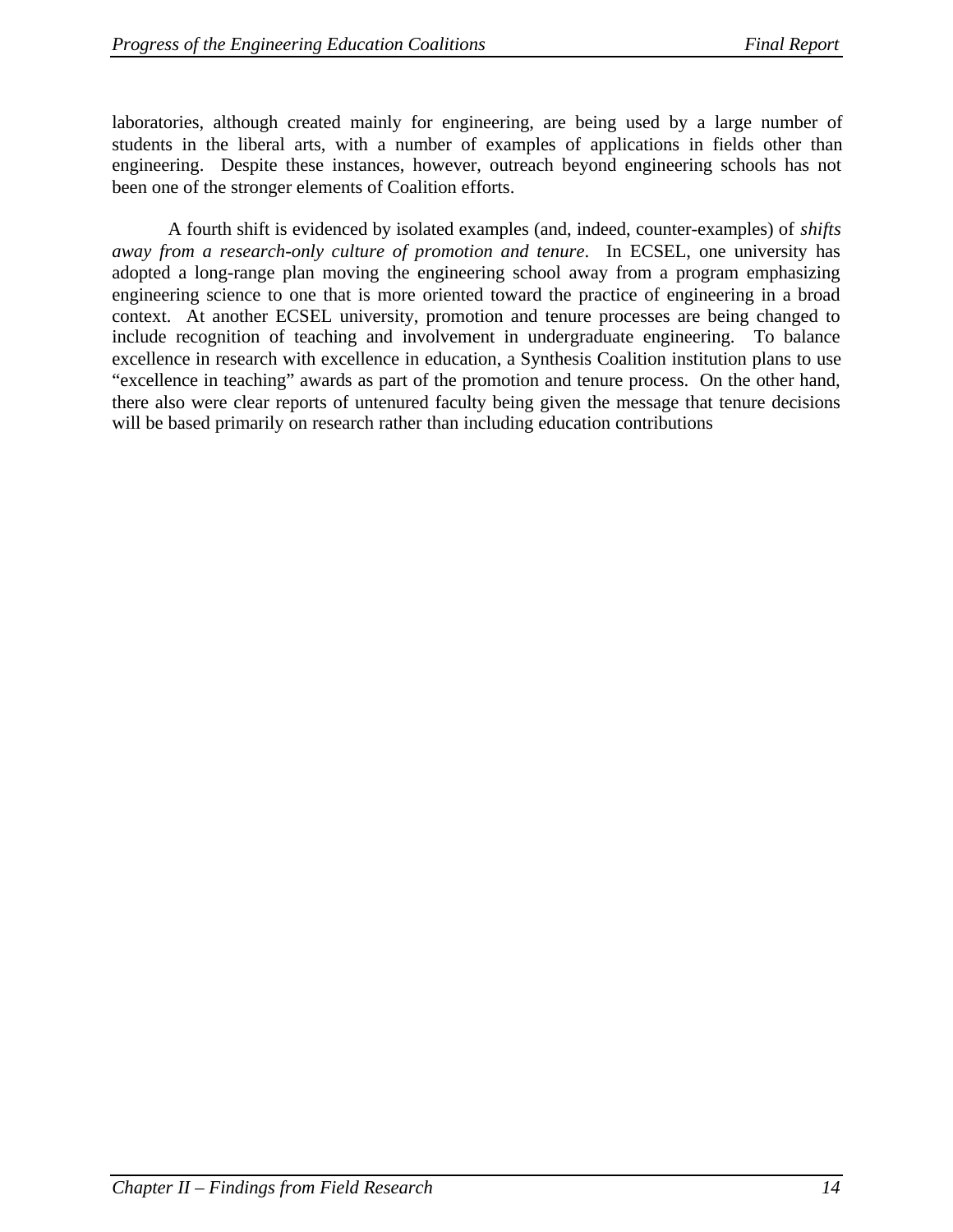laboratories, although created mainly for engineering, are being used by a large number of students in the liberal arts, with a number of examples of applications in fields other than engineering. Despite these instances, however, outreach beyond engineering schools has not been one of the stronger elements of Coalition efforts.

A fourth shift is evidenced by isolated examples (and, indeed, counter-examples) of *shifts away from a research-only culture of promotion and tenure*. In ECSEL, one university has adopted a long-range plan moving the engineering school away from a program emphasizing engineering science to one that is more oriented toward the practice of engineering in a broad context. At another ECSEL university, promotion and tenure processes are being changed to include recognition of teaching and involvement in undergraduate engineering. To balance excellence in research with excellence in education, a Synthesis Coalition institution plans to use "excellence in teaching" awards as part of the promotion and tenure process. On the other hand, there also were clear reports of untenured faculty being given the message that tenure decisions will be based primarily on research rather than including education contributions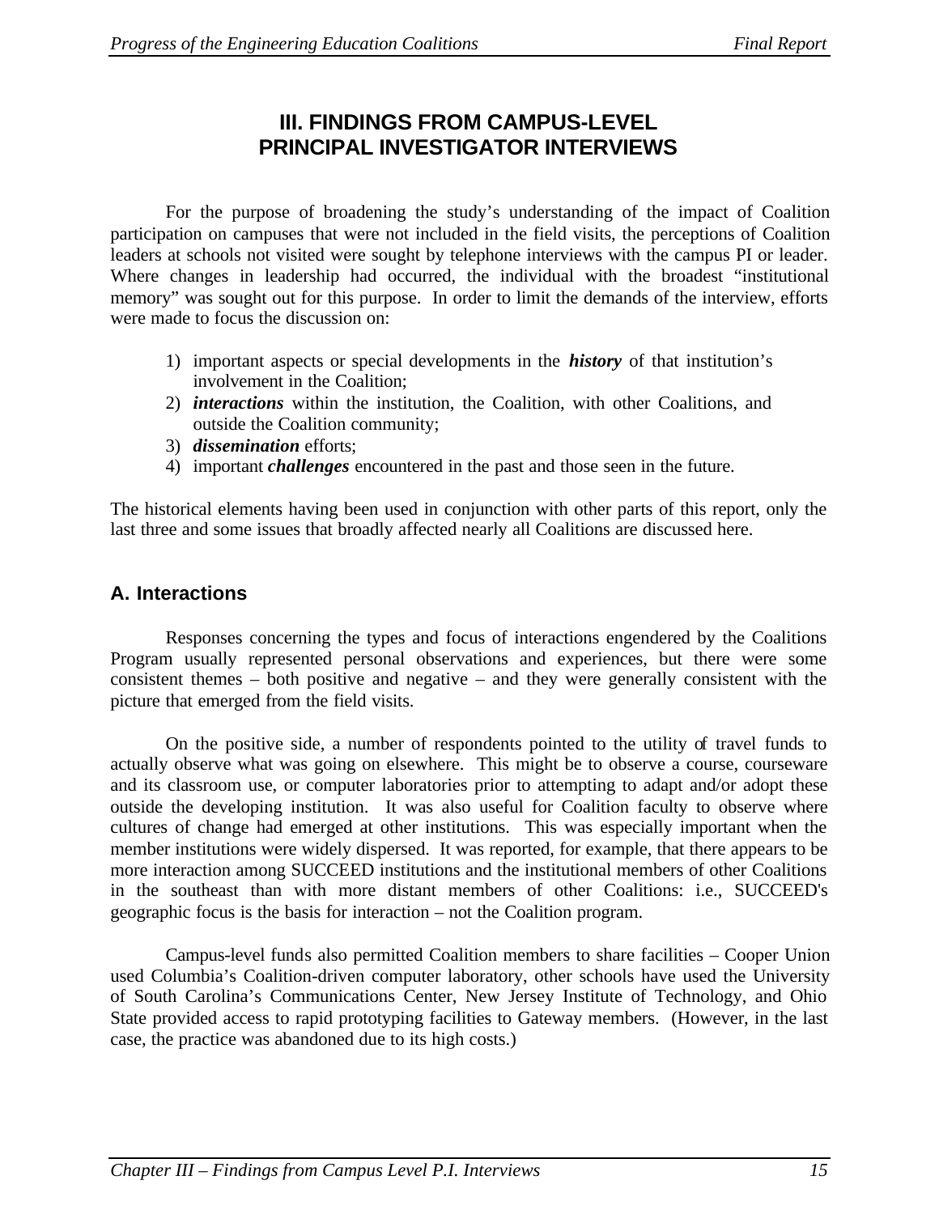# III. FINDINGS FROM CAMPUS-LEVEL PRINCIPAL INVESTIGATOR INTERVIEWS

For the purpose of broadening the study's understanding of the impact of Coalition participation on campuses that were not included in the field visits, the perceptions of Coalition leaders at schools not visited were sought by telephone interviews with the campus PI or leader. Where changes in leadership had occurred, the individual with the broadest "institutional memory" was sought out for this purpose. In order to limit the demands of the interview, efforts were made to focus the discussion on:

1) important aspects or special developments in the ***history*** of that institution's involvement in the Coalition;
2) ***interactions*** within the institution, the Coalition, with other Coalitions, and outside the Coalition community;
3) ***dissemination*** efforts;
4) important ***challenges*** encountered in the past and those seen in the future.

The historical elements having been used in conjunction with other parts of this report, only the last three and some issues that broadly affected nearly all Coalitions are discussed here.

## A. Interactions

Responses concerning the types and focus of interactions engendered by the Coalitions Program usually represented personal observations and experiences, but there were some consistent themes – both positive and negative – and they were generally consistent with the picture that emerged from the field visits.

On the positive side, a number of respondents pointed to the utility of travel funds to actually observe what was going on elsewhere. This might be to observe a course, courseware and its classroom use, or computer laboratories prior to attempting to adapt and/or adopt these outside the developing institution. It was also useful for Coalition faculty to observe where cultures of change had emerged at other institutions. This was especially important when the member institutions were widely dispersed. It was reported, for example, that there appears to be more interaction among SUCCEED institutions and the institutional members of other Coalitions in the southeast than with more distant members of other Coalitions: i.e., SUCCEED's geographic focus is the basis for interaction – not the Coalition program.

Campus-level funds also permitted Coalition members to share facilities – Cooper Union used Columbia's Coalition-driven computer laboratory, other schools have used the University of South Carolina's Communications Center, New Jersey Institute of Technology, and Ohio State provided access to rapid prototyping facilities to Gateway members. (However, in the last case, the practice was abandoned due to its high costs.)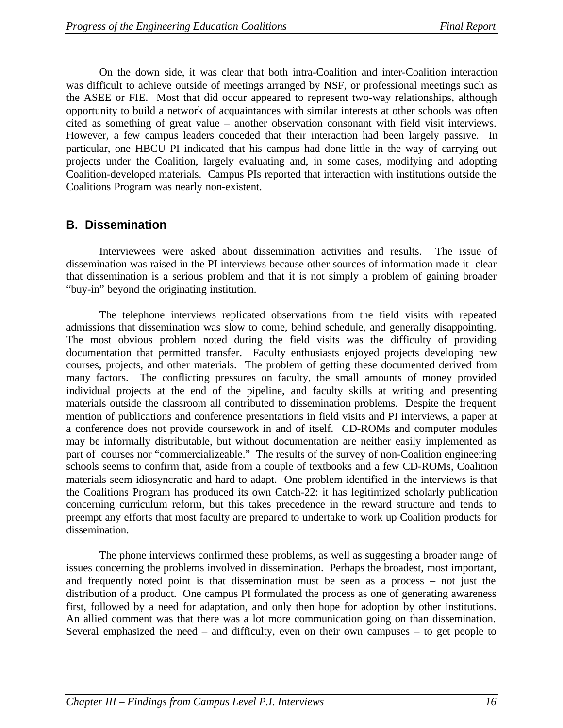On the down side, it was clear that both intra-Coalition and inter-Coalition interaction was difficult to achieve outside of meetings arranged by NSF, or professional meetings such as the ASEE or FIE. Most that did occur appeared to represent two-way relationships, although opportunity to build a network of acquaintances with similar interests at other schools was often cited as something of great value – another observation consonant with field visit interviews. However, a few campus leaders conceded that their interaction had been largely passive. In particular, one HBCU PI indicated that his campus had done little in the way of carrying out projects under the Coalition, largely evaluating and, in some cases, modifying and adopting Coalition-developed materials. Campus PIs reported that interaction with institutions outside the Coalitions Program was nearly non-existent.

## B. Dissemination

Interviewees were asked about dissemination activities and results. The issue of dissemination was raised in the PI interviews because other sources of information made it clear that dissemination is a serious problem and that it is not simply a problem of gaining broader "buy-in" beyond the originating institution.

The telephone interviews replicated observations from the field visits with repeated admissions that dissemination was slow to come, behind schedule, and generally disappointing. The most obvious problem noted during the field visits was the difficulty of providing documentation that permitted transfer. Faculty enthusiasts enjoyed projects developing new courses, projects, and other materials. The problem of getting these documented derived from many factors. The conflicting pressures on faculty, the small amounts of money provided individual projects at the end of the pipeline, and faculty skills at writing and presenting materials outside the classroom all contributed to dissemination problems. Despite the frequent mention of publications and conference presentations in field visits and PI interviews, a paper at a conference does not provide coursework in and of itself. CD-ROMs and computer modules may be informally distributable, but without documentation are neither easily implemented as part of courses nor "commercializeable." The results of the survey of non-Coalition engineering schools seems to confirm that, aside from a couple of textbooks and a few CD-ROMs, Coalition materials seem idiosyncratic and hard to adapt. One problem identified in the interviews is that the Coalitions Program has produced its own Catch-22: it has legitimized scholarly publication concerning curriculum reform, but this takes precedence in the reward structure and tends to preempt any efforts that most faculty are prepared to undertake to work up Coalition products for dissemination.

The phone interviews confirmed these problems, as well as suggesting a broader range of issues concerning the problems involved in dissemination. Perhaps the broadest, most important, and frequently noted point is that dissemination must be seen as a process – not just the distribution of a product. One campus PI formulated the process as one of generating awareness first, followed by a need for adaptation, and only then hope for adoption by other institutions. An allied comment was that there was a lot more communication going on than dissemination. Several emphasized the need – and difficulty, even on their own campuses – to get people to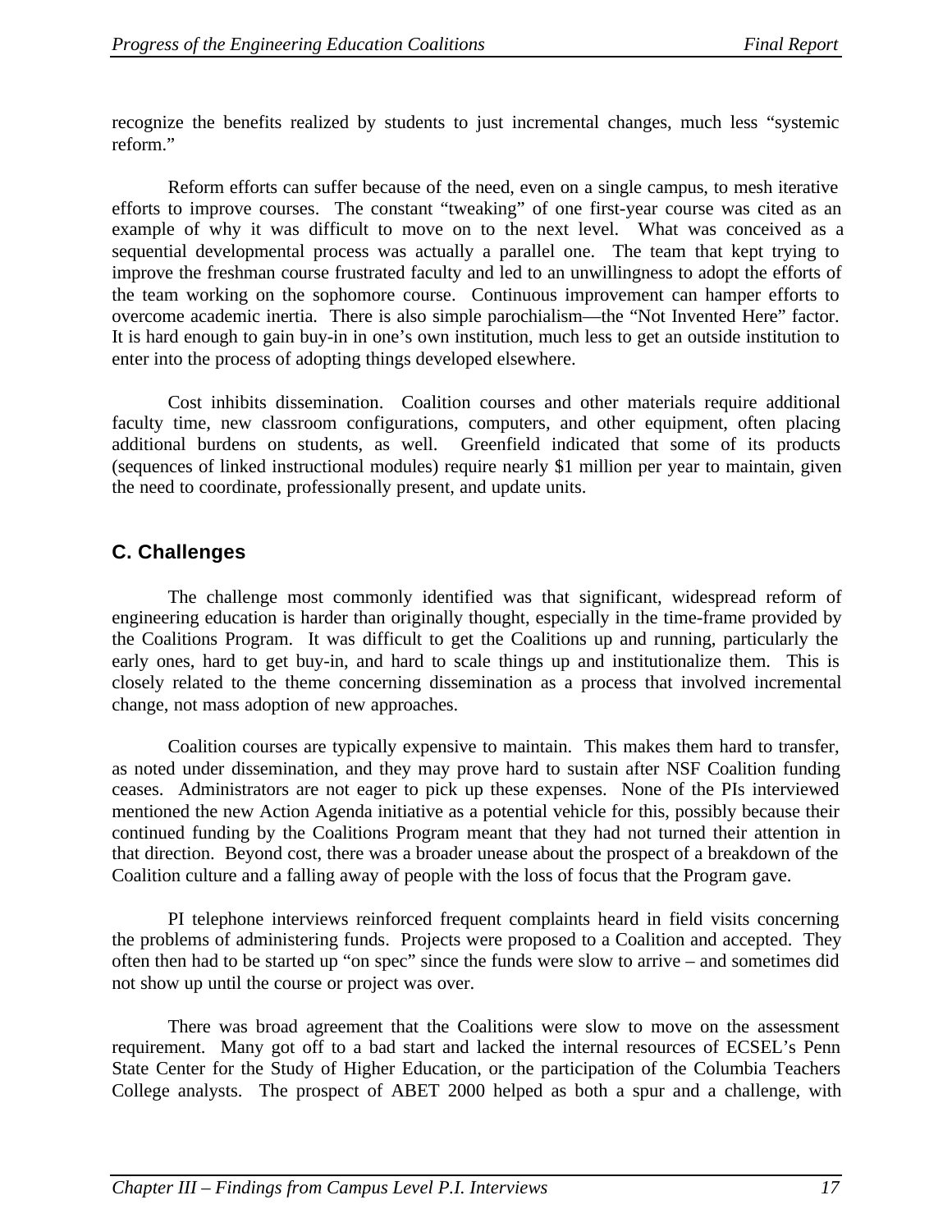recognize the benefits realized by students to just incremental changes, much less "systemic reform."

Reform efforts can suffer because of the need, even on a single campus, to mesh iterative efforts to improve courses. The constant "tweaking" of one first-year course was cited as an example of why it was difficult to move on to the next level. What was conceived as a sequential developmental process was actually a parallel one. The team that kept trying to improve the freshman course frustrated faculty and led to an unwillingness to adopt the efforts of the team working on the sophomore course. Continuous improvement can hamper efforts to overcome academic inertia. There is also simple parochialism—the "Not Invented Here" factor. It is hard enough to gain buy-in in one's own institution, much less to get an outside institution to enter into the process of adopting things developed elsewhere.

Cost inhibits dissemination. Coalition courses and other materials require additional faculty time, new classroom configurations, computers, and other equipment, often placing additional burdens on students, as well. Greenfield indicated that some of its products (sequences of linked instructional modules) require nearly $1 million per year to maintain, given the need to coordinate, professionally present, and update units.

## C. Challenges

The challenge most commonly identified was that significant, widespread reform of engineering education is harder than originally thought, especially in the time-frame provided by the Coalitions Program. It was difficult to get the Coalitions up and running, particularly the early ones, hard to get buy-in, and hard to scale things up and institutionalize them. This is closely related to the theme concerning dissemination as a process that involved incremental change, not mass adoption of new approaches.

Coalition courses are typically expensive to maintain. This makes them hard to transfer, as noted under dissemination, and they may prove hard to sustain after NSF Coalition funding ceases. Administrators are not eager to pick up these expenses. None of the PIs interviewed mentioned the new Action Agenda initiative as a potential vehicle for this, possibly because their continued funding by the Coalitions Program meant that they had not turned their attention in that direction. Beyond cost, there was a broader unease about the prospect of a breakdown of the Coalition culture and a falling away of people with the loss of focus that the Program gave.

PI telephone interviews reinforced frequent complaints heard in field visits concerning the problems of administering funds. Projects were proposed to a Coalition and accepted. They often then had to be started up "on spec" since the funds were slow to arrive – and sometimes did not show up until the course or project was over.

There was broad agreement that the Coalitions were slow to move on the assessment requirement. Many got off to a bad start and lacked the internal resources of ECSEL's Penn State Center for the Study of Higher Education, or the participation of the Columbia Teachers College analysts. The prospect of ABET 2000 helped as both a spur and a challenge, with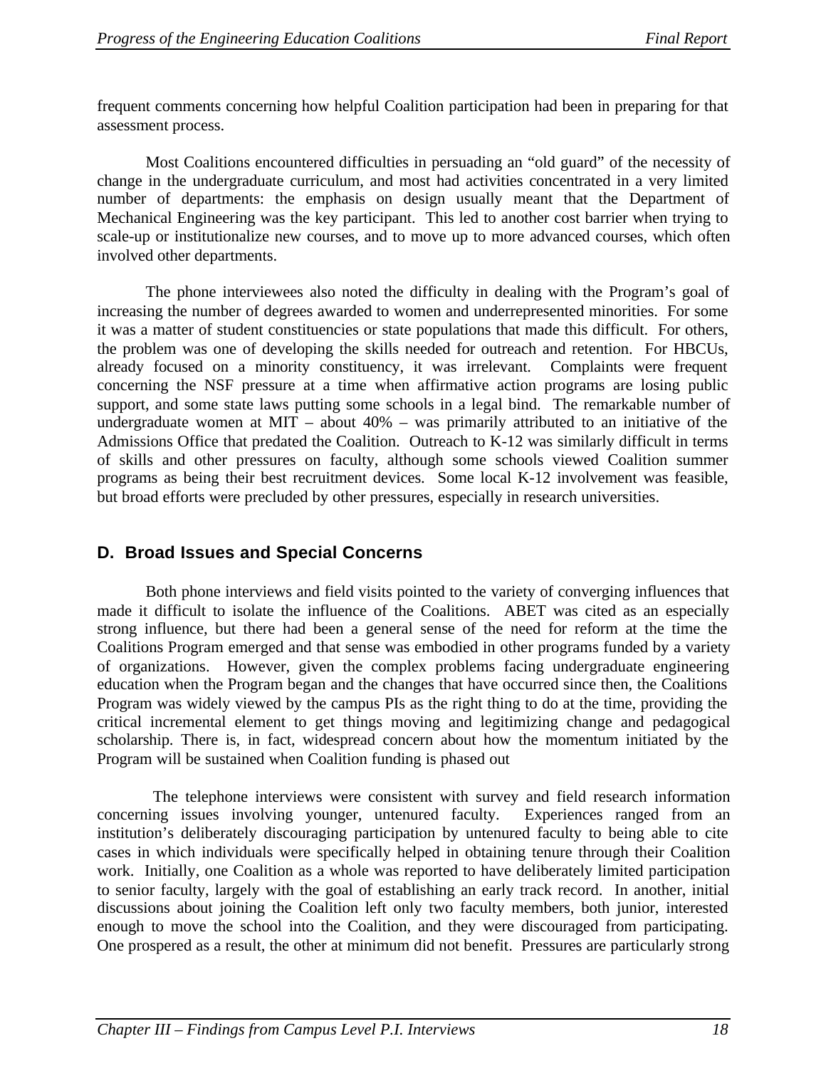frequent comments concerning how helpful Coalition participation had been in preparing for that assessment process.

Most Coalitions encountered difficulties in persuading an "old guard" of the necessity of change in the undergraduate curriculum, and most had activities concentrated in a very limited number of departments: the emphasis on design usually meant that the Department of Mechanical Engineering was the key participant. This led to another cost barrier when trying to scale-up or institutionalize new courses, and to move up to more advanced courses, which often involved other departments.

The phone interviewees also noted the difficulty in dealing with the Program's goal of increasing the number of degrees awarded to women and underrepresented minorities. For some it was a matter of student constituencies or state populations that made this difficult. For others, the problem was one of developing the skills needed for outreach and retention. For HBCUs, already focused on a minority constituency, it was irrelevant. Complaints were frequent concerning the NSF pressure at a time when affirmative action programs are losing public support, and some state laws putting some schools in a legal bind. The remarkable number of undergraduate women at MIT – about 40% – was primarily attributed to an initiative of the Admissions Office that predated the Coalition. Outreach to K-12 was similarly difficult in terms of skills and other pressures on faculty, although some schools viewed Coalition summer programs as being their best recruitment devices. Some local K-12 involvement was feasible, but broad efforts were precluded by other pressures, especially in research universities.

## D. Broad Issues and Special Concerns

Both phone interviews and field visits pointed to the variety of converging influences that made it difficult to isolate the influence of the Coalitions. ABET was cited as an especially strong influence, but there had been a general sense of the need for reform at the time the Coalitions Program emerged and that sense was embodied in other programs funded by a variety of organizations. However, given the complex problems facing undergraduate engineering education when the Program began and the changes that have occurred since then, the Coalitions Program was widely viewed by the campus PIs as the right thing to do at the time, providing the critical incremental element to get things moving and legitimizing change and pedagogical scholarship. There is, in fact, widespread concern about how the momentum initiated by the Program will be sustained when Coalition funding is phased out

The telephone interviews were consistent with survey and field research information concerning issues involving younger, untenured faculty. Experiences ranged from an institution's deliberately discouraging participation by untenured faculty to being able to cite cases in which individuals were specifically helped in obtaining tenure through their Coalition work. Initially, one Coalition as a whole was reported to have deliberately limited participation to senior faculty, largely with the goal of establishing an early track record. In another, initial discussions about joining the Coalition left only two faculty members, both junior, interested enough to move the school into the Coalition, and they were discouraged from participating. One prospered as a result, the other at minimum did not benefit. Pressures are particularly strong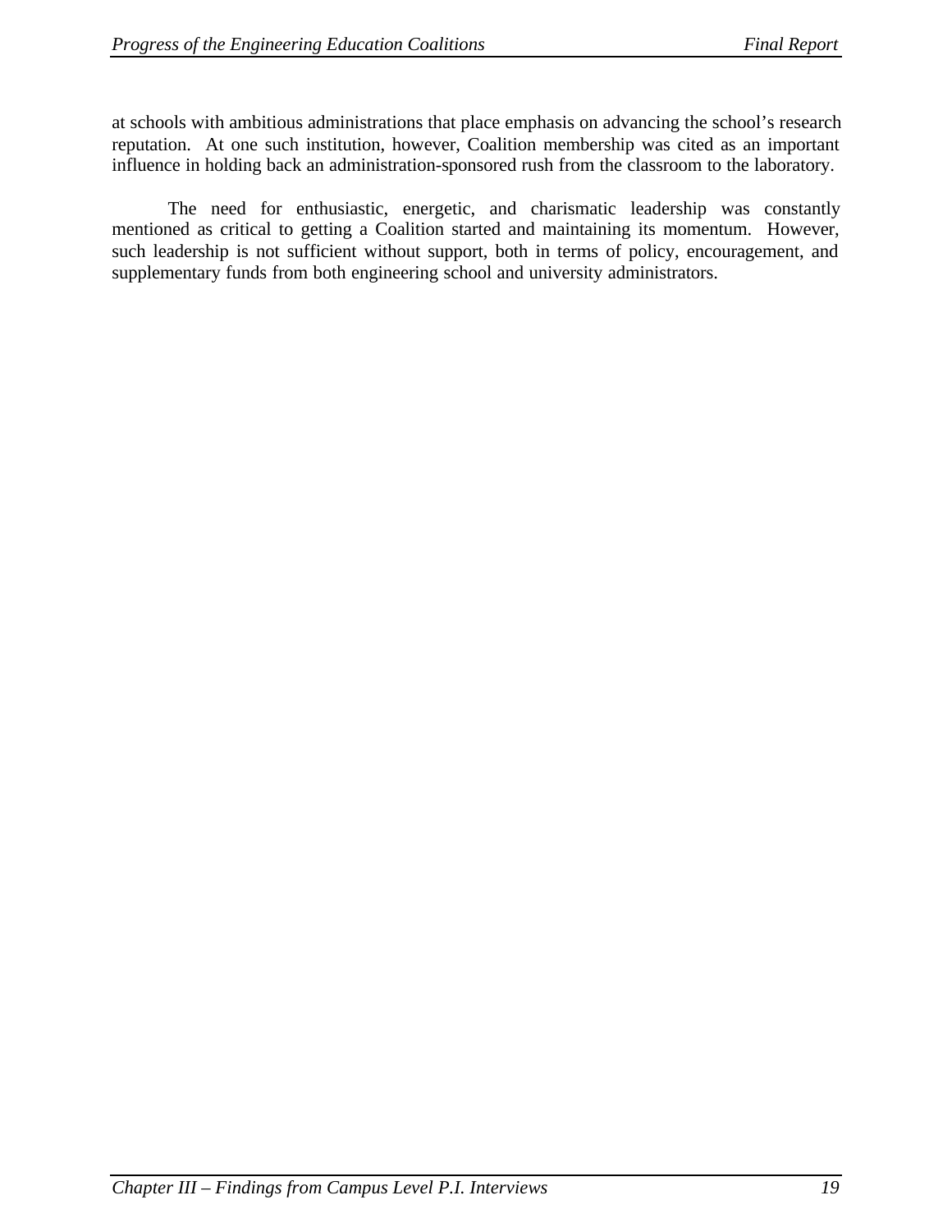at schools with ambitious administrations that place emphasis on advancing the school's research reputation. At one such institution, however, Coalition membership was cited as an important influence in holding back an administration-sponsored rush from the classroom to the laboratory.

The need for enthusiastic, energetic, and charismatic leadership was constantly mentioned as critical to getting a Coalition started and maintaining its momentum. However, such leadership is not sufficient without support, both in terms of policy, encouragement, and supplementary funds from both engineering school and university administrators.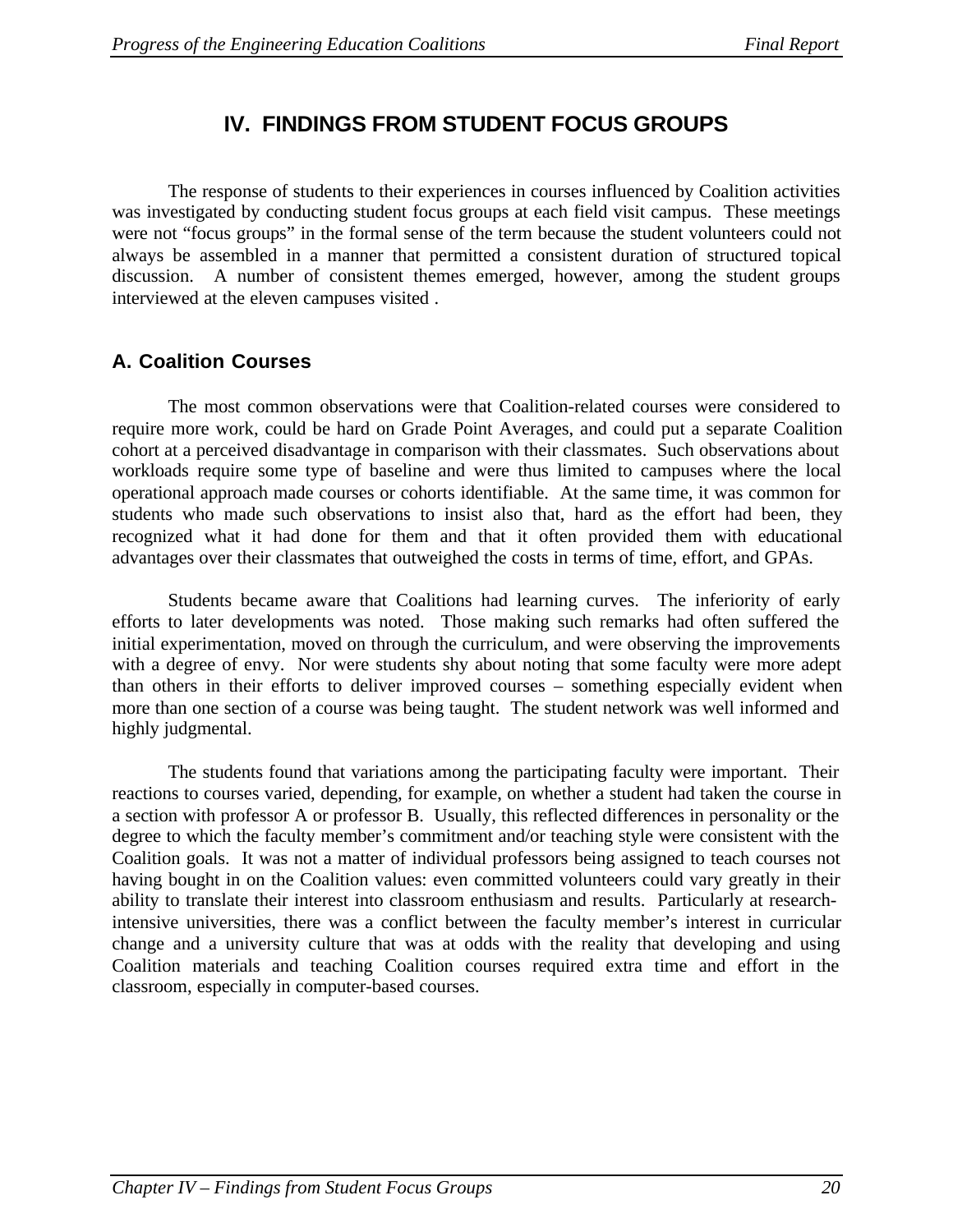# IV. FINDINGS FROM STUDENT FOCUS GROUPS

The response of students to their experiences in courses influenced by Coalition activities was investigated by conducting student focus groups at each field visit campus. These meetings were not "focus groups" in the formal sense of the term because the student volunteers could not always be assembled in a manner that permitted a consistent duration of structured topical discussion. A number of consistent themes emerged, however, among the student groups interviewed at the eleven campuses visited .

## A. Coalition Courses

The most common observations were that Coalition-related courses were considered to require more work, could be hard on Grade Point Averages, and could put a separate Coalition cohort at a perceived disadvantage in comparison with their classmates. Such observations about workloads require some type of baseline and were thus limited to campuses where the local operational approach made courses or cohorts identifiable. At the same time, it was common for students who made such observations to insist also that, hard as the effort had been, they recognized what it had done for them and that it often provided them with educational advantages over their classmates that outweighed the costs in terms of time, effort, and GPAs.

Students became aware that Coalitions had learning curves. The inferiority of early efforts to later developments was noted. Those making such remarks had often suffered the initial experimentation, moved on through the curriculum, and were observing the improvements with a degree of envy. Nor were students shy about noting that some faculty were more adept than others in their efforts to deliver improved courses – something especially evident when more than one section of a course was being taught. The student network was well informed and highly judgmental.

The students found that variations among the participating faculty were important. Their reactions to courses varied, depending, for example, on whether a student had taken the course in a section with professor A or professor B. Usually, this reflected differences in personality or the degree to which the faculty member's commitment and/or teaching style were consistent with the Coalition goals. It was not a matter of individual professors being assigned to teach courses not having bought in on the Coalition values: even committed volunteers could vary greatly in their ability to translate their interest into classroom enthusiasm and results. Particularly at research-intensive universities, there was a conflict between the faculty member's interest in curricular change and a university culture that was at odds with the reality that developing and using Coalition materials and teaching Coalition courses required extra time and effort in the classroom, especially in computer-based courses.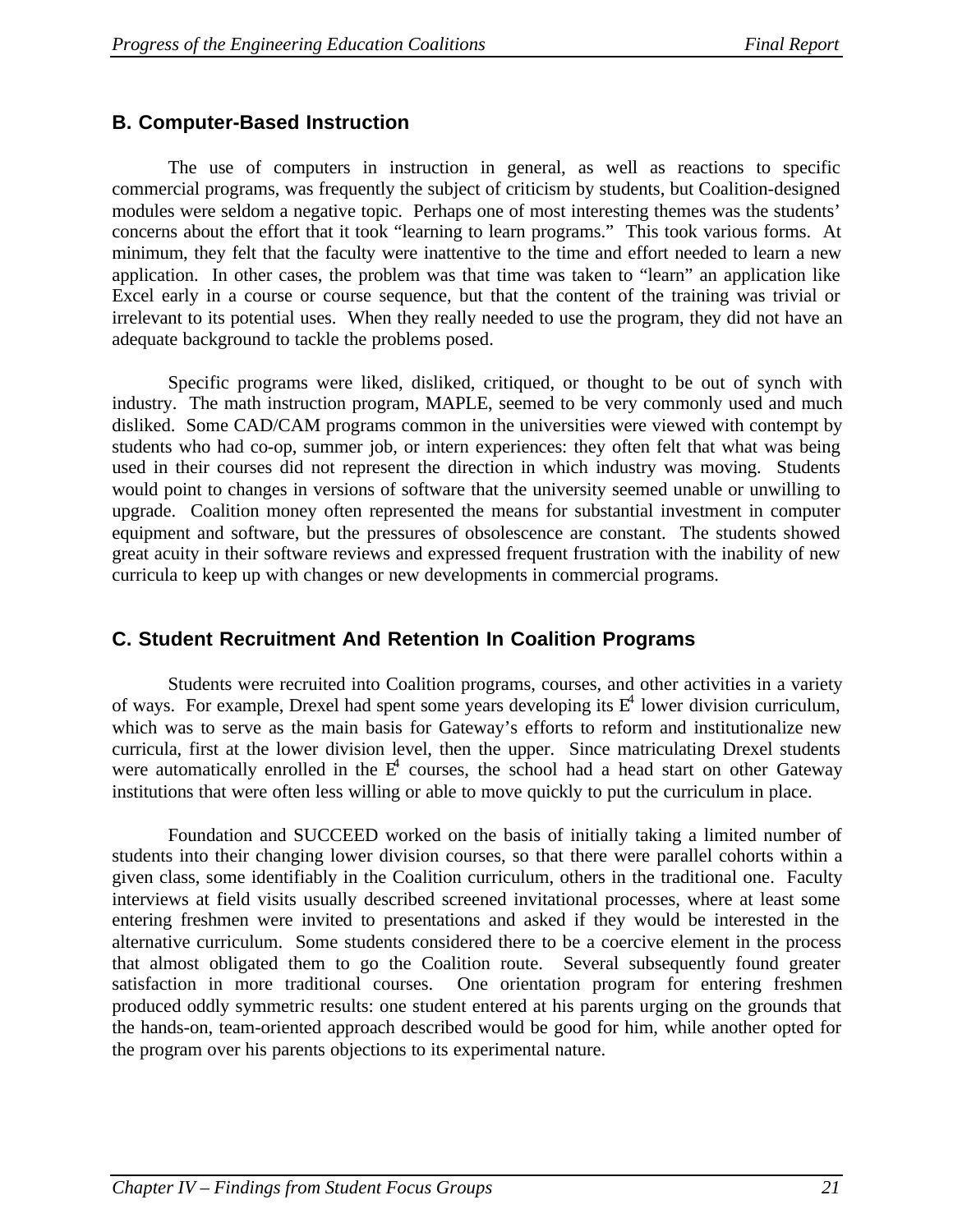## B. Computer-Based Instruction

The use of computers in instruction in general, as well as reactions to specific commercial programs, was frequently the subject of criticism by students, but Coalition-designed modules were seldom a negative topic. Perhaps one of most interesting themes was the students' concerns about the effort that it took "learning to learn programs." This took various forms. At minimum, they felt that the faculty were inattentive to the time and effort needed to learn a new application. In other cases, the problem was that time was taken to "learn" an application like Excel early in a course or course sequence, but that the content of the training was trivial or irrelevant to its potential uses. When they really needed to use the program, they did not have an adequate background to tackle the problems posed.

Specific programs were liked, disliked, critiqued, or thought to be out of synch with industry. The math instruction program, MAPLE, seemed to be very commonly used and much disliked. Some CAD/CAM programs common in the universities were viewed with contempt by students who had co-op, summer job, or intern experiences: they often felt that what was being used in their courses did not represent the direction in which industry was moving. Students would point to changes in versions of software that the university seemed unable or unwilling to upgrade. Coalition money often represented the means for substantial investment in computer equipment and software, but the pressures of obsolescence are constant. The students showed great acuity in their software reviews and expressed frequent frustration with the inability of new curricula to keep up with changes or new developments in commercial programs.

## C. Student Recruitment And Retention In Coalition Programs

Students were recruited into Coalition programs, courses, and other activities in a variety of ways. For example, Drexel had spent some years developing its $E^4$ lower division curriculum, which was to serve as the main basis for Gateway's efforts to reform and institutionalize new curricula, first at the lower division level, then the upper. Since matriculating Drexel students were automatically enrolled in the $E^4$ courses, the school had a head start on other Gateway institutions that were often less willing or able to move quickly to put the curriculum in place.

Foundation and SUCCEED worked on the basis of initially taking a limited number of students into their changing lower division courses, so that there were parallel cohorts within a given class, some identifiably in the Coalition curriculum, others in the traditional one. Faculty interviews at field visits usually described screened invitational processes, where at least some entering freshmen were invited to presentations and asked if they would be interested in the alternative curriculum. Some students considered there to be a coercive element in the process that almost obligated them to go the Coalition route. Several subsequently found greater satisfaction in more traditional courses. One orientation program for entering freshmen produced oddly symmetric results: one student entered at his parents urging on the grounds that the hands-on, team-oriented approach described would be good for him, while another opted for the program over his parents objections to its experimental nature.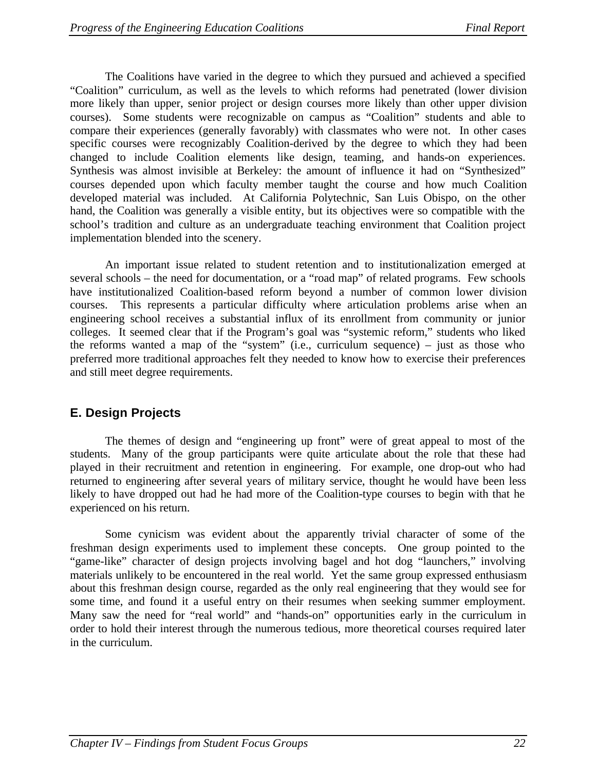The Coalitions have varied in the degree to which they pursued and achieved a specified "Coalition" curriculum, as well as the levels to which reforms had penetrated (lower division more likely than upper, senior project or design courses more likely than other upper division courses). Some students were recognizable on campus as "Coalition" students and able to compare their experiences (generally favorably) with classmates who were not. In other cases specific courses were recognizably Coalition-derived by the degree to which they had been changed to include Coalition elements like design, teaming, and hands-on experiences. Synthesis was almost invisible at Berkeley: the amount of influence it had on "Synthesized" courses depended upon which faculty member taught the course and how much Coalition developed material was included. At California Polytechnic, San Luis Obispo, on the other hand, the Coalition was generally a visible entity, but its objectives were so compatible with the school's tradition and culture as an undergraduate teaching environment that Coalition project implementation blended into the scenery.

An important issue related to student retention and to institutionalization emerged at several schools – the need for documentation, or a "road map" of related programs. Few schools have institutionalized Coalition-based reform beyond a number of common lower division courses. This represents a particular difficulty where articulation problems arise when an engineering school receives a substantial influx of its enrollment from community or junior colleges. It seemed clear that if the Program's goal was "systemic reform," students who liked the reforms wanted a map of the "system" (i.e., curriculum sequence) – just as those who preferred more traditional approaches felt they needed to know how to exercise their preferences and still meet degree requirements.

## E. Design Projects

The themes of design and "engineering up front" were of great appeal to most of the students. Many of the group participants were quite articulate about the role that these had played in their recruitment and retention in engineering. For example, one drop-out who had returned to engineering after several years of military service, thought he would have been less likely to have dropped out had he had more of the Coalition-type courses to begin with that he experienced on his return.

Some cynicism was evident about the apparently trivial character of some of the freshman design experiments used to implement these concepts. One group pointed to the "game-like" character of design projects involving bagel and hot dog "launchers," involving materials unlikely to be encountered in the real world. Yet the same group expressed enthusiasm about this freshman design course, regarded as the only real engineering that they would see for some time, and found it a useful entry on their resumes when seeking summer employment. Many saw the need for "real world" and "hands-on" opportunities early in the curriculum in order to hold their interest through the numerous tedious, more theoretical courses required later in the curriculum.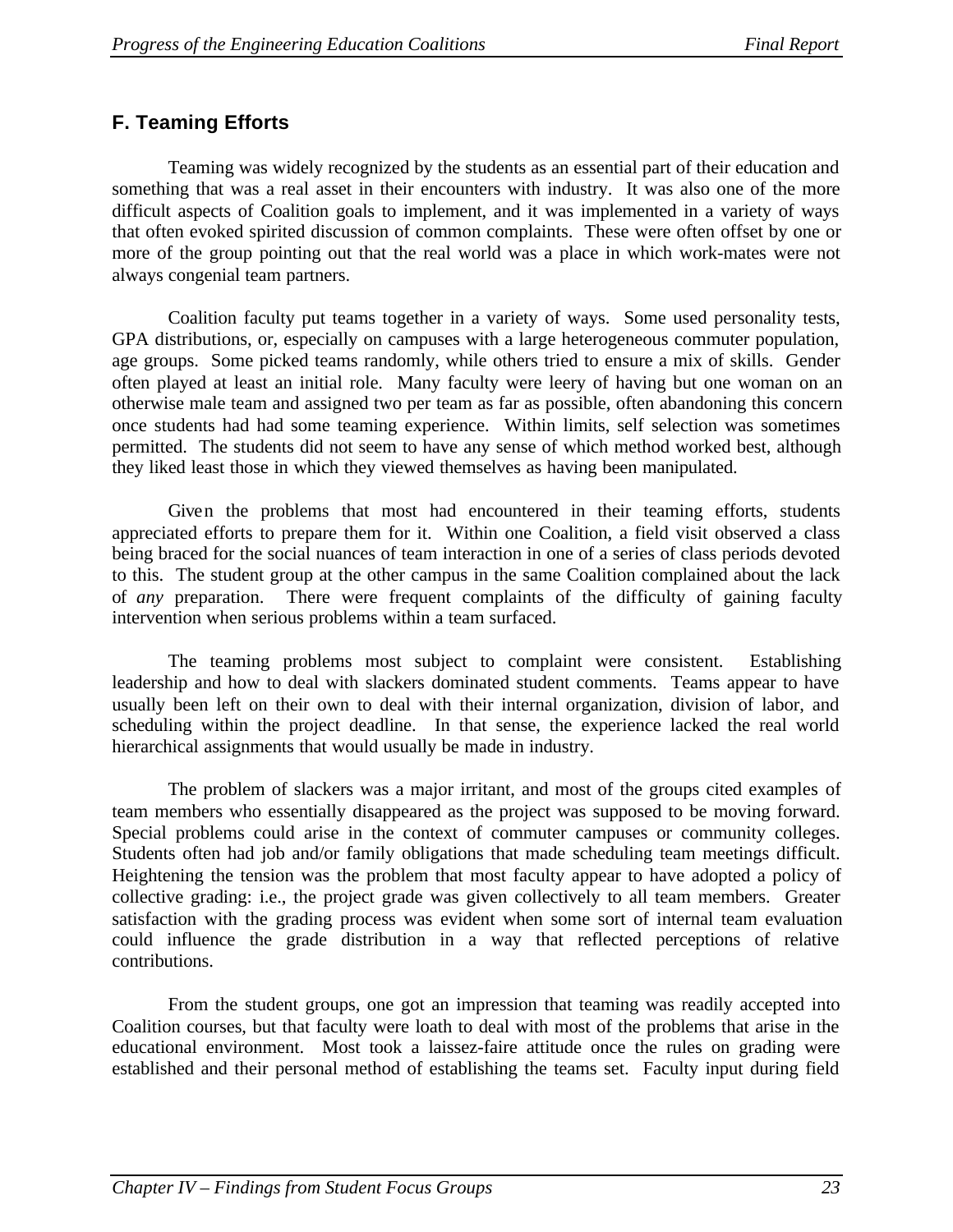## F. Teaming Efforts

Teaming was widely recognized by the students as an essential part of their education and something that was a real asset in their encounters with industry. It was also one of the more difficult aspects of Coalition goals to implement, and it was implemented in a variety of ways that often evoked spirited discussion of common complaints. These were often offset by one or more of the group pointing out that the real world was a place in which work-mates were not always congenial team partners.

Coalition faculty put teams together in a variety of ways. Some used personality tests, GPA distributions, or, especially on campuses with a large heterogeneous commuter population, age groups. Some picked teams randomly, while others tried to ensure a mix of skills. Gender often played at least an initial role. Many faculty were leery of having but one woman on an otherwise male team and assigned two per team as far as possible, often abandoning this concern once students had had some teaming experience. Within limits, self selection was sometimes permitted. The students did not seem to have any sense of which method worked best, although they liked least those in which they viewed themselves as having been manipulated.

Given the problems that most had encountered in their teaming efforts, students appreciated efforts to prepare them for it. Within one Coalition, a field visit observed a class being braced for the social nuances of team interaction in one of a series of class periods devoted to this. The student group at the other campus in the same Coalition complained about the lack of *any* preparation. There were frequent complaints of the difficulty of gaining faculty intervention when serious problems within a team surfaced.

The teaming problems most subject to complaint were consistent. Establishing leadership and how to deal with slackers dominated student comments. Teams appear to have usually been left on their own to deal with their internal organization, division of labor, and scheduling within the project deadline. In that sense, the experience lacked the real world hierarchical assignments that would usually be made in industry.

The problem of slackers was a major irritant, and most of the groups cited examples of team members who essentially disappeared as the project was supposed to be moving forward. Special problems could arise in the context of commuter campuses or community colleges. Students often had job and/or family obligations that made scheduling team meetings difficult. Heightening the tension was the problem that most faculty appear to have adopted a policy of collective grading: i.e., the project grade was given collectively to all team members. Greater satisfaction with the grading process was evident when some sort of internal team evaluation could influence the grade distribution in a way that reflected perceptions of relative contributions.

From the student groups, one got an impression that teaming was readily accepted into Coalition courses, but that faculty were loath to deal with most of the problems that arise in the educational environment. Most took a laissez-faire attitude once the rules on grading were established and their personal method of establishing the teams set. Faculty input during field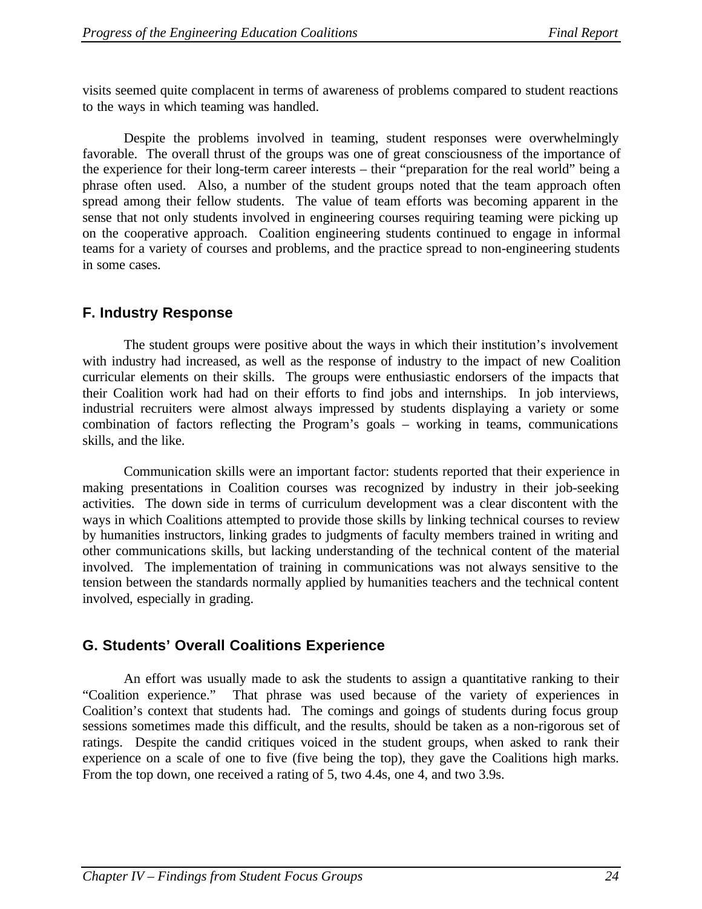visits seemed quite complacent in terms of awareness of problems compared to student reactions to the ways in which teaming was handled.

Despite the problems involved in teaming, student responses were overwhelmingly favorable. The overall thrust of the groups was one of great consciousness of the importance of the experience for their long-term career interests – their "preparation for the real world" being a phrase often used. Also, a number of the student groups noted that the team approach often spread among their fellow students. The value of team efforts was becoming apparent in the sense that not only students involved in engineering courses requiring teaming were picking up on the cooperative approach. Coalition engineering students continued to engage in informal teams for a variety of courses and problems, and the practice spread to non-engineering students in some cases.

## F. Industry Response

The student groups were positive about the ways in which their institution's involvement with industry had increased, as well as the response of industry to the impact of new Coalition curricular elements on their skills. The groups were enthusiastic endorsers of the impacts that their Coalition work had had on their efforts to find jobs and internships. In job interviews, industrial recruiters were almost always impressed by students displaying a variety or some combination of factors reflecting the Program's goals – working in teams, communications skills, and the like.

Communication skills were an important factor: students reported that their experience in making presentations in Coalition courses was recognized by industry in their job-seeking activities. The down side in terms of curriculum development was a clear discontent with the ways in which Coalitions attempted to provide those skills by linking technical courses to review by humanities instructors, linking grades to judgments of faculty members trained in writing and other communications skills, but lacking understanding of the technical content of the material involved. The implementation of training in communications was not always sensitive to the tension between the standards normally applied by humanities teachers and the technical content involved, especially in grading.

## G. Students' Overall Coalitions Experience

An effort was usually made to ask the students to assign a quantitative ranking to their "Coalition experience." That phrase was used because of the variety of experiences in Coalition's context that students had. The comings and goings of students during focus group sessions sometimes made this difficult, and the results, should be taken as a non-rigorous set of ratings. Despite the candid critiques voiced in the student groups, when asked to rank their experience on a scale of one to five (five being the top), they gave the Coalitions high marks. From the top down, one received a rating of 5, two 4.4s, one 4, and two 3.9s.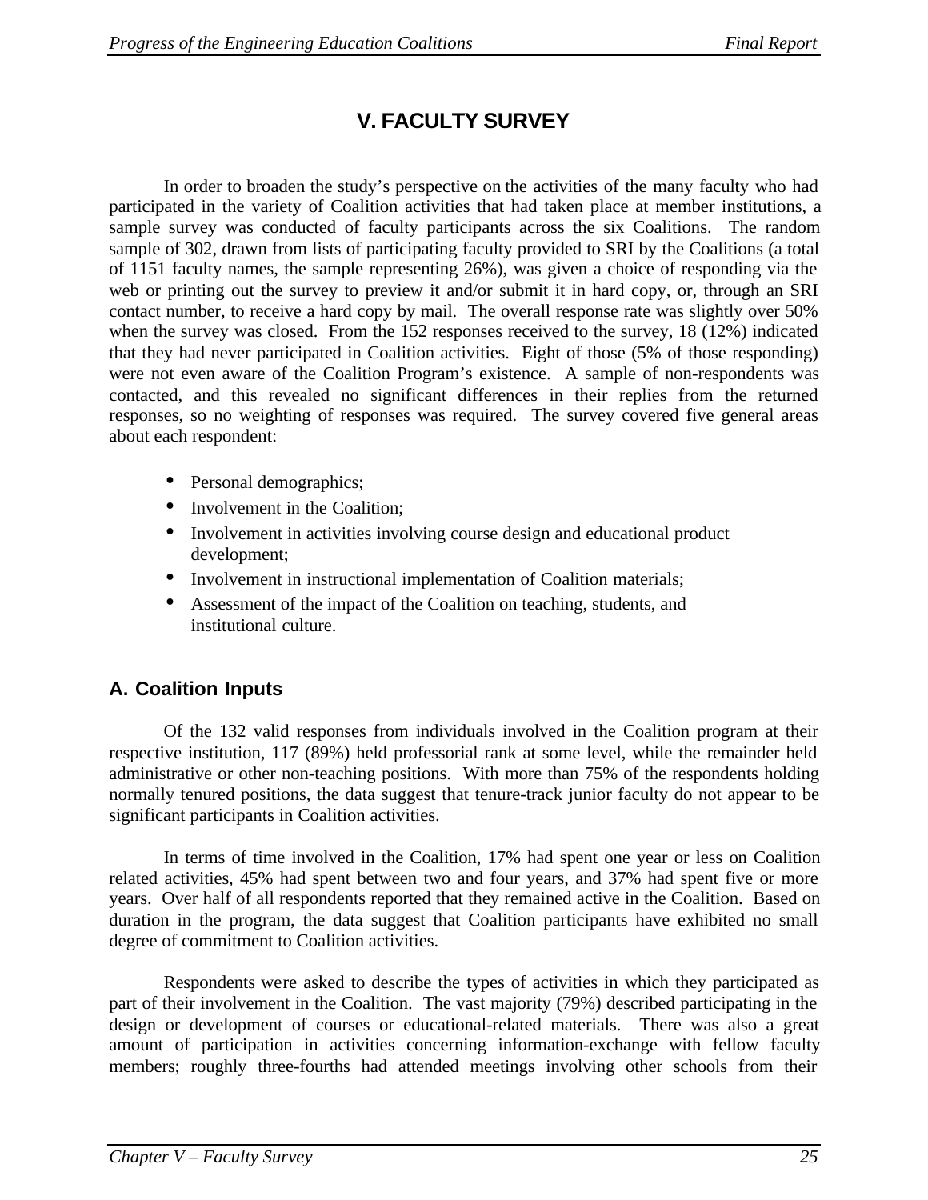# V. FACULTY SURVEY

In order to broaden the study's perspective on the activities of the many faculty who had participated in the variety of Coalition activities that had taken place at member institutions, a sample survey was conducted of faculty participants across the six Coalitions. The random sample of 302, drawn from lists of participating faculty provided to SRI by the Coalitions (a total of 1151 faculty names, the sample representing 26%), was given a choice of responding via the web or printing out the survey to preview it and/or submit it in hard copy, or, through an SRI contact number, to receive a hard copy by mail. The overall response rate was slightly over 50% when the survey was closed. From the 152 responses received to the survey, 18 (12%) indicated that they had never participated in Coalition activities. Eight of those (5% of those responding) were not even aware of the Coalition Program's existence. A sample of non-respondents was contacted, and this revealed no significant differences in their replies from the returned responses, so no weighting of responses was required. The survey covered five general areas about each respondent:

- Personal demographics;
- Involvement in the Coalition;
- Involvement in activities involving course design and educational product development;
- Involvement in instructional implementation of Coalition materials;
- Assessment of the impact of the Coalition on teaching, students, and institutional culture.

## A. Coalition Inputs

Of the 132 valid responses from individuals involved in the Coalition program at their respective institution, 117 (89%) held professorial rank at some level, while the remainder held administrative or other non-teaching positions. With more than 75% of the respondents holding normally tenured positions, the data suggest that tenure-track junior faculty do not appear to be significant participants in Coalition activities.

In terms of time involved in the Coalition, 17% had spent one year or less on Coalition related activities, 45% had spent between two and four years, and 37% had spent five or more years. Over half of all respondents reported that they remained active in the Coalition. Based on duration in the program, the data suggest that Coalition participants have exhibited no small degree of commitment to Coalition activities.

Respondents were asked to describe the types of activities in which they participated as part of their involvement in the Coalition. The vast majority (79%) described participating in the design or development of courses or educational-related materials. There was also a great amount of participation in activities concerning information-exchange with fellow faculty members; roughly three-fourths had attended meetings involving other schools from their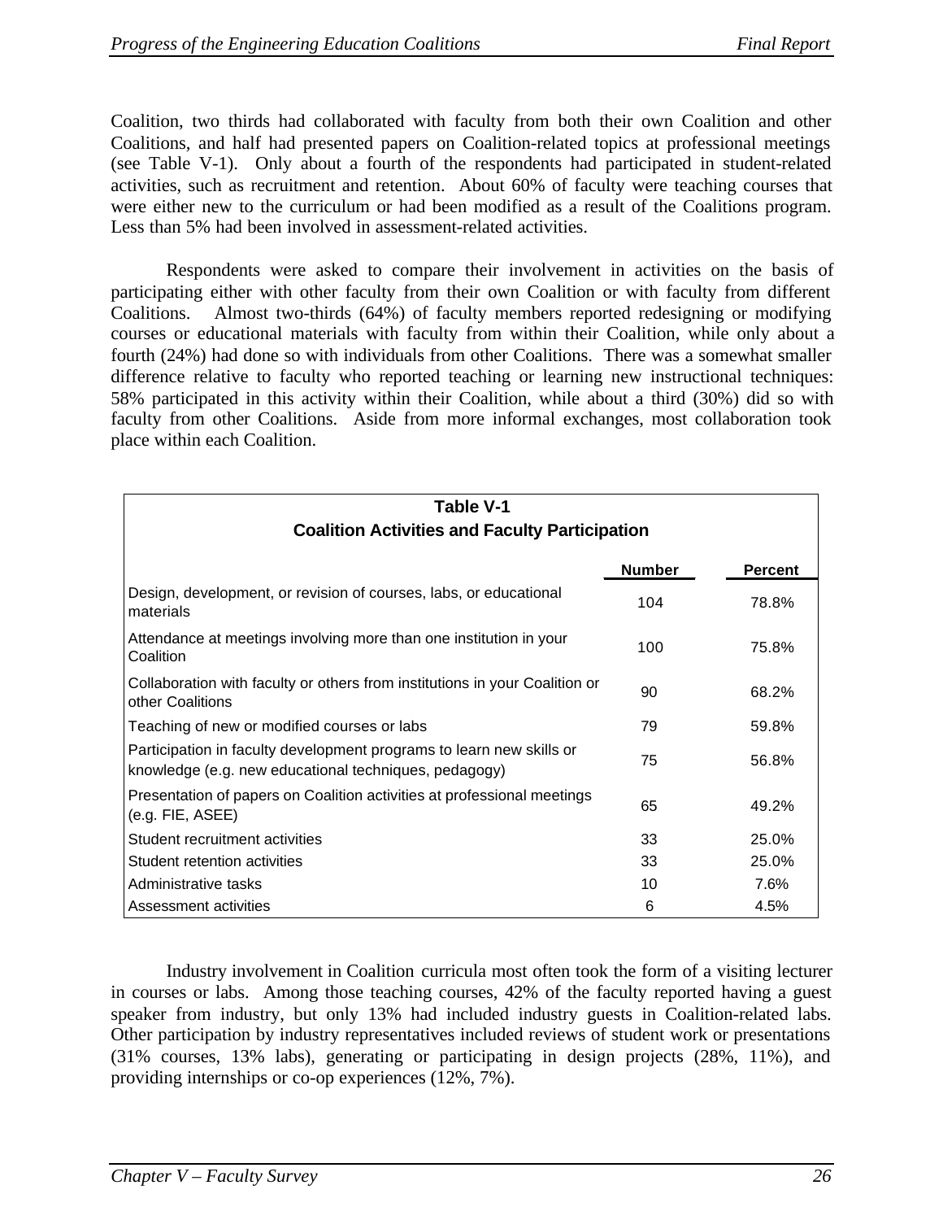Coalition, two thirds had collaborated with faculty from both their own Coalition and other Coalitions, and half had presented papers on Coalition-related topics at professional meetings (see Table V-1). Only about a fourth of the respondents had participated in student-related activities, such as recruitment and retention. About 60% of faculty were teaching courses that were either new to the curriculum or had been modified as a result of the Coalitions program. Less than 5% had been involved in assessment-related activities.

Respondents were asked to compare their involvement in activities on the basis of participating either with other faculty from their own Coalition or with faculty from different Coalitions. Almost two-thirds (64%) of faculty members reported redesigning or modifying courses or educational materials with faculty from within their Coalition, while only about a fourth (24%) had done so with individuals from other Coalitions. There was a somewhat smaller difference relative to faculty who reported teaching or learning new instructional techniques: 58% participated in this activity within their Coalition, while about a third (30%) did so with faculty from other Coalitions. Aside from more informal exchanges, most collaboration took place within each Coalition.

**Table V-1**
**Coalition Activities and Faculty Participation**

| | Number | Percent |
|---|---|---|
| Design, development, or revision of courses, labs, or educational materials | 104 | 78.8% |
| Attendance at meetings involving more than one institution in your Coalition | 100 | 75.8% |
| Collaboration with faculty or others from institutions in your Coalition or other Coalitions | 90 | 68.2% |
| Teaching of new or modified courses or labs | 79 | 59.8% |
| Participation in faculty development programs to learn new skills or knowledge (e.g. new educational techniques, pedagogy) | 75 | 56.8% |
| Presentation of papers on Coalition activities at professional meetings (e.g. FIE, ASEE) | 65 | 49.2% |
| Student recruitment activities | 33 | 25.0% |
| Student retention activities | 33 | 25.0% |
| Administrative tasks | 10 | 7.6% |
| Assessment activities | 6 | 4.5% |

Industry involvement in Coalition curricula most often took the form of a visiting lecturer in courses or labs. Among those teaching courses, 42% of the faculty reported having a guest speaker from industry, but only 13% had included industry guests in Coalition-related labs. Other participation by industry representatives included reviews of student work or presentations (31% courses, 13% labs), generating or participating in design projects (28%, 11%), and providing internships or co-op experiences (12%, 7%).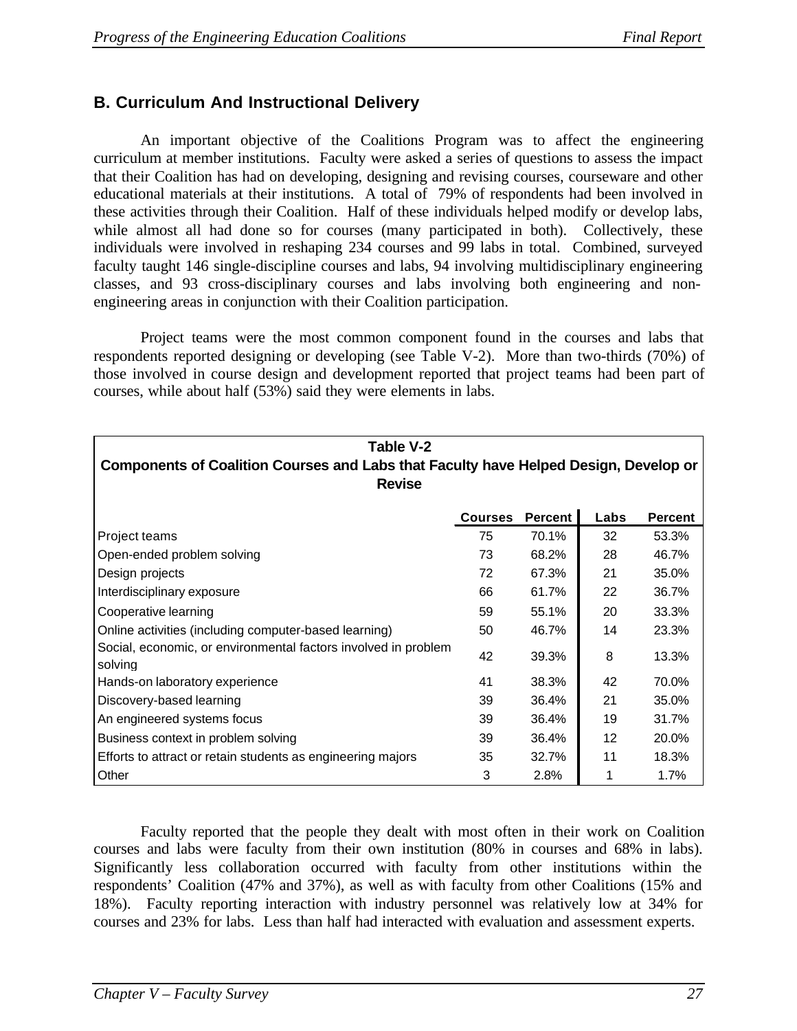## B. Curriculum And Instructional Delivery

An important objective of the Coalitions Program was to affect the engineering curriculum at member institutions. Faculty were asked a series of questions to assess the impact that their Coalition has had on developing, designing and revising courses, courseware and other educational materials at their institutions. A total of 79% of respondents had been involved in these activities through their Coalition. Half of these individuals helped modify or develop labs, while almost all had done so for courses (many participated in both). Collectively, these individuals were involved in reshaping 234 courses and 99 labs in total. Combined, surveyed faculty taught 146 single-discipline courses and labs, 94 involving multidisciplinary engineering classes, and 93 cross-disciplinary courses and labs involving both engineering and non-engineering areas in conjunction with their Coalition participation.

Project teams were the most common component found in the courses and labs that respondents reported designing or developing (see Table V-2). More than two-thirds (70%) of those involved in course design and development reported that project teams had been part of courses, while about half (53%) said they were elements in labs.

**Table V-2**
**Components of Coalition Courses and Labs that Faculty have Helped Design, Develop or Revise**

| | Courses | Percent | Labs | Percent |
|---|---|---|---|---|
| Project teams | 75 | 70.1% | 32 | 53.3% |
| Open-ended problem solving | 73 | 68.2% | 28 | 46.7% |
| Design projects | 72 | 67.3% | 21 | 35.0% |
| Interdisciplinary exposure | 66 | 61.7% | 22 | 36.7% |
| Cooperative learning | 59 | 55.1% | 20 | 33.3% |
| Online activities (including computer-based learning) | 50 | 46.7% | 14 | 23.3% |
| Social, economic, or environmental factors involved in problem solving | 42 | 39.3% | 8 | 13.3% |
| Hands-on laboratory experience | 41 | 38.3% | 42 | 70.0% |
| Discovery-based learning | 39 | 36.4% | 21 | 35.0% |
| An engineered systems focus | 39 | 36.4% | 19 | 31.7% |
| Business context in problem solving | 39 | 36.4% | 12 | 20.0% |
| Efforts to attract or retain students as engineering majors | 35 | 32.7% | 11 | 18.3% |
| Other | 3 | 2.8% | 1 | 1.7% |

Faculty reported that the people they dealt with most often in their work on Coalition courses and labs were faculty from their own institution (80% in courses and 68% in labs). Significantly less collaboration occurred with faculty from other institutions within the respondents' Coalition (47% and 37%), as well as with faculty from other Coalitions (15% and 18%). Faculty reporting interaction with industry personnel was relatively low at 34% for courses and 23% for labs. Less than half had interacted with evaluation and assessment experts.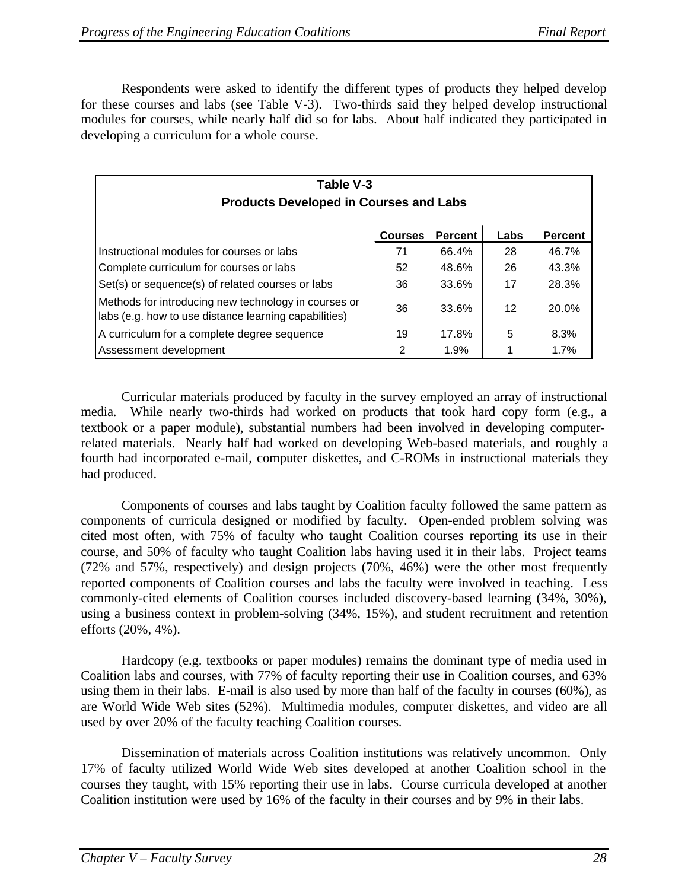Respondents were asked to identify the different types of products they helped develop for these courses and labs (see Table V-3). Two-thirds said they helped develop instructional modules for courses, while nearly half did so for labs. About half indicated they participated in developing a curriculum for a whole course.

**Table V-3**
**Products Developed in Courses and Labs**

| | Courses | Percent | Labs | Percent |
|---|---|---|---|---|
| Instructional modules for courses or labs | 71 | 66.4% | 28 | 46.7% |
| Complete curriculum for courses or labs | 52 | 48.6% | 26 | 43.3% |
| Set(s) or sequence(s) of related courses or labs | 36 | 33.6% | 17 | 28.3% |
| Methods for introducing new technology in courses or labs (e.g. how to use distance learning capabilities) | 36 | 33.6% | 12 | 20.0% |
| A curriculum for a complete degree sequence | 19 | 17.8% | 5 | 8.3% |
| Assessment development | 2 | 1.9% | 1 | 1.7% |

Curricular materials produced by faculty in the survey employed an array of instructional media. While nearly two-thirds had worked on products that took hard copy form (e.g., a textbook or a paper module), substantial numbers had been involved in developing computer-related materials. Nearly half had worked on developing Web-based materials, and roughly a fourth had incorporated e-mail, computer diskettes, and C-ROMs in instructional materials they had produced.

Components of courses and labs taught by Coalition faculty followed the same pattern as components of curricula designed or modified by faculty. Open-ended problem solving was cited most often, with 75% of faculty who taught Coalition courses reporting its use in their course, and 50% of faculty who taught Coalition labs having used it in their labs. Project teams (72% and 57%, respectively) and design projects (70%, 46%) were the other most frequently reported components of Coalition courses and labs the faculty were involved in teaching. Less commonly-cited elements of Coalition courses included discovery-based learning (34%, 30%), using a business context in problem-solving (34%, 15%), and student recruitment and retention efforts (20%, 4%).

Hardcopy (e.g. textbooks or paper modules) remains the dominant type of media used in Coalition labs and courses, with 77% of faculty reporting their use in Coalition courses, and 63% using them in their labs. E-mail is also used by more than half of the faculty in courses (60%), as are World Wide Web sites (52%). Multimedia modules, computer diskettes, and video are all used by over 20% of the faculty teaching Coalition courses.

Dissemination of materials across Coalition institutions was relatively uncommon. Only 17% of faculty utilized World Wide Web sites developed at another Coalition school in the courses they taught, with 15% reporting their use in labs. Course curricula developed at another Coalition institution were used by 16% of the faculty in their courses and by 9% in their labs.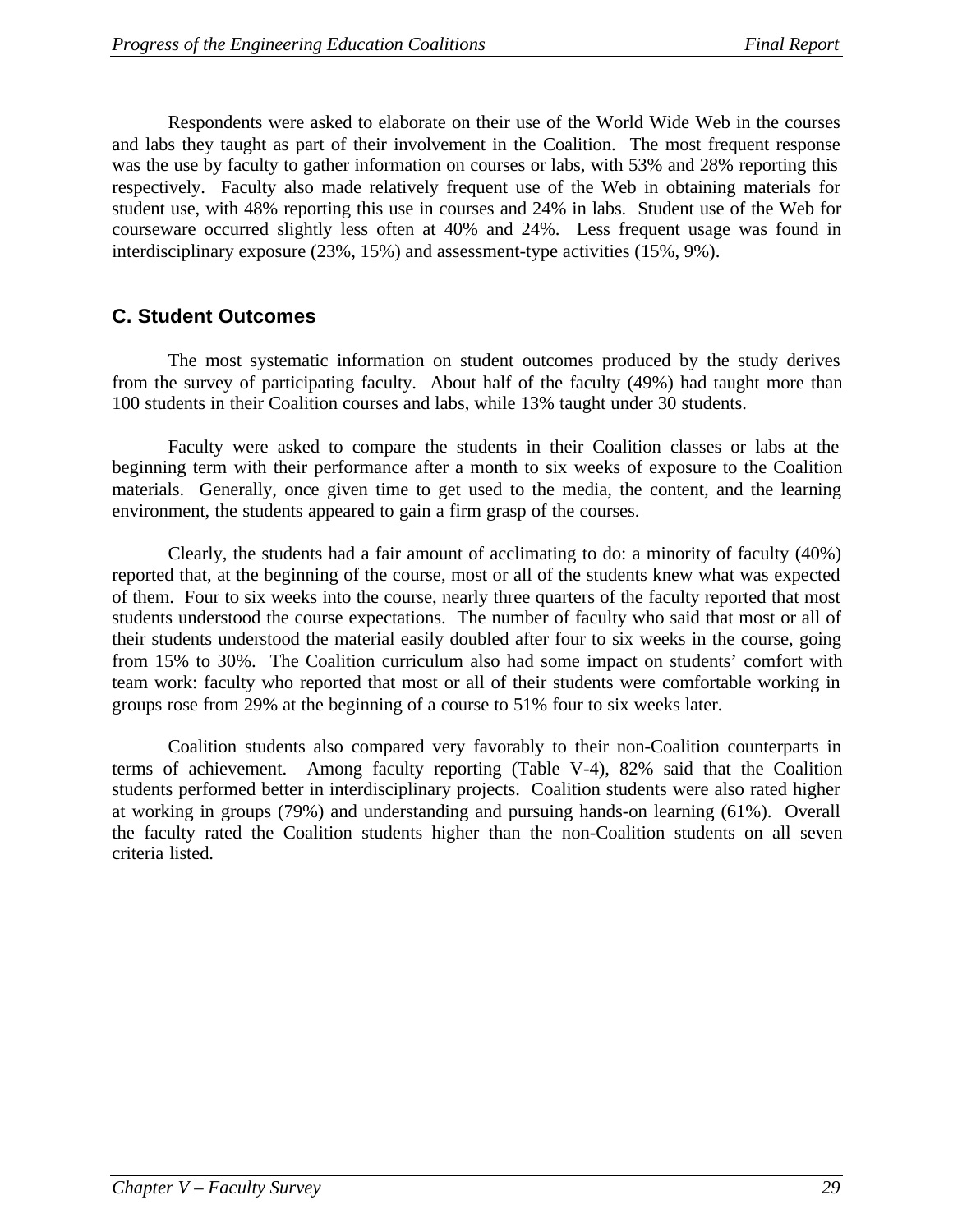Respondents were asked to elaborate on their use of the World Wide Web in the courses and labs they taught as part of their involvement in the Coalition. The most frequent response was the use by faculty to gather information on courses or labs, with 53% and 28% reporting this respectively. Faculty also made relatively frequent use of the Web in obtaining materials for student use, with 48% reporting this use in courses and 24% in labs. Student use of the Web for courseware occurred slightly less often at 40% and 24%. Less frequent usage was found in interdisciplinary exposure (23%, 15%) and assessment-type activities (15%, 9%).

## C. Student Outcomes

The most systematic information on student outcomes produced by the study derives from the survey of participating faculty. About half of the faculty (49%) had taught more than 100 students in their Coalition courses and labs, while 13% taught under 30 students.

Faculty were asked to compare the students in their Coalition classes or labs at the beginning term with their performance after a month to six weeks of exposure to the Coalition materials. Generally, once given time to get used to the media, the content, and the learning environment, the students appeared to gain a firm grasp of the courses.

Clearly, the students had a fair amount of acclimating to do: a minority of faculty (40%) reported that, at the beginning of the course, most or all of the students knew what was expected of them. Four to six weeks into the course, nearly three quarters of the faculty reported that most students understood the course expectations. The number of faculty who said that most or all of their students understood the material easily doubled after four to six weeks in the course, going from 15% to 30%. The Coalition curriculum also had some impact on students' comfort with team work: faculty who reported that most or all of their students were comfortable working in groups rose from 29% at the beginning of a course to 51% four to six weeks later.

Coalition students also compared very favorably to their non-Coalition counterparts in terms of achievement. Among faculty reporting (Table V-4), 82% said that the Coalition students performed better in interdisciplinary projects. Coalition students were also rated higher at working in groups (79%) and understanding and pursuing hands-on learning (61%). Overall the faculty rated the Coalition students higher than the non-Coalition students on all seven criteria listed.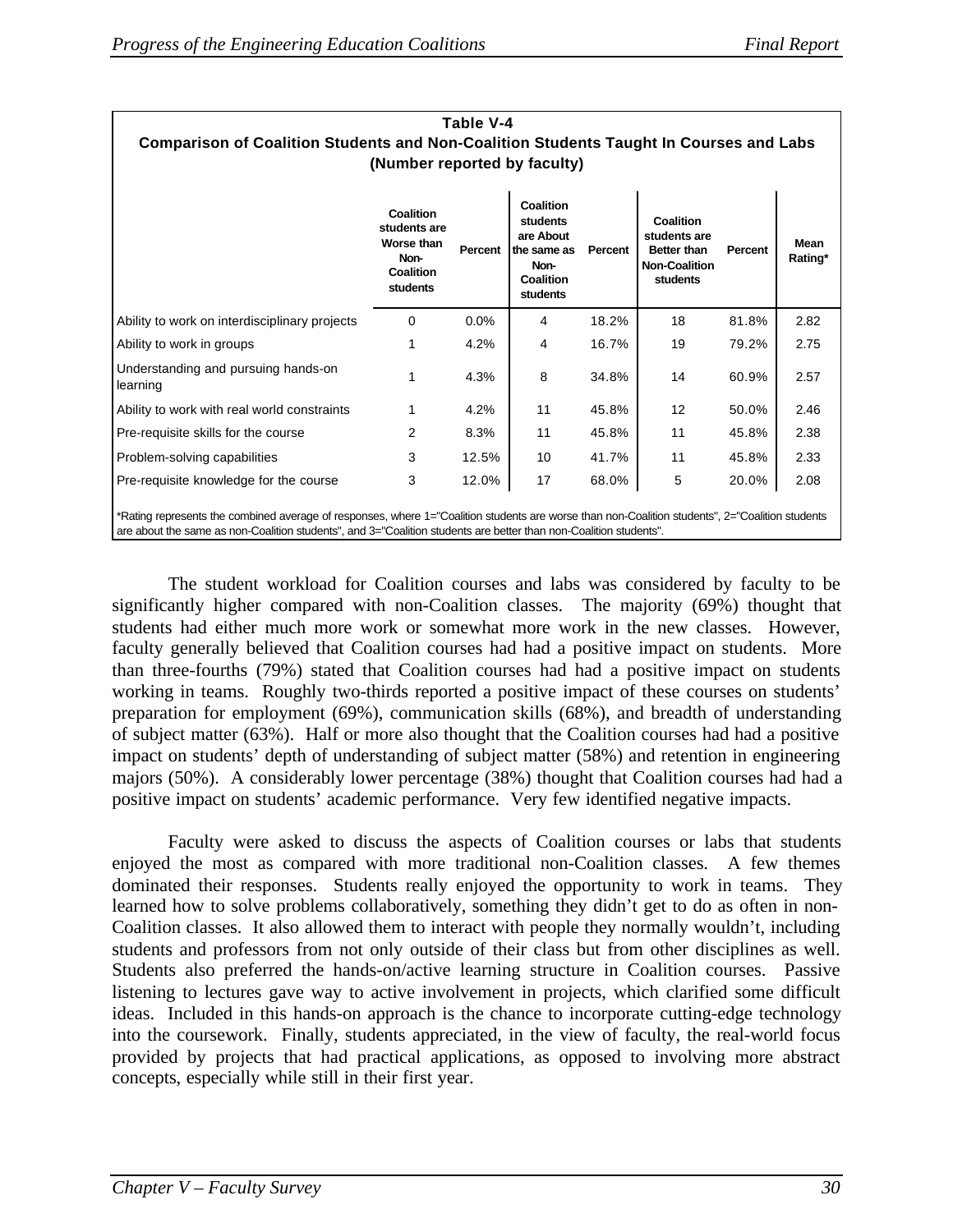**Table V-4**
**Comparison of Coalition Students and Non-Coalition Students Taught In Courses and Labs**
**(Number reported by faculty)**

| | Coalition students are Worse than Non-Coalition students | Percent | Coalition students are About the same as Non-Coalition students | Percent | Coalition students are Better than Non-Coalition students | Percent | Mean Rating* |
|---|---|---|---|---|---|---|---|
| Ability to work on interdisciplinary projects | 0 | 0.0% | 4 | 18.2% | 18 | 81.8% | 2.82 |
| Ability to work in groups | 1 | 4.2% | 4 | 16.7% | 19 | 79.2% | 2.75 |
| Understanding and pursuing hands-on learning | 1 | 4.3% | 8 | 34.8% | 14 | 60.9% | 2.57 |
| Ability to work with real world constraints | 1 | 4.2% | 11 | 45.8% | 12 | 50.0% | 2.46 |
| Pre-requisite skills for the course | 2 | 8.3% | 11 | 45.8% | 11 | 45.8% | 2.38 |
| Problem-solving capabilities | 3 | 12.5% | 10 | 41.7% | 11 | 45.8% | 2.33 |
| Pre-requisite knowledge for the course | 3 | 12.0% | 17 | 68.0% | 5 | 20.0% | 2.08 |

*Rating represents the combined average of responses, where 1="Coalition students are worse than non-Coalition students", 2="Coalition students are about the same as non-Coalition students", and 3="Coalition students are better than non-Coalition students".

The student workload for Coalition courses and labs was considered by faculty to be significantly higher compared with non-Coalition classes. The majority (69%) thought that students had either much more work or somewhat more work in the new classes. However, faculty generally believed that Coalition courses had had a positive impact on students. More than three-fourths (79%) stated that Coalition courses had had a positive impact on students working in teams. Roughly two-thirds reported a positive impact of these courses on students' preparation for employment (69%), communication skills (68%), and breadth of understanding of subject matter (63%). Half or more also thought that the Coalition courses had had a positive impact on students' depth of understanding of subject matter (58%) and retention in engineering majors (50%). A considerably lower percentage (38%) thought that Coalition courses had had a positive impact on students' academic performance. Very few identified negative impacts.

Faculty were asked to discuss the aspects of Coalition courses or labs that students enjoyed the most as compared with more traditional non-Coalition classes. A few themes dominated their responses. Students really enjoyed the opportunity to work in teams. They learned how to solve problems collaboratively, something they didn't get to do as often in non-Coalition classes. It also allowed them to interact with people they normally wouldn't, including students and professors from not only outside of their class but from other disciplines as well. Students also preferred the hands-on/active learning structure in Coalition courses. Passive listening to lectures gave way to active involvement in projects, which clarified some difficult ideas. Included in this hands-on approach is the chance to incorporate cutting-edge technology into the coursework. Finally, students appreciated, in the view of faculty, the real-world focus provided by projects that had practical applications, as opposed to involving more abstract concepts, especially while still in their first year.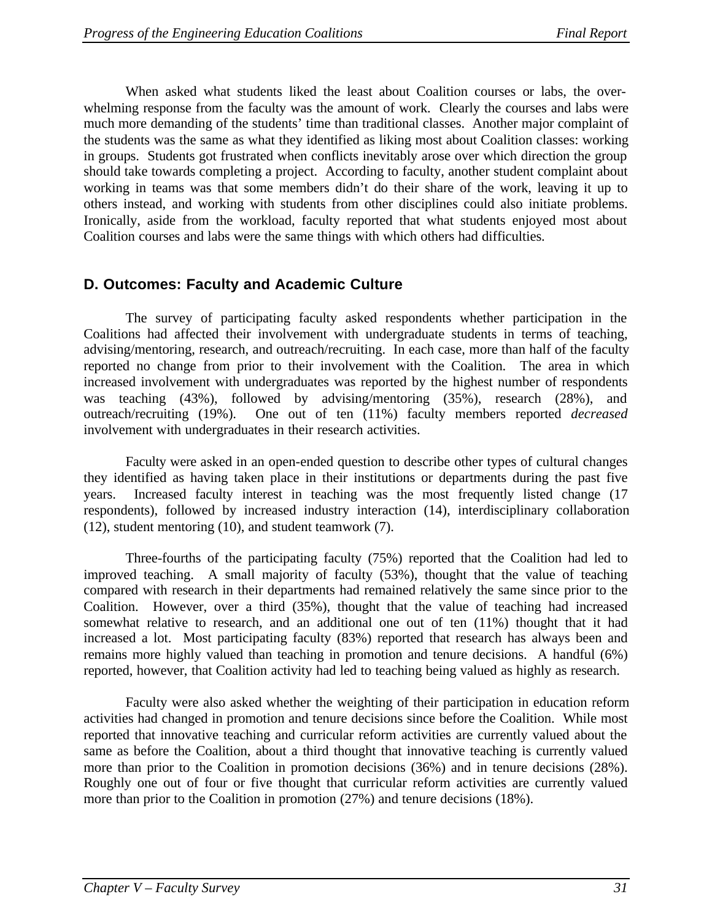When asked what students liked the least about Coalition courses or labs, the overwhelming response from the faculty was the amount of work. Clearly the courses and labs were much more demanding of the students' time than traditional classes. Another major complaint of the students was the same as what they identified as liking most about Coalition classes: working in groups. Students got frustrated when conflicts inevitably arose over which direction the group should take towards completing a project. According to faculty, another student complaint about working in teams was that some members didn't do their share of the work, leaving it up to others instead, and working with students from other disciplines could also initiate problems. Ironically, aside from the workload, faculty reported that what students enjoyed most about Coalition courses and labs were the same things with which others had difficulties.

## D. Outcomes: Faculty and Academic Culture

The survey of participating faculty asked respondents whether participation in the Coalitions had affected their involvement with undergraduate students in terms of teaching, advising/mentoring, research, and outreach/recruiting. In each case, more than half of the faculty reported no change from prior to their involvement with the Coalition. The area in which increased involvement with undergraduates was reported by the highest number of respondents was teaching (43%), followed by advising/mentoring (35%), research (28%), and outreach/recruiting (19%). One out of ten (11%) faculty members reported *decreased* involvement with undergraduates in their research activities.

Faculty were asked in an open-ended question to describe other types of cultural changes they identified as having taken place in their institutions or departments during the past five years. Increased faculty interest in teaching was the most frequently listed change (17 respondents), followed by increased industry interaction (14), interdisciplinary collaboration (12), student mentoring (10), and student teamwork (7).

Three-fourths of the participating faculty (75%) reported that the Coalition had led to improved teaching. A small majority of faculty (53%), thought that the value of teaching compared with research in their departments had remained relatively the same since prior to the Coalition. However, over a third (35%), thought that the value of teaching had increased somewhat relative to research, and an additional one out of ten (11%) thought that it had increased a lot. Most participating faculty (83%) reported that research has always been and remains more highly valued than teaching in promotion and tenure decisions. A handful (6%) reported, however, that Coalition activity had led to teaching being valued as highly as research.

Faculty were also asked whether the weighting of their participation in education reform activities had changed in promotion and tenure decisions since before the Coalition. While most reported that innovative teaching and curricular reform activities are currently valued about the same as before the Coalition, about a third thought that innovative teaching is currently valued more than prior to the Coalition in promotion decisions (36%) and in tenure decisions (28%). Roughly one out of four or five thought that curricular reform activities are currently valued more than prior to the Coalition in promotion (27%) and tenure decisions (18%).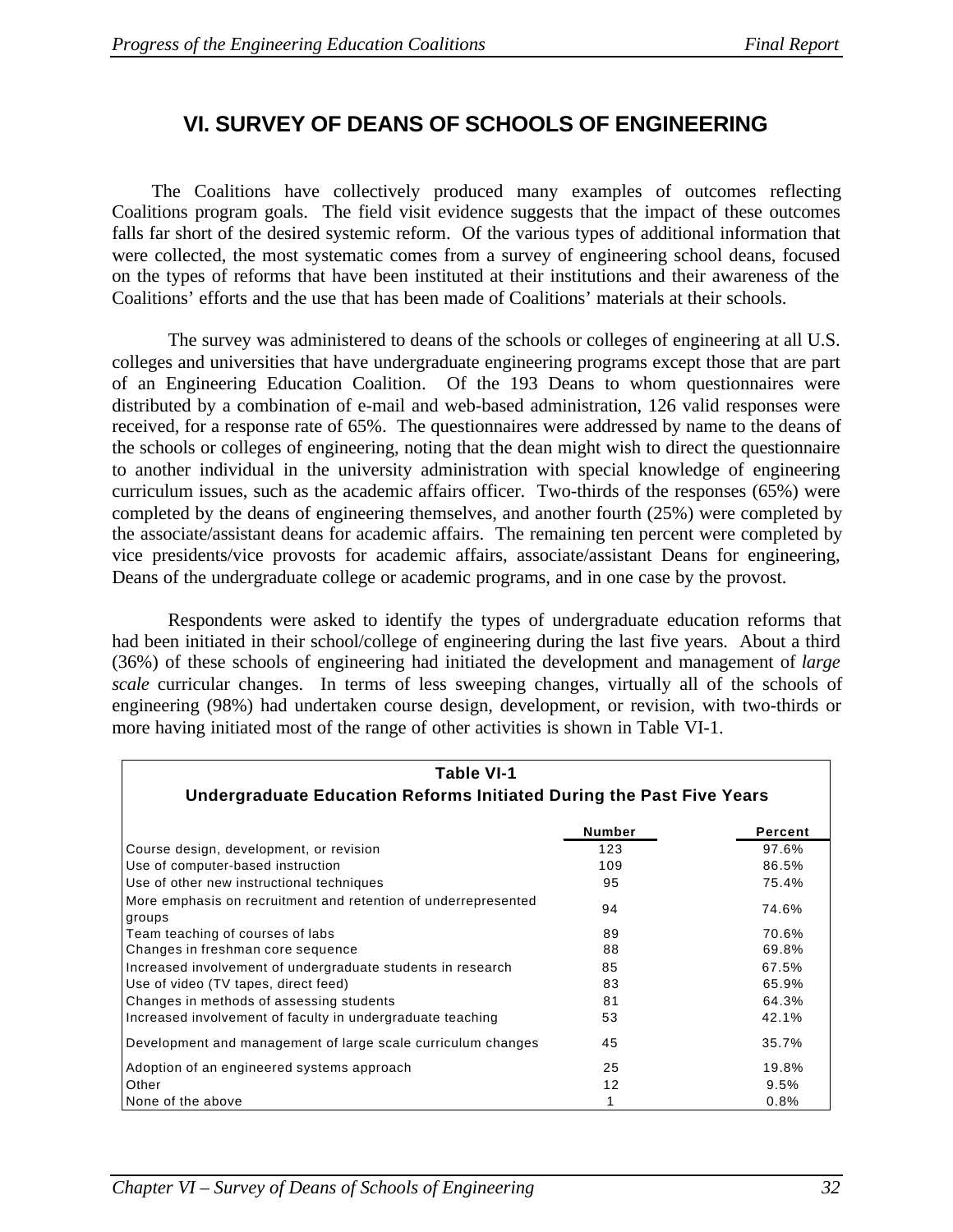# VI. SURVEY OF DEANS OF SCHOOLS OF ENGINEERING

The Coalitions have collectively produced many examples of outcomes reflecting Coalitions program goals. The field visit evidence suggests that the impact of these outcomes falls far short of the desired systemic reform. Of the various types of additional information that were collected, the most systematic comes from a survey of engineering school deans, focused on the types of reforms that have been instituted at their institutions and their awareness of the Coalitions' efforts and the use that has been made of Coalitions' materials at their schools.

The survey was administered to deans of the schools or colleges of engineering at all U.S. colleges and universities that have undergraduate engineering programs except those that are part of an Engineering Education Coalition. Of the 193 Deans to whom questionnaires were distributed by a combination of e-mail and web-based administration, 126 valid responses were received, for a response rate of 65%. The questionnaires were addressed by name to the deans of the schools or colleges of engineering, noting that the dean might wish to direct the questionnaire to another individual in the university administration with special knowledge of engineering curriculum issues, such as the academic affairs officer. Two-thirds of the responses (65%) were completed by the deans of engineering themselves, and another fourth (25%) were completed by the associate/assistant deans for academic affairs. The remaining ten percent were completed by vice presidents/vice provosts for academic affairs, associate/assistant Deans for engineering, Deans of the undergraduate college or academic programs, and in one case by the provost.

Respondents were asked to identify the types of undergraduate education reforms that had been initiated in their school/college of engineering during the last five years. About a third (36%) of these schools of engineering had initiated the development and management of *large scale* curricular changes. In terms of less sweeping changes, virtually all of the schools of engineering (98%) had undertaken course design, development, or revision, with two-thirds or more having initiated most of the range of other activities is shown in Table VI-1.

**Table VI-1**
**Undergraduate Education Reforms Initiated During the Past Five Years**

| | Number | Percent |
|---|---|---|
| Course design, development, or revision | 123 | 97.6% |
| Use of computer-based instruction | 109 | 86.5% |
| Use of other new instructional techniques | 95 | 75.4% |
| More emphasis on recruitment and retention of underrepresented groups | 94 | 74.6% |
| Team teaching of courses of labs | 89 | 70.6% |
| Changes in freshman core sequence | 88 | 69.8% |
| Increased involvement of undergraduate students in research | 85 | 67.5% |
| Use of video (TV tapes, direct feed) | 83 | 65.9% |
| Changes in methods of assessing students | 81 | 64.3% |
| Increased involvement of faculty in undergraduate teaching | 53 | 42.1% |
| Development and management of large scale curriculum changes | 45 | 35.7% |
| Adoption of an engineered systems approach | 25 | 19.8% |
| Other | 12 | 9.5% |
| None of the above | 1 | 0.8% |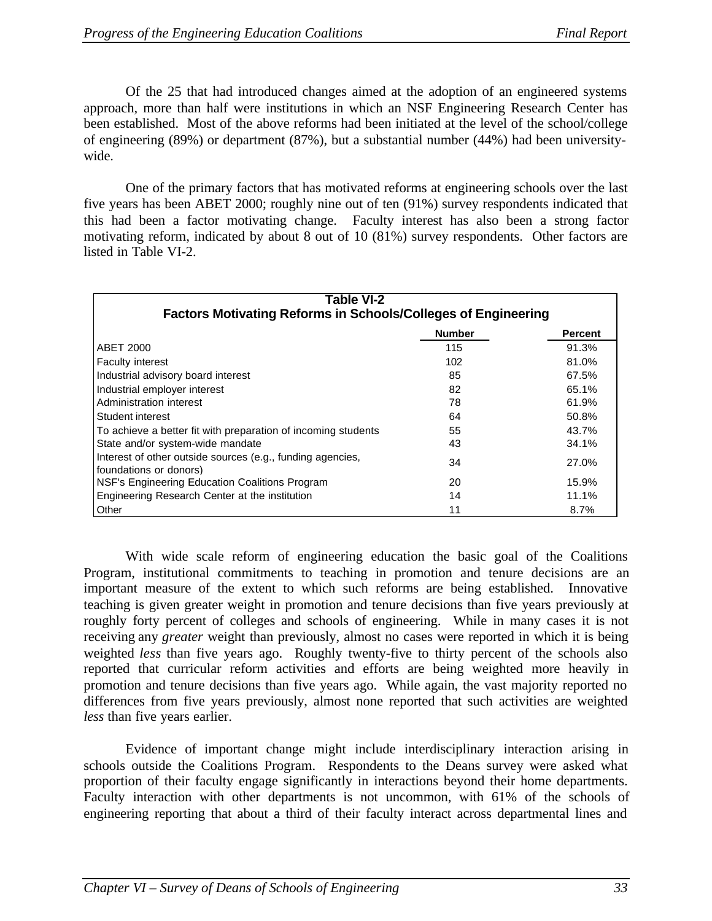Of the 25 that had introduced changes aimed at the adoption of an engineered systems approach, more than half were institutions in which an NSF Engineering Research Center has been established. Most of the above reforms had been initiated at the level of the school/college of engineering (89%) or department (87%), but a substantial number (44%) had been university-wide.

One of the primary factors that has motivated reforms at engineering schools over the last five years has been ABET 2000; roughly nine out of ten (91%) survey respondents indicated that this had been a factor motivating change. Faculty interest has also been a strong factor motivating reform, indicated by about 8 out of 10 (81%) survey respondents. Other factors are listed in Table VI-2.

**Table VI-2**
**Factors Motivating Reforms in Schools/Colleges of Engineering**

| | Number | Percent |
|---|---|---|
| ABET 2000 | 115 | 91.3% |
| Faculty interest | 102 | 81.0% |
| Industrial advisory board interest | 85 | 67.5% |
| Industrial employer interest | 82 | 65.1% |
| Administration interest | 78 | 61.9% |
| Student interest | 64 | 50.8% |
| To achieve a better fit with preparation of incoming students | 55 | 43.7% |
| State and/or system-wide mandate | 43 | 34.1% |
| Interest of other outside sources (e.g., funding agencies, foundations or donors) | 34 | 27.0% |
| NSF's Engineering Education Coalitions Program | 20 | 15.9% |
| Engineering Research Center at the institution | 14 | 11.1% |
| Other | 11 | 8.7% |

With wide scale reform of engineering education the basic goal of the Coalitions Program, institutional commitments to teaching in promotion and tenure decisions are an important measure of the extent to which such reforms are being established. Innovative teaching is given greater weight in promotion and tenure decisions than five years previously at roughly forty percent of colleges and schools of engineering. While in many cases it is not receiving any *greater* weight than previously, almost no cases were reported in which it is being weighted *less* than five years ago. Roughly twenty-five to thirty percent of the schools also reported that curricular reform activities and efforts are being weighted more heavily in promotion and tenure decisions than five years ago. While again, the vast majority reported no differences from five years previously, almost none reported that such activities are weighted *less* than five years earlier.

Evidence of important change might include interdisciplinary interaction arising in schools outside the Coalitions Program. Respondents to the Deans survey were asked what proportion of their faculty engage significantly in interactions beyond their home departments. Faculty interaction with other departments is not uncommon, with 61% of the schools of engineering reporting that about a third of their faculty interact across departmental lines and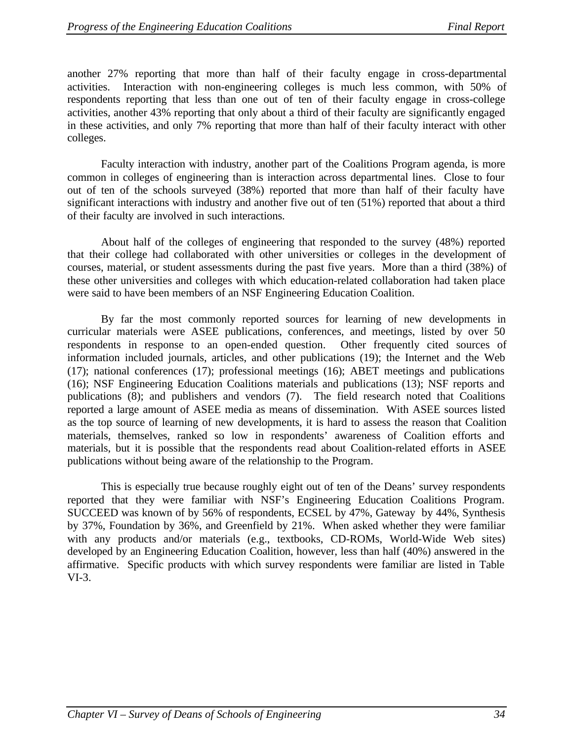another 27% reporting that more than half of their faculty engage in cross-departmental activities. Interaction with non-engineering colleges is much less common, with 50% of respondents reporting that less than one out of ten of their faculty engage in cross-college activities, another 43% reporting that only about a third of their faculty are significantly engaged in these activities, and only 7% reporting that more than half of their faculty interact with other colleges.

Faculty interaction with industry, another part of the Coalitions Program agenda, is more common in colleges of engineering than is interaction across departmental lines. Close to four out of ten of the schools surveyed (38%) reported that more than half of their faculty have significant interactions with industry and another five out of ten (51%) reported that about a third of their faculty are involved in such interactions.

About half of the colleges of engineering that responded to the survey (48%) reported that their college had collaborated with other universities or colleges in the development of courses, material, or student assessments during the past five years. More than a third (38%) of these other universities and colleges with which education-related collaboration had taken place were said to have been members of an NSF Engineering Education Coalition.

By far the most commonly reported sources for learning of new developments in curricular materials were ASEE publications, conferences, and meetings, listed by over 50 respondents in response to an open-ended question. Other frequently cited sources of information included journals, articles, and other publications (19); the Internet and the Web (17); national conferences (17); professional meetings (16); ABET meetings and publications (16); NSF Engineering Education Coalitions materials and publications (13); NSF reports and publications (8); and publishers and vendors (7). The field research noted that Coalitions reported a large amount of ASEE media as means of dissemination. With ASEE sources listed as the top source of learning of new developments, it is hard to assess the reason that Coalition materials, themselves, ranked so low in respondents' awareness of Coalition efforts and materials, but it is possible that the respondents read about Coalition-related efforts in ASEE publications without being aware of the relationship to the Program.

This is especially true because roughly eight out of ten of the Deans' survey respondents reported that they were familiar with NSF's Engineering Education Coalitions Program. SUCCEED was known of by 56% of respondents, ECSEL by 47%, Gateway by 44%, Synthesis by 37%, Foundation by 36%, and Greenfield by 21%. When asked whether they were familiar with any products and/or materials (e.g., textbooks, CD-ROMs, World-Wide Web sites) developed by an Engineering Education Coalition, however, less than half (40%) answered in the affirmative. Specific products with which survey respondents were familiar are listed in Table VI-3.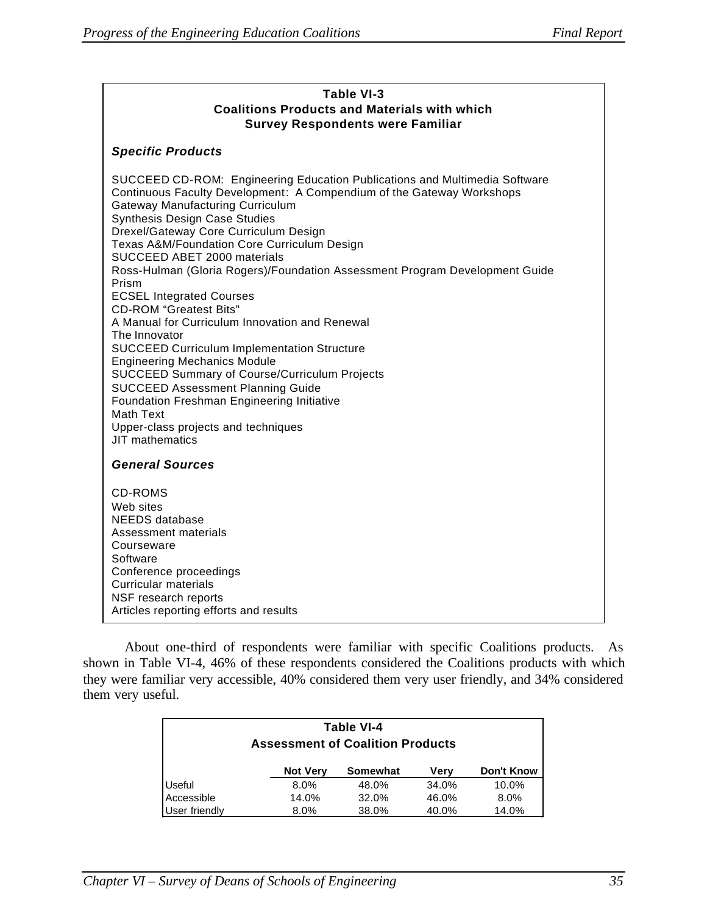**Table VI-3**
**Coalitions Products and Materials with which Survey Respondents were Familiar**

***Specific Products***

SUCCEED CD-ROM: Engineering Education Publications and Multimedia Software
Continuous Faculty Development: A Compendium of the Gateway Workshops
Gateway Manufacturing Curriculum
Synthesis Design Case Studies
Drexel/Gateway Core Curriculum Design
Texas A&M/Foundation Core Curriculum Design
SUCCEED ABET 2000 materials
Ross-Hulman (Gloria Rogers)/Foundation Assessment Program Development Guide
Prism
ECSEL Integrated Courses
CD-ROM "Greatest Bits"
A Manual for Curriculum Innovation and Renewal
The Innovator
SUCCEED Curriculum Implementation Structure
Engineering Mechanics Module
SUCCEED Summary of Course/Curriculum Projects
SUCCEED Assessment Planning Guide
Foundation Freshman Engineering Initiative
Math Text
Upper-class projects and techniques
JIT mathematics

***General Sources***

CD-ROMS
Web sites
NEEDS database
Assessment materials
Courseware
Software
Conference proceedings
Curricular materials
NSF research reports
Articles reporting efforts and results

About one-third of respondents were familiar with specific Coalitions products. As shown in Table VI-4, 46% of these respondents considered the Coalitions products with which they were familiar very accessible, 40% considered them very user friendly, and 34% considered them very useful.

**Table VI-4**
**Assessment of Coalition Products**

| | Not Very | Somewhat | Very | Don't Know |
|---|---|---|---|---|
| Useful | 8.0% | 48.0% | 34.0% | 10.0% |
| Accessible | 14.0% | 32.0% | 46.0% | 8.0% |
| User friendly | 8.0% | 38.0% | 40.0% | 14.0% |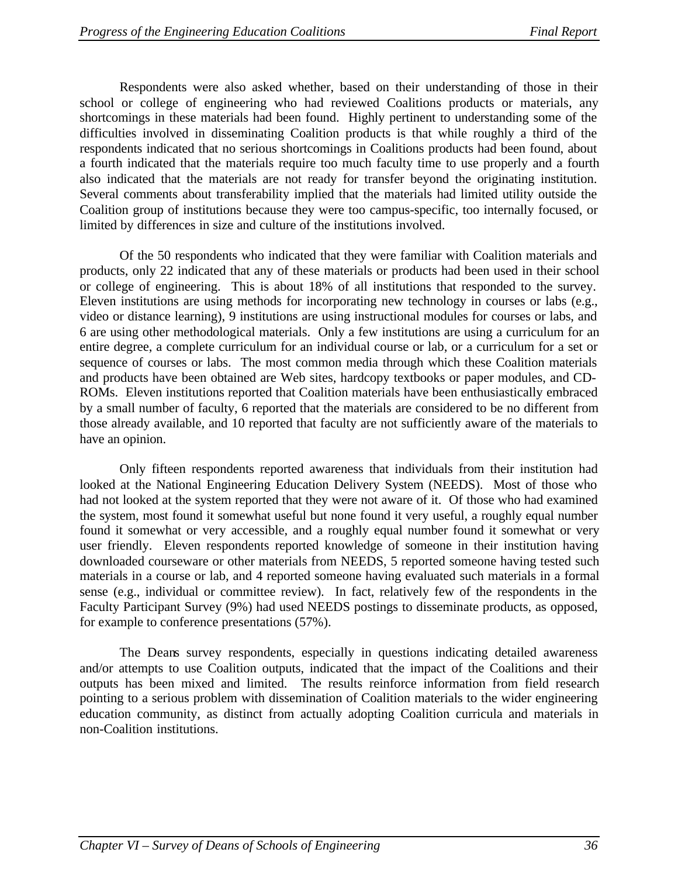Respondents were also asked whether, based on their understanding of those in their school or college of engineering who had reviewed Coalitions products or materials, any shortcomings in these materials had been found. Highly pertinent to understanding some of the difficulties involved in disseminating Coalition products is that while roughly a third of the respondents indicated that no serious shortcomings in Coalitions products had been found, about a fourth indicated that the materials require too much faculty time to use properly and a fourth also indicated that the materials are not ready for transfer beyond the originating institution. Several comments about transferability implied that the materials had limited utility outside the Coalition group of institutions because they were too campus-specific, too internally focused, or limited by differences in size and culture of the institutions involved.

Of the 50 respondents who indicated that they were familiar with Coalition materials and products, only 22 indicated that any of these materials or products had been used in their school or college of engineering. This is about 18% of all institutions that responded to the survey. Eleven institutions are using methods for incorporating new technology in courses or labs (e.g., video or distance learning), 9 institutions are using instructional modules for courses or labs, and 6 are using other methodological materials. Only a few institutions are using a curriculum for an entire degree, a complete curriculum for an individual course or lab, or a curriculum for a set or sequence of courses or labs. The most common media through which these Coalition materials and products have been obtained are Web sites, hardcopy textbooks or paper modules, and CD-ROMs. Eleven institutions reported that Coalition materials have been enthusiastically embraced by a small number of faculty, 6 reported that the materials are considered to be no different from those already available, and 10 reported that faculty are not sufficiently aware of the materials to have an opinion.

Only fifteen respondents reported awareness that individuals from their institution had looked at the National Engineering Education Delivery System (NEEDS). Most of those who had not looked at the system reported that they were not aware of it. Of those who had examined the system, most found it somewhat useful but none found it very useful, a roughly equal number found it somewhat or very accessible, and a roughly equal number found it somewhat or very user friendly. Eleven respondents reported knowledge of someone in their institution having downloaded courseware or other materials from NEEDS, 5 reported someone having tested such materials in a course or lab, and 4 reported someone having evaluated such materials in a formal sense (e.g., individual or committee review). In fact, relatively few of the respondents in the Faculty Participant Survey (9%) had used NEEDS postings to disseminate products, as opposed, for example to conference presentations (57%).

The Deans survey respondents, especially in questions indicating detailed awareness and/or attempts to use Coalition outputs, indicated that the impact of the Coalitions and their outputs has been mixed and limited. The results reinforce information from field research pointing to a serious problem with dissemination of Coalition materials to the wider engineering education community, as distinct from actually adopting Coalition curricula and materials in non-Coalition institutions.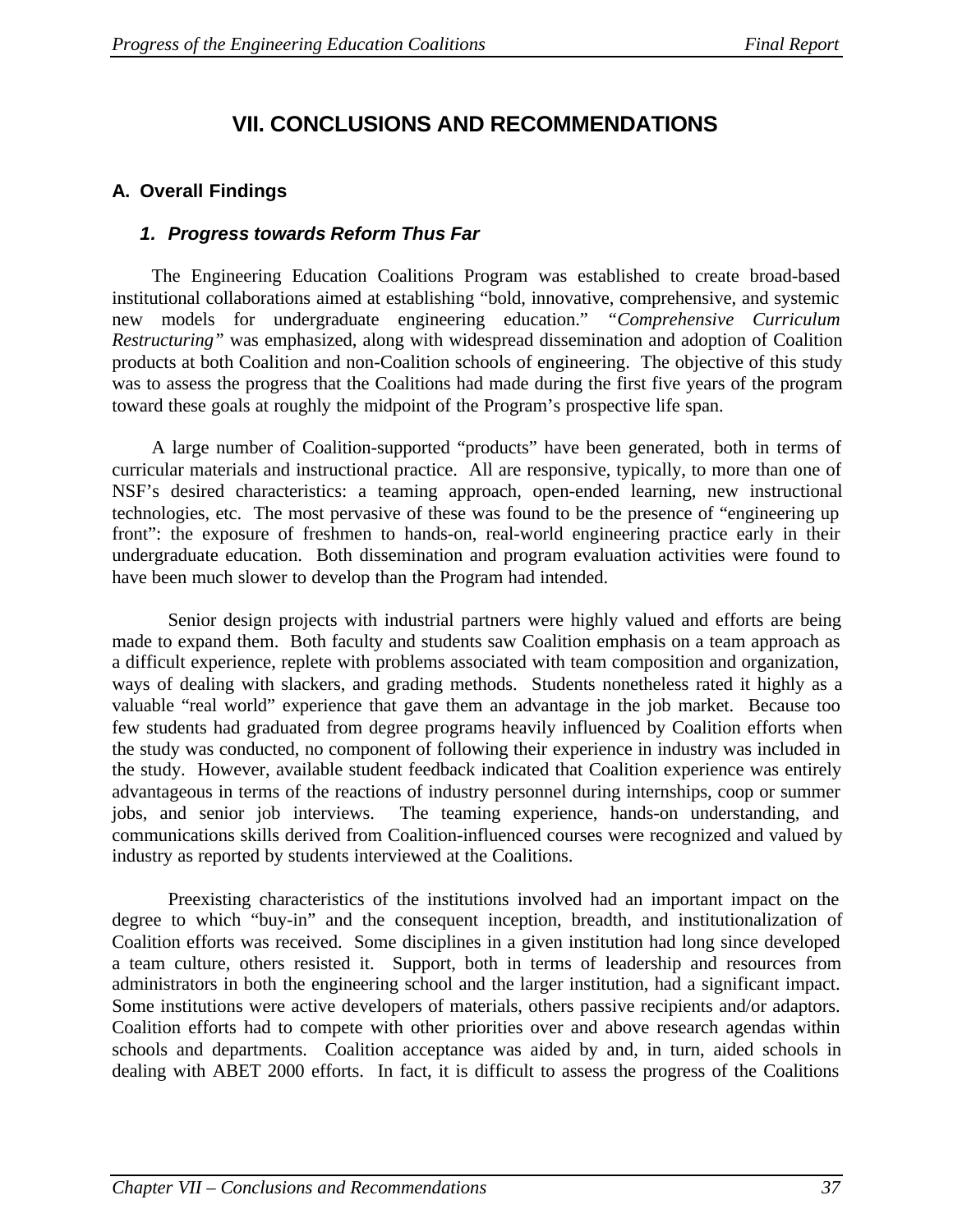# VII. CONCLUSIONS AND RECOMMENDATIONS

## A. Overall Findings

### 1. Progress towards Reform Thus Far

The Engineering Education Coalitions Program was established to create broad-based institutional collaborations aimed at establishing "bold, innovative, comprehensive, and systemic new models for undergraduate engineering education." *"Comprehensive Curriculum Restructuring"* was emphasized, along with widespread dissemination and adoption of Coalition products at both Coalition and non-Coalition schools of engineering. The objective of this study was to assess the progress that the Coalitions had made during the first five years of the program toward these goals at roughly the midpoint of the Program's prospective life span.

A large number of Coalition-supported "products" have been generated, both in terms of curricular materials and instructional practice. All are responsive, typically, to more than one of NSF's desired characteristics: a teaming approach, open-ended learning, new instructional technologies, etc. The most pervasive of these was found to be the presence of "engineering up front": the exposure of freshmen to hands-on, real-world engineering practice early in their undergraduate education. Both dissemination and program evaluation activities were found to have been much slower to develop than the Program had intended.

Senior design projects with industrial partners were highly valued and efforts are being made to expand them. Both faculty and students saw Coalition emphasis on a team approach as a difficult experience, replete with problems associated with team composition and organization, ways of dealing with slackers, and grading methods. Students nonetheless rated it highly as a valuable "real world" experience that gave them an advantage in the job market. Because too few students had graduated from degree programs heavily influenced by Coalition efforts when the study was conducted, no component of following their experience in industry was included in the study. However, available student feedback indicated that Coalition experience was entirely advantageous in terms of the reactions of industry personnel during internships, coop or summer jobs, and senior job interviews. The teaming experience, hands-on understanding, and communications skills derived from Coalition-influenced courses were recognized and valued by industry as reported by students interviewed at the Coalitions.

Preexisting characteristics of the institutions involved had an important impact on the degree to which "buy-in" and the consequent inception, breadth, and institutionalization of Coalition efforts was received. Some disciplines in a given institution had long since developed a team culture, others resisted it. Support, both in terms of leadership and resources from administrators in both the engineering school and the larger institution, had a significant impact. Some institutions were active developers of materials, others passive recipients and/or adaptors. Coalition efforts had to compete with other priorities over and above research agendas within schools and departments. Coalition acceptance was aided by and, in turn, aided schools in dealing with ABET 2000 efforts. In fact, it is difficult to assess the progress of the Coalitions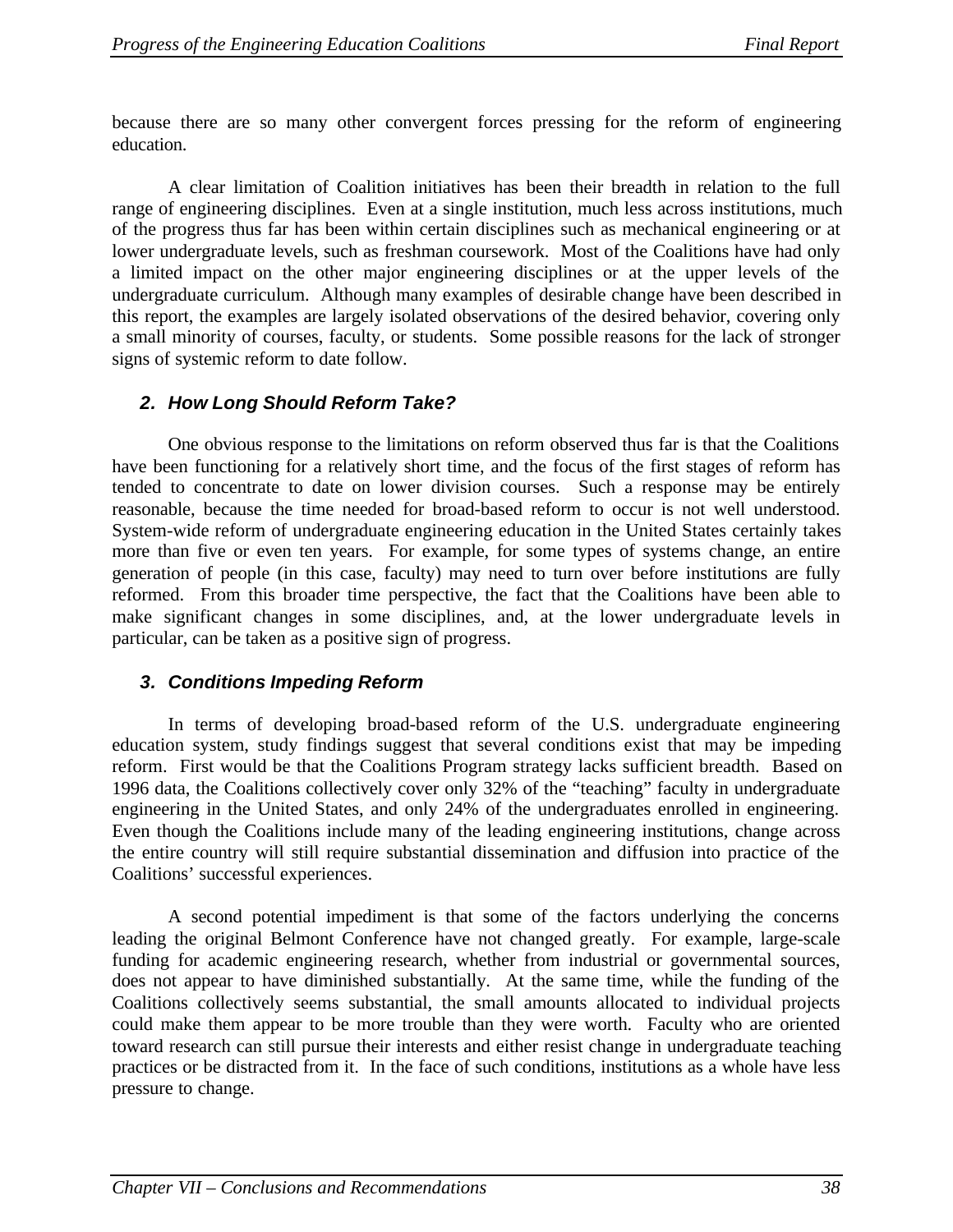because there are so many other convergent forces pressing for the reform of engineering education.

A clear limitation of Coalition initiatives has been their breadth in relation to the full range of engineering disciplines. Even at a single institution, much less across institutions, much of the progress thus far has been within certain disciplines such as mechanical engineering or at lower undergraduate levels, such as freshman coursework. Most of the Coalitions have had only a limited impact on the other major engineering disciplines or at the upper levels of the undergraduate curriculum. Although many examples of desirable change have been described in this report, the examples are largely isolated observations of the desired behavior, covering only a small minority of courses, faculty, or students. Some possible reasons for the lack of stronger signs of systemic reform to date follow.

### 2. How Long Should Reform Take?

One obvious response to the limitations on reform observed thus far is that the Coalitions have been functioning for a relatively short time, and the focus of the first stages of reform has tended to concentrate to date on lower division courses. Such a response may be entirely reasonable, because the time needed for broad-based reform to occur is not well understood. System-wide reform of undergraduate engineering education in the United States certainly takes more than five or even ten years. For example, for some types of systems change, an entire generation of people (in this case, faculty) may need to turn over before institutions are fully reformed. From this broader time perspective, the fact that the Coalitions have been able to make significant changes in some disciplines, and, at the lower undergraduate levels in particular, can be taken as a positive sign of progress.

### 3. Conditions Impeding Reform

In terms of developing broad-based reform of the U.S. undergraduate engineering education system, study findings suggest that several conditions exist that may be impeding reform. First would be that the Coalitions Program strategy lacks sufficient breadth. Based on 1996 data, the Coalitions collectively cover only 32% of the "teaching" faculty in undergraduate engineering in the United States, and only 24% of the undergraduates enrolled in engineering. Even though the Coalitions include many of the leading engineering institutions, change across the entire country will still require substantial dissemination and diffusion into practice of the Coalitions' successful experiences.

A second potential impediment is that some of the factors underlying the concerns leading the original Belmont Conference have not changed greatly. For example, large-scale funding for academic engineering research, whether from industrial or governmental sources, does not appear to have diminished substantially. At the same time, while the funding of the Coalitions collectively seems substantial, the small amounts allocated to individual projects could make them appear to be more trouble than they were worth. Faculty who are oriented toward research can still pursue their interests and either resist change in undergraduate teaching practices or be distracted from it. In the face of such conditions, institutions as a whole have less pressure to change.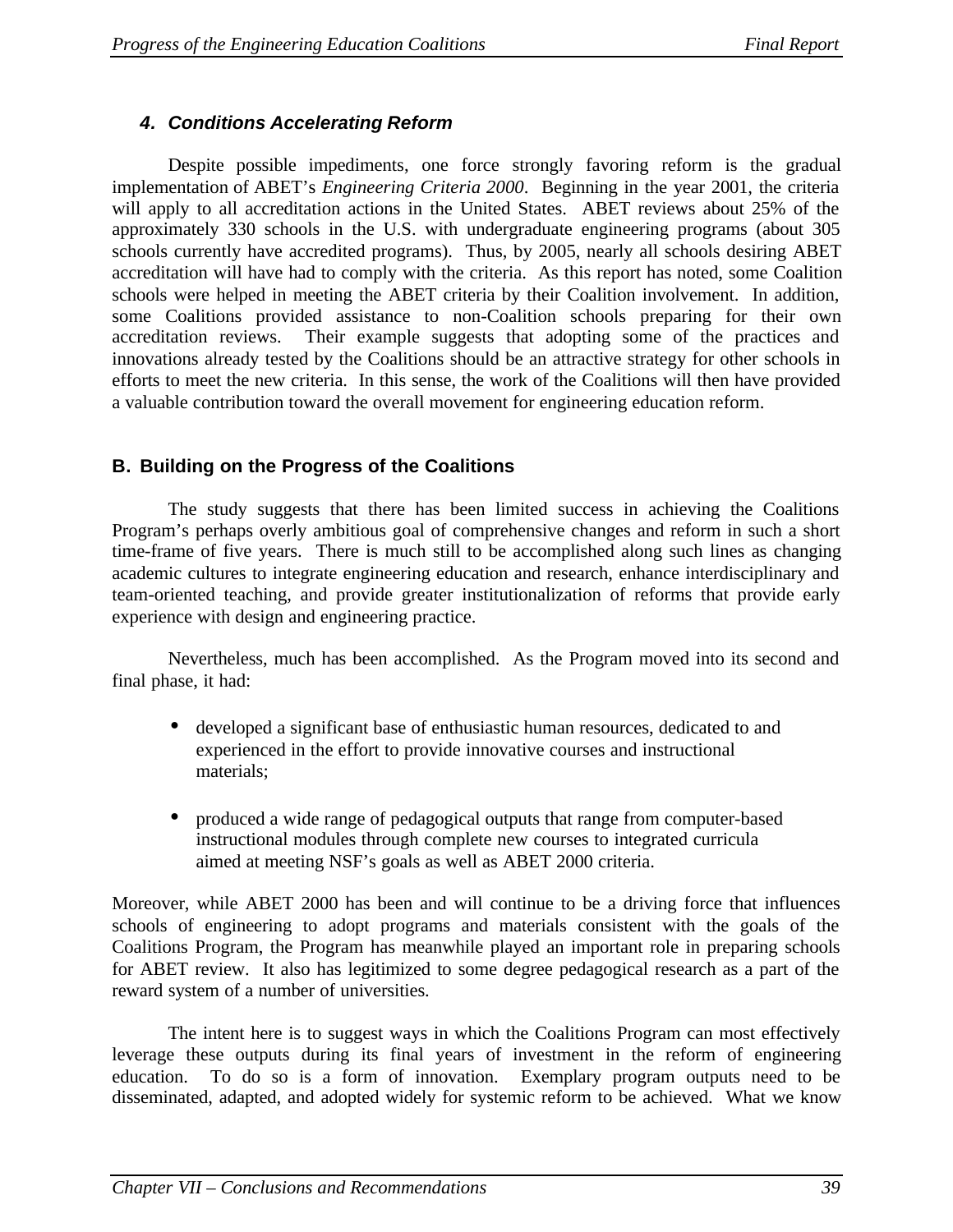### 4. Conditions Accelerating Reform

Despite possible impediments, one force strongly favoring reform is the gradual implementation of ABET's *Engineering Criteria 2000*. Beginning in the year 2001, the criteria will apply to all accreditation actions in the United States. ABET reviews about 25% of the approximately 330 schools in the U.S. with undergraduate engineering programs (about 305 schools currently have accredited programs). Thus, by 2005, nearly all schools desiring ABET accreditation will have had to comply with the criteria. As this report has noted, some Coalition schools were helped in meeting the ABET criteria by their Coalition involvement. In addition, some Coalitions provided assistance to non-Coalition schools preparing for their own accreditation reviews. Their example suggests that adopting some of the practices and innovations already tested by the Coalitions should be an attractive strategy for other schools in efforts to meet the new criteria. In this sense, the work of the Coalitions will then have provided a valuable contribution toward the overall movement for engineering education reform.

## B. Building on the Progress of the Coalitions

The study suggests that there has been limited success in achieving the Coalitions Program's perhaps overly ambitious goal of comprehensive changes and reform in such a short time-frame of five years. There is much still to be accomplished along such lines as changing academic cultures to integrate engineering education and research, enhance interdisciplinary and team-oriented teaching, and provide greater institutionalization of reforms that provide early experience with design and engineering practice.

Nevertheless, much has been accomplished. As the Program moved into its second and final phase, it had:

- developed a significant base of enthusiastic human resources, dedicated to and experienced in the effort to provide innovative courses and instructional materials;
- produced a wide range of pedagogical outputs that range from computer-based instructional modules through complete new courses to integrated curricula aimed at meeting NSF's goals as well as ABET 2000 criteria.

Moreover, while ABET 2000 has been and will continue to be a driving force that influences schools of engineering to adopt programs and materials consistent with the goals of the Coalitions Program, the Program has meanwhile played an important role in preparing schools for ABET review. It also has legitimized to some degree pedagogical research as a part of the reward system of a number of universities.

The intent here is to suggest ways in which the Coalitions Program can most effectively leverage these outputs during its final years of investment in the reform of engineering education. To do so is a form of innovation. Exemplary program outputs need to be disseminated, adapted, and adopted widely for systemic reform to be achieved. What we know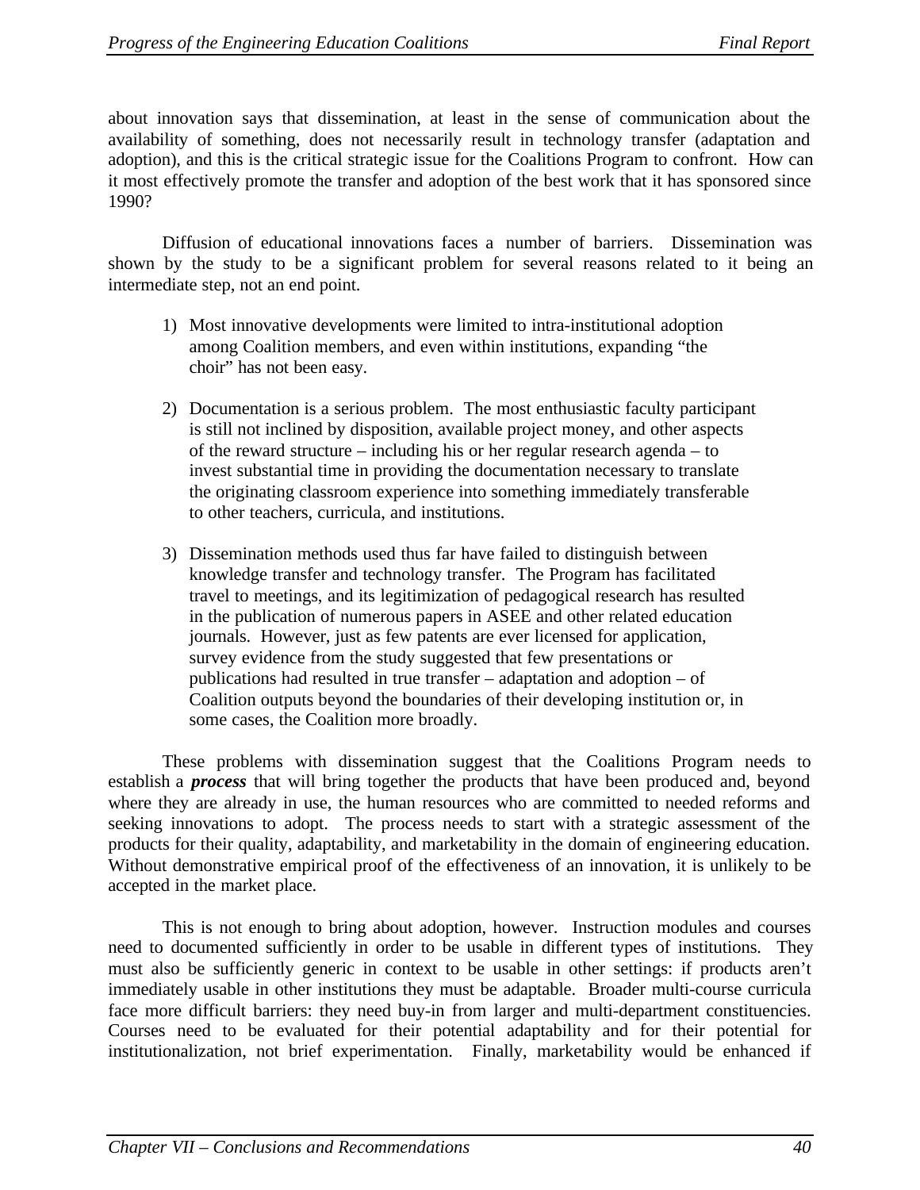about innovation says that dissemination, at least in the sense of communication about the availability of something, does not necessarily result in technology transfer (adaptation and adoption), and this is the critical strategic issue for the Coalitions Program to confront. How can it most effectively promote the transfer and adoption of the best work that it has sponsored since 1990?

Diffusion of educational innovations faces a number of barriers. Dissemination was shown by the study to be a significant problem for several reasons related to it being an intermediate step, not an end point.

1) Most innovative developments were limited to intra-institutional adoption among Coalition members, and even within institutions, expanding "the choir" has not been easy.

2) Documentation is a serious problem. The most enthusiastic faculty participant is still not inclined by disposition, available project money, and other aspects of the reward structure – including his or her regular research agenda – to invest substantial time in providing the documentation necessary to translate the originating classroom experience into something immediately transferable to other teachers, curricula, and institutions.

3) Dissemination methods used thus far have failed to distinguish between knowledge transfer and technology transfer. The Program has facilitated travel to meetings, and its legitimization of pedagogical research has resulted in the publication of numerous papers in ASEE and other related education journals. However, just as few patents are ever licensed for application, survey evidence from the study suggested that few presentations or publications had resulted in true transfer – adaptation and adoption – of Coalition outputs beyond the boundaries of their developing institution or, in some cases, the Coalition more broadly.

These problems with dissemination suggest that the Coalitions Program needs to establish a ***process*** that will bring together the products that have been produced and, beyond where they are already in use, the human resources who are committed to needed reforms and seeking innovations to adopt. The process needs to start with a strategic assessment of the products for their quality, adaptability, and marketability in the domain of engineering education. Without demonstrative empirical proof of the effectiveness of an innovation, it is unlikely to be accepted in the market place.

This is not enough to bring about adoption, however. Instruction modules and courses need to documented sufficiently in order to be usable in different types of institutions. They must also be sufficiently generic in context to be usable in other settings: if products aren't immediately usable in other institutions they must be adaptable. Broader multi-course curricula face more difficult barriers: they need buy-in from larger and multi-department constituencies. Courses need to be evaluated for their potential adaptability and for their potential for institutionalization, not brief experimentation. Finally, marketability would be enhanced if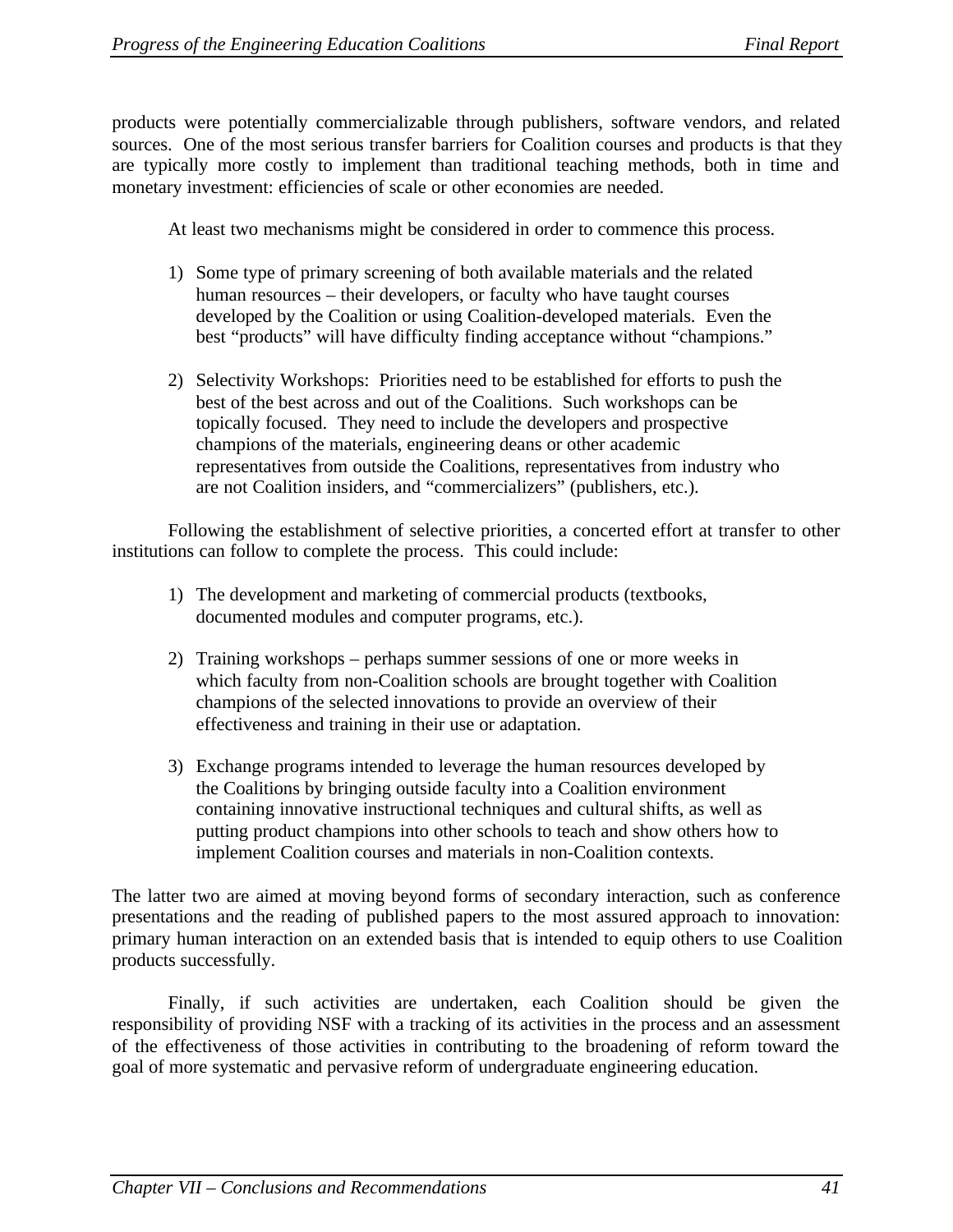products were potentially commercializable through publishers, software vendors, and related sources. One of the most serious transfer barriers for Coalition courses and products is that they are typically more costly to implement than traditional teaching methods, both in time and monetary investment: efficiencies of scale or other economies are needed.

At least two mechanisms might be considered in order to commence this process.

1) Some type of primary screening of both available materials and the related human resources – their developers, or faculty who have taught courses developed by the Coalition or using Coalition-developed materials. Even the best "products" will have difficulty finding acceptance without "champions."

2) Selectivity Workshops: Priorities need to be established for efforts to push the best of the best across and out of the Coalitions. Such workshops can be topically focused. They need to include the developers and prospective champions of the materials, engineering deans or other academic representatives from outside the Coalitions, representatives from industry who are not Coalition insiders, and "commercializers" (publishers, etc.).

Following the establishment of selective priorities, a concerted effort at transfer to other institutions can follow to complete the process. This could include:

1) The development and marketing of commercial products (textbooks, documented modules and computer programs, etc.).

2) Training workshops – perhaps summer sessions of one or more weeks in which faculty from non-Coalition schools are brought together with Coalition champions of the selected innovations to provide an overview of their effectiveness and training in their use or adaptation.

3) Exchange programs intended to leverage the human resources developed by the Coalitions by bringing outside faculty into a Coalition environment containing innovative instructional techniques and cultural shifts, as well as putting product champions into other schools to teach and show others how to implement Coalition courses and materials in non-Coalition contexts.

The latter two are aimed at moving beyond forms of secondary interaction, such as conference presentations and the reading of published papers to the most assured approach to innovation: primary human interaction on an extended basis that is intended to equip others to use Coalition products successfully.

Finally, if such activities are undertaken, each Coalition should be given the responsibility of providing NSF with a tracking of its activities in the process and an assessment of the effectiveness of those activities in contributing to the broadening of reform toward the goal of more systematic and pervasive reform of undergraduate engineering education.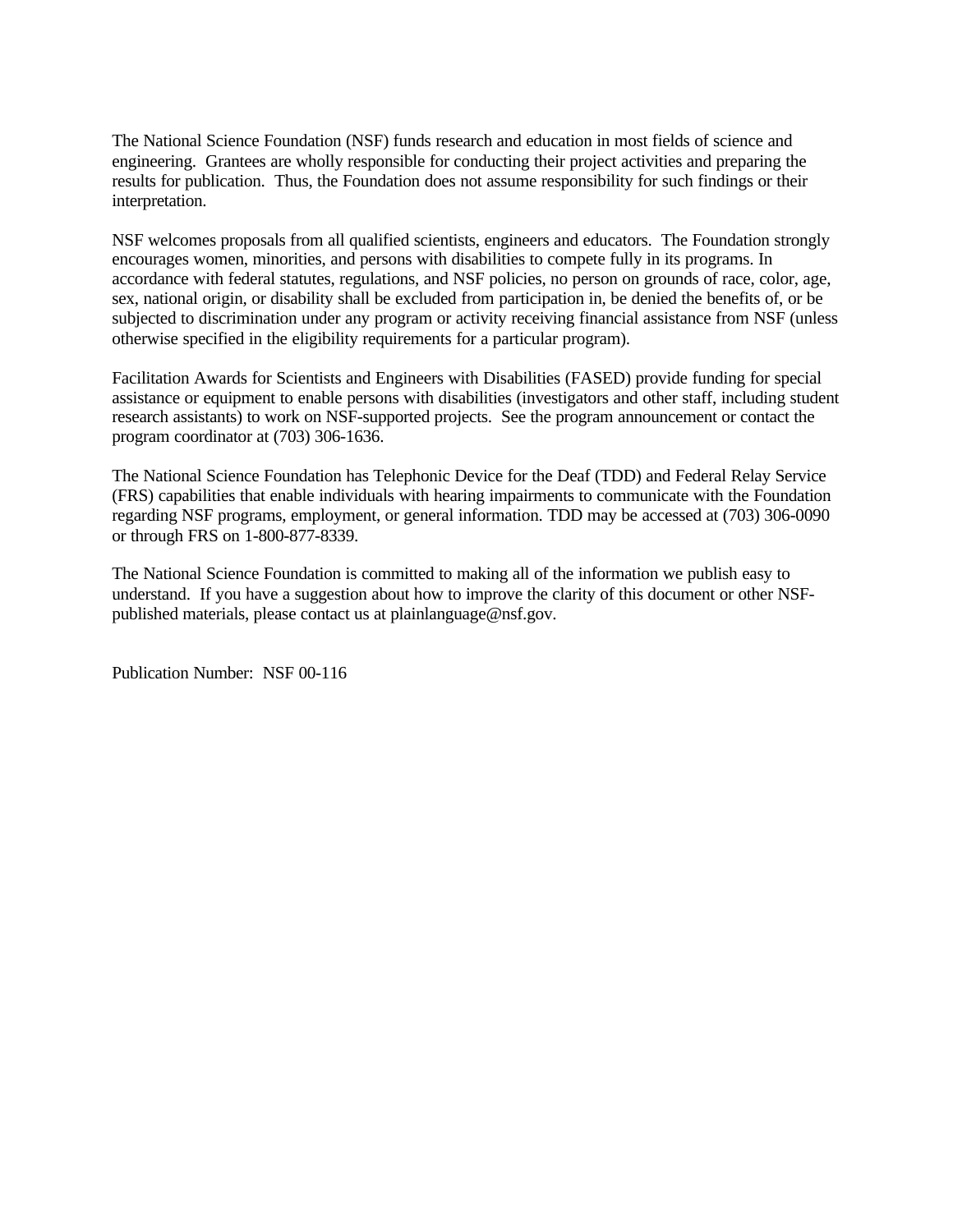The National Science Foundation (NSF) funds research and education in most fields of science and engineering. Grantees are wholly responsible for conducting their project activities and preparing the results for publication. Thus, the Foundation does not assume responsibility for such findings or their interpretation.

NSF welcomes proposals from all qualified scientists, engineers and educators. The Foundation strongly encourages women, minorities, and persons with disabilities to compete fully in its programs. In accordance with federal statutes, regulations, and NSF policies, no person on grounds of race, color, age, sex, national origin, or disability shall be excluded from participation in, be denied the benefits of, or be subjected to discrimination under any program or activity receiving financial assistance from NSF (unless otherwise specified in the eligibility requirements for a particular program).

Facilitation Awards for Scientists and Engineers with Disabilities (FASED) provide funding for special assistance or equipment to enable persons with disabilities (investigators and other staff, including student research assistants) to work on NSF-supported projects. See the program announcement or contact the program coordinator at (703) 306-1636.

The National Science Foundation has Telephonic Device for the Deaf (TDD) and Federal Relay Service (FRS) capabilities that enable individuals with hearing impairments to communicate with the Foundation regarding NSF programs, employment, or general information. TDD may be accessed at (703) 306-0090 or through FRS on 1-800-877-8339.

The National Science Foundation is committed to making all of the information we publish easy to understand. If you have a suggestion about how to improve the clarity of this document or other NSF-published materials, please contact us at plainlanguage@nsf.gov.

Publication Number: NSF 00-116